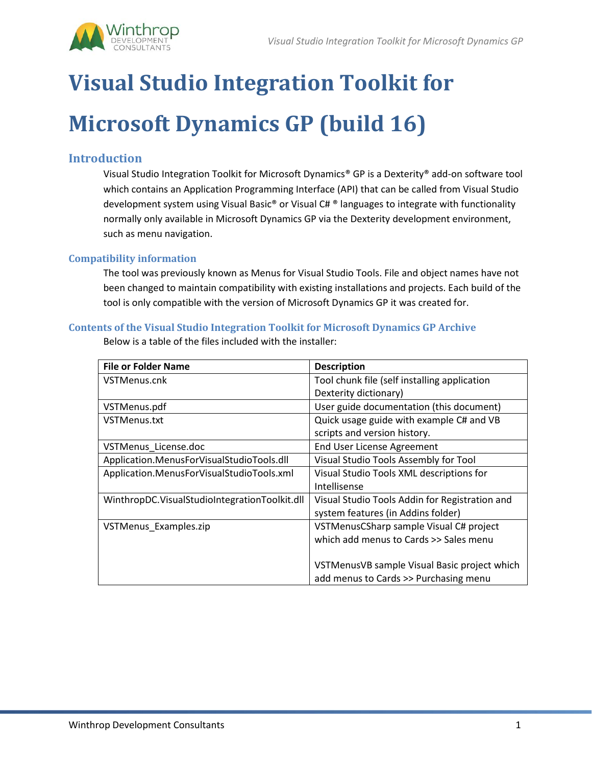# Visual Studio Integration Toolkit for Microsoft Dynamics GP (build 16)

## Introduction

Visual Studio Integration Toolkit for Microsoft Dynamics® GP is a Dexterity® add-on software tool which contains an Application Programming Interface (API) that can be called from Visual Studio development system using Visual Basic® or Visual C# ® languages to integrate with functionality normally only available in Microsoft Dynamics GP via the Dexterity development environment, such as menu navigation.

### Compatibility information

The tool was previously known as Menus for Visual Studio Tools. File and object names have not been changed to maintain compatibility with existing installations and projects. Each build of the tool is only compatible with the version of Microsoft Dynamics GP it was created for.

### Contents of the Visual Studio Integration Toolkit for Microsoft Dynamics GP Archive

Below is a table of the files included with the installer:

| File or Folder Name | Description |
|---|---|
| VSTMenus.cnk | Tool chunk file (self installing application Dexterity dictionary) |
| VSTMenus.pdf | User guide documentation (this document) |
| VSTMenus.txt | Quick usage guide with example C# and VB scripts and version history. |
| VSTMenus_License.doc | End User License Agreement |
| Application.MenusForVisualStudioTools.dll | Visual Studio Tools Assembly for Tool |
| Application.MenusForVisualStudioTools.xml | Visual Studio Tools XML descriptions for Intellisense |
| WinthropDC.VisualStudioIntegrationToolkit.dll | Visual Studio Tools Addin for Registration and system features (in Addins folder) |
| VSTMenus_Examples.zip | VSTMenusCSharp sample Visual C# project which add menus to Cards >> Sales menu<br><br>VSTMenusVB sample Visual Basic project which add menus to Cards >> Purchasing menu |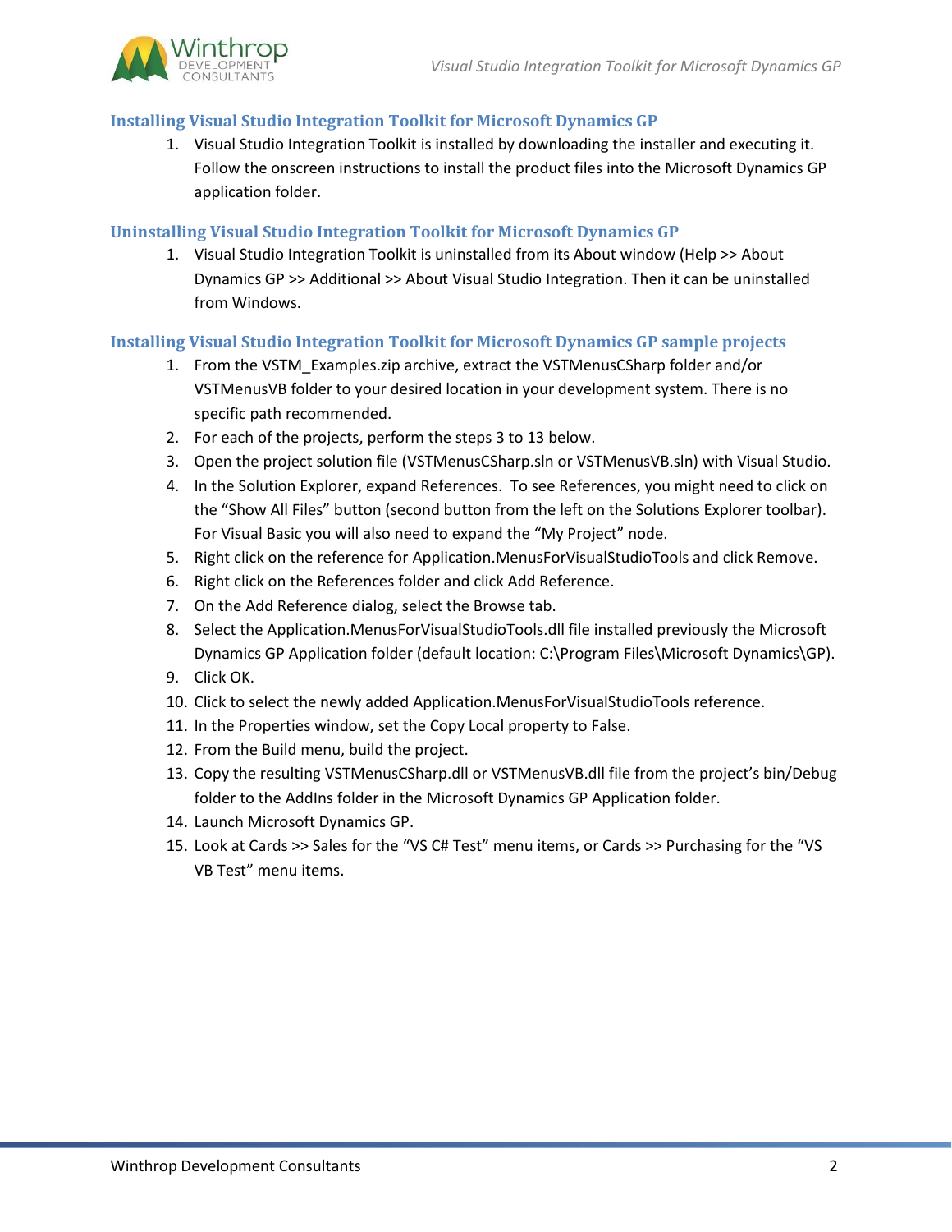## Installing Visual Studio Integration Toolkit for Microsoft Dynamics GP

1. Visual Studio Integration Toolkit is installed by downloading the installer and executing it. Follow the onscreen instructions to install the product files into the Microsoft Dynamics GP application folder.

## Uninstalling Visual Studio Integration Toolkit for Microsoft Dynamics GP

1. Visual Studio Integration Toolkit is uninstalled from its About window (Help >> About Dynamics GP >> Additional >> About Visual Studio Integration. Then it can be uninstalled from Windows.

## Installing Visual Studio Integration Toolkit for Microsoft Dynamics GP sample projects

1. From the VSTM_Examples.zip archive, extract the VSTMenusCSharp folder and/or VSTMenusVB folder to your desired location in your development system. There is no specific path recommended.
2. For each of the projects, perform the steps 3 to 13 below.
3. Open the project solution file (VSTMenusCSharp.sln or VSTMenusVB.sln) with Visual Studio.
4. In the Solution Explorer, expand References. To see References, you might need to click on the "Show All Files" button (second button from the left on the Solutions Explorer toolbar). For Visual Basic you will also need to expand the "My Project" node.
5. Right click on the reference for Application.MenusForVisualStudioTools and click Remove.
6. Right click on the References folder and click Add Reference.
7. On the Add Reference dialog, select the Browse tab.
8. Select the Application.MenusForVisualStudioTools.dll file installed previously the Microsoft Dynamics GP Application folder (default location: C:\Program Files\Microsoft Dynamics\GP).
9. Click OK.
10. Click to select the newly added Application.MenusForVisualStudioTools reference.
11. In the Properties window, set the Copy Local property to False.
12. From the Build menu, build the project.
13. Copy the resulting VSTMenusCSharp.dll or VSTMenusVB.dll file from the project's bin/Debug folder to the AddIns folder in the Microsoft Dynamics GP Application folder.
14. Launch Microsoft Dynamics GP.
15. Look at Cards >> Sales for the "VS C# Test" menu items, or Cards >> Purchasing for the "VS VB Test" menu items.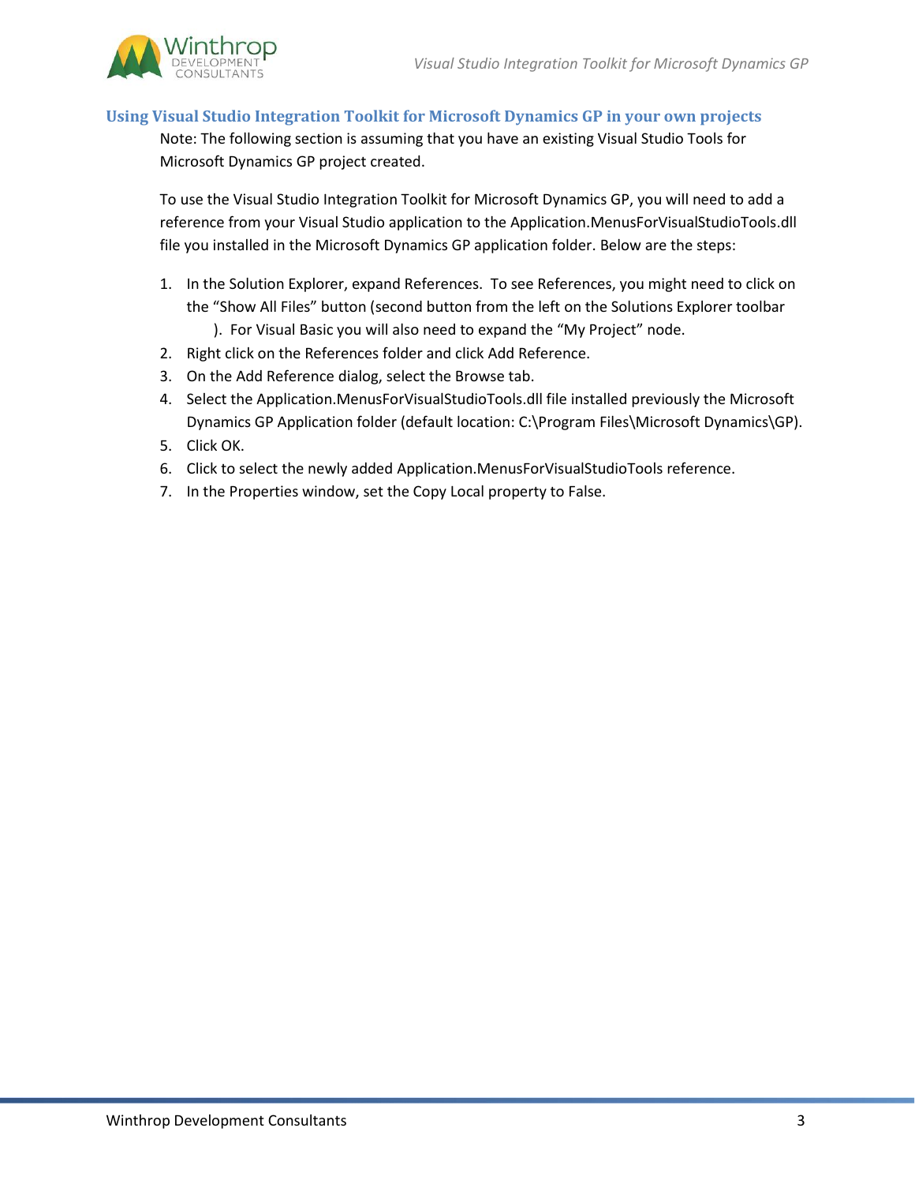## Using Visual Studio Integration Toolkit for Microsoft Dynamics GP in your own projects

Note: The following section is assuming that you have an existing Visual Studio Tools for Microsoft Dynamics GP project created.

To use the Visual Studio Integration Toolkit for Microsoft Dynamics GP, you will need to add a reference from your Visual Studio application to the Application.MenusForVisualStudioTools.dll file you installed in the Microsoft Dynamics GP application folder. Below are the steps:

1. In the Solution Explorer, expand References. To see References, you might need to click on the “Show All Files” button (second button from the left on the Solutions Explorer toolbar ). For Visual Basic you will also need to expand the “My Project” node.
2. Right click on the References folder and click Add Reference.
3. On the Add Reference dialog, select the Browse tab.
4. Select the Application.MenusForVisualStudioTools.dll file installed previously the Microsoft Dynamics GP Application folder (default location: C:\Program Files\Microsoft Dynamics\GP).
5. Click OK.
6. Click to select the newly added Application.MenusForVisualStudioTools reference.
7. In the Properties window, set the Copy Local property to False.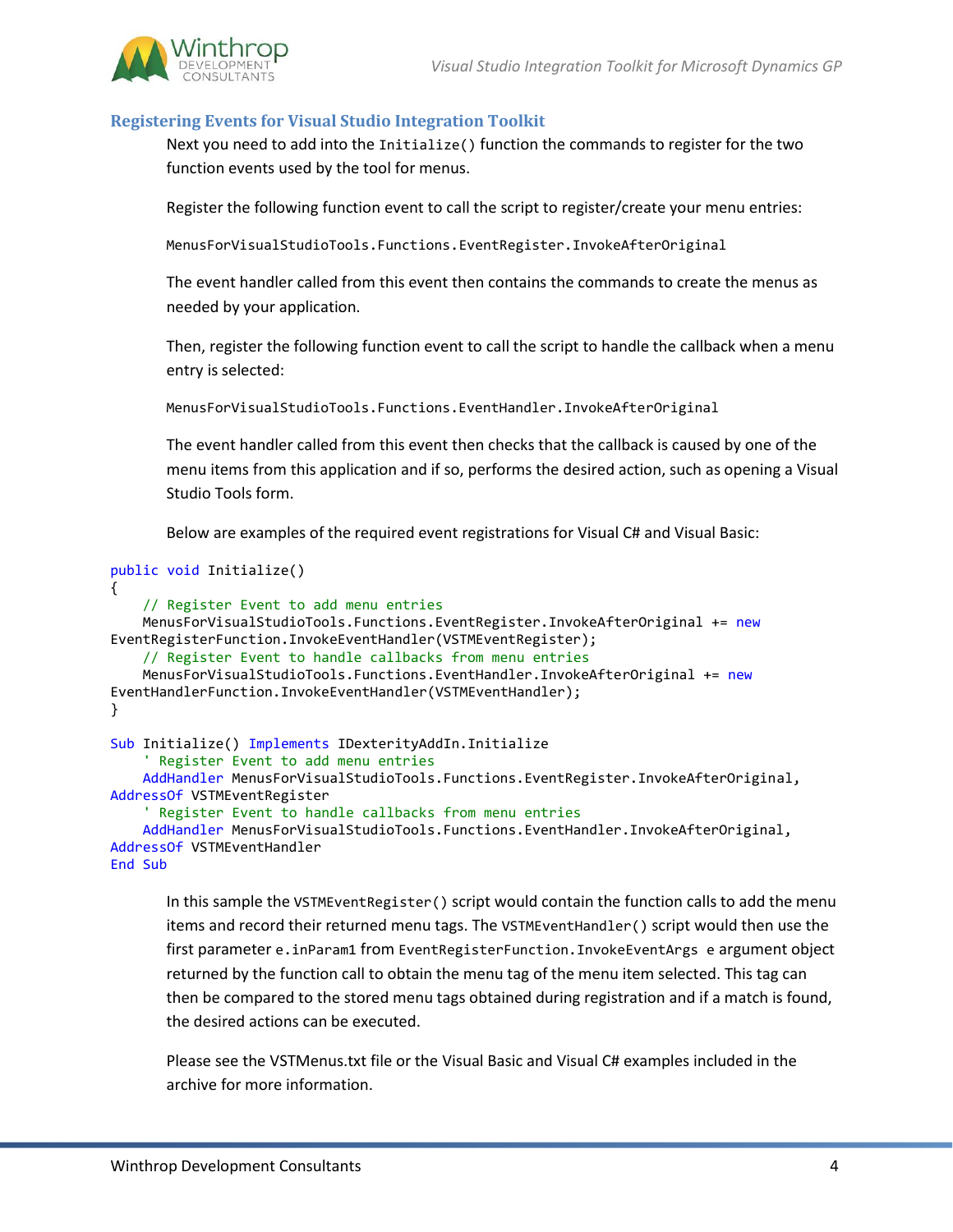### Registering Events for Visual Studio Integration Toolkit

Next you need to add into the `Initialize()` function the commands to register for the two function events used by the tool for menus.

Register the following function event to call the script to register/create your menu entries:

`MenusForVisualStudioTools.Functions.EventRegister.InvokeAfterOriginal`

The event handler called from this event then contains the commands to create the menus as needed by your application.

Then, register the following function event to call the script to handle the callback when a menu entry is selected:

`MenusForVisualStudioTools.Functions.EventHandler.InvokeAfterOriginal`

The event handler called from this event then checks that the callback is caused by one of the menu items from this application and if so, performs the desired action, such as opening a Visual Studio Tools form.

Below are examples of the required event registrations for Visual C# and Visual Basic:

```
public void Initialize()
{
    // Register Event to add menu entries
    MenusForVisualStudioTools.Functions.EventRegister.InvokeAfterOriginal += new
EventRegisterFunction.InvokeEventHandler(VSTMEventRegister);
    // Register Event to handle callbacks from menu entries
    MenusForVisualStudioTools.Functions.EventHandler.InvokeAfterOriginal += new
EventHandlerFunction.InvokeEventHandler(VSTMEventHandler);
}

Sub Initialize() Implements IDexterityAddIn.Initialize
    ' Register Event to add menu entries
    AddHandler MenusForVisualStudioTools.Functions.EventRegister.InvokeAfterOriginal,
AddressOf VSTMEventRegister
    ' Register Event to handle callbacks from menu entries
    AddHandler MenusForVisualStudioTools.Functions.EventHandler.InvokeAfterOriginal,
AddressOf VSTMEventHandler
End Sub
```

In this sample the `VSTMEventRegister()` script would contain the function calls to add the menu items and record their returned menu tags. The `VSTMEventHandler()` script would then use the first parameter `e.inParam1` from `EventRegisterFunction.InvokeEventArgs e` argument object returned by the function call to obtain the menu tag of the menu item selected. This tag can then be compared to the stored menu tags obtained during registration and if a match is found, the desired actions can be executed.

Please see the VSTMenus.txt file or the Visual Basic and Visual C# examples included in the archive for more information.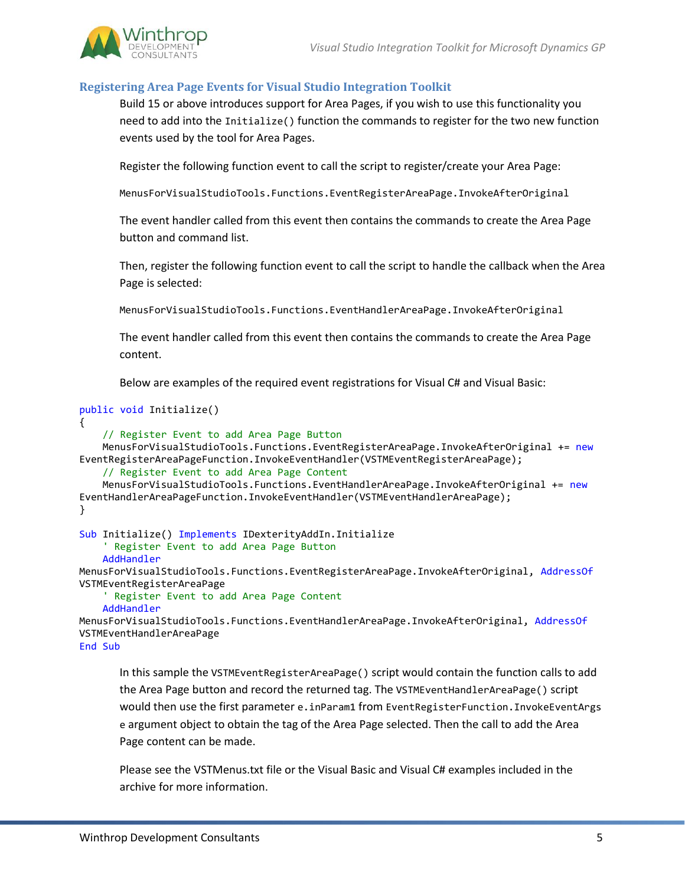## Registering Area Page Events for Visual Studio Integration Toolkit

Build 15 or above introduces support for Area Pages, if you wish to use this functionality you need to add into the `Initialize()` function the commands to register for the two new function events used by the tool for Area Pages.

Register the following function event to call the script to register/create your Area Page:

`MenusForVisualStudioTools.Functions.EventRegisterAreaPage.InvokeAfterOriginal`

The event handler called from this event then contains the commands to create the Area Page button and command list.

Then, register the following function event to call the script to handle the callback when the Area Page is selected:

`MenusForVisualStudioTools.Functions.EventHandlerAreaPage.InvokeAfterOriginal`

The event handler called from this event then contains the commands to create the Area Page content.

Below are examples of the required event registrations for Visual C# and Visual Basic:

```
public void Initialize()
{
    // Register Event to add Area Page Button
    MenusForVisualStudioTools.Functions.EventRegisterAreaPage.InvokeAfterOriginal += new
EventRegisterAreaPageFunction.InvokeEventHandler(VSTMEventRegisterAreaPage);
    // Register Event to add Area Page Content
    MenusForVisualStudioTools.Functions.EventHandlerAreaPage.InvokeAfterOriginal += new
EventHandlerAreaPageFunction.InvokeEventHandler(VSTMEventHandlerAreaPage);
}
```

```
Sub Initialize() Implements IDexterityAddIn.Initialize
    ' Register Event to add Area Page Button
    AddHandler
MenusForVisualStudioTools.Functions.EventRegisterAreaPage.InvokeAfterOriginal, AddressOf
VSTMEventRegisterAreaPage
    ' Register Event to add Area Page Content
    AddHandler
MenusForVisualStudioTools.Functions.EventHandlerAreaPage.InvokeAfterOriginal, AddressOf
VSTMEventHandlerAreaPage
End Sub
```

In this sample the `VSTMEventRegisterAreaPage()` script would contain the function calls to add the Area Page button and record the returned tag. The `VSTMEventHandlerAreaPage()` script would then use the first parameter `e.inParam1` from `EventRegisterFunction.InvokeEventArgs e` argument object to obtain the tag of the Area Page selected. Then the call to add the Area Page content can be made.

Please see the VSTMenus.txt file or the Visual Basic and Visual C# examples included in the archive for more information.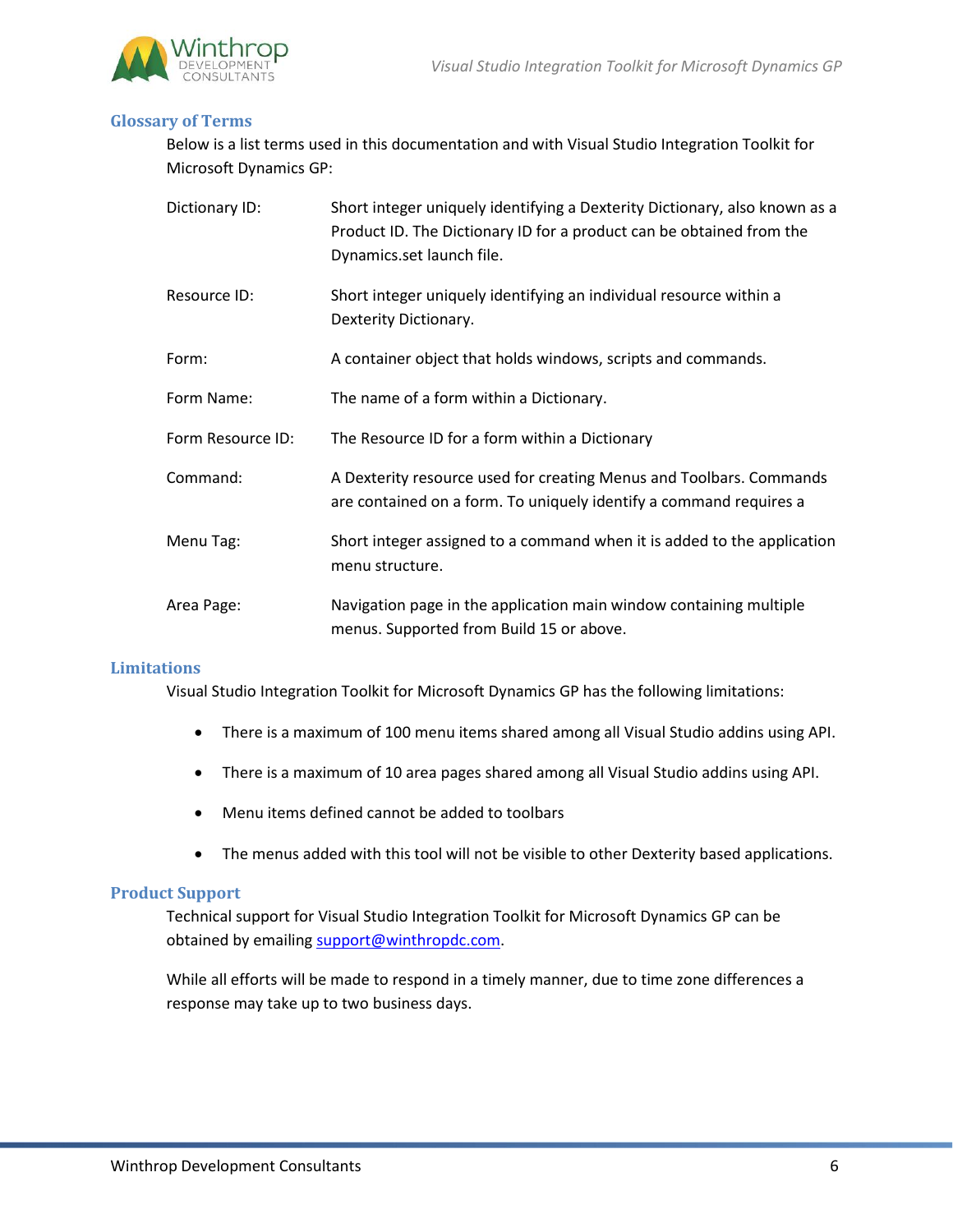## Glossary of Terms

Below is a list terms used in this documentation and with Visual Studio Integration Toolkit for Microsoft Dynamics GP:

| | |
|---|---|
| Dictionary ID: | Short integer uniquely identifying a Dexterity Dictionary, also known as a Product ID. The Dictionary ID for a product can be obtained from the Dynamics.set launch file. |
| Resource ID: | Short integer uniquely identifying an individual resource within a Dexterity Dictionary. |
| Form: | A container object that holds windows, scripts and commands. |
| Form Name: | The name of a form within a Dictionary. |
| Form Resource ID: | The Resource ID for a form within a Dictionary |
| Command: | A Dexterity resource used for creating Menus and Toolbars. Commands are contained on a form. To uniquely identify a command requires a |
| Menu Tag: | Short integer assigned to a command when it is added to the application menu structure. |
| Area Page: | Navigation page in the application main window containing multiple menus. Supported from Build 15 or above. |

## Limitations

Visual Studio Integration Toolkit for Microsoft Dynamics GP has the following limitations:

- There is a maximum of 100 menu items shared among all Visual Studio addins using API.
- There is a maximum of 10 area pages shared among all Visual Studio addins using API.
- Menu items defined cannot be added to toolbars
- The menus added with this tool will not be visible to other Dexterity based applications.

## Product Support

Technical support for Visual Studio Integration Toolkit for Microsoft Dynamics GP can be obtained by emailing support@winthropdc.com.

While all efforts will be made to respond in a timely manner, due to time zone differences a response may take up to two business days.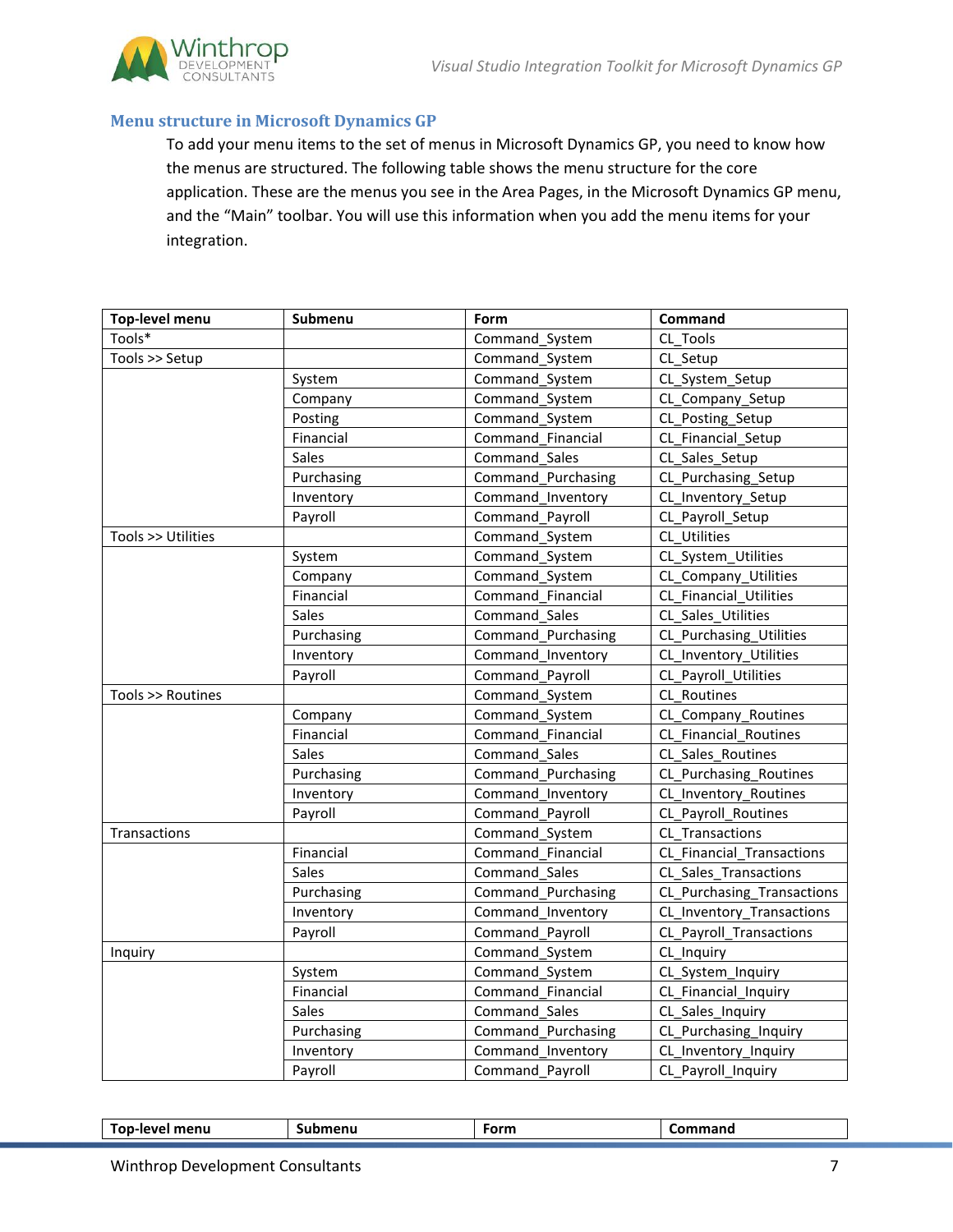### Menu structure in Microsoft Dynamics GP

To add your menu items to the set of menus in Microsoft Dynamics GP, you need to know how the menus are structured. The following table shows the menu structure for the core application. These are the menus you see in the Area Pages, in the Microsoft Dynamics GP menu, and the "Main" toolbar. You will use this information when you add the menu items for your integration.

| Top-level menu | Submenu | Form | Command |
|---|---|---|---|
| Tools* | | Command_System | CL_Tools |
| Tools >> Setup | | Command_System | CL_Setup |
| | System | Command_System | CL_System_Setup |
| | Company | Command_System | CL_Company_Setup |
| | Posting | Command_System | CL_Posting_Setup |
| | Financial | Command_Financial | CL_Financial_Setup |
| | Sales | Command_Sales | CL_Sales_Setup |
| | Purchasing | Command_Purchasing | CL_Purchasing_Setup |
| | Inventory | Command_Inventory | CL_Inventory_Setup |
| | Payroll | Command_Payroll | CL_Payroll_Setup |
| Tools >> Utilities | | Command_System | CL_Utilities |
| | System | Command_System | CL_System_Utilities |
| | Company | Command_System | CL_Company_Utilities |
| | Financial | Command_Financial | CL_Financial_Utilities |
| | Sales | Command_Sales | CL_Sales_Utilities |
| | Purchasing | Command_Purchasing | CL_Purchasing_Utilities |
| | Inventory | Command_Inventory | CL_Inventory_Utilities |
| | Payroll | Command_Payroll | CL_Payroll_Utilities |
| Tools >> Routines | | Command_System | CL_Routines |
| | Company | Command_System | CL_Company_Routines |
| | Financial | Command_Financial | CL_Financial_Routines |
| | Sales | Command_Sales | CL_Sales_Routines |
| | Purchasing | Command_Purchasing | CL_Purchasing_Routines |
| | Inventory | Command_Inventory | CL_Inventory_Routines |
| | Payroll | Command_Payroll | CL_Payroll_Routines |
| Transactions | | Command_System | CL_Transactions |
| | Financial | Command_Financial | CL_Financial_Transactions |
| | Sales | Command_Sales | CL_Sales_Transactions |
| | Purchasing | Command_Purchasing | CL_Purchasing_Transactions |
| | Inventory | Command_Inventory | CL_Inventory_Transactions |
| | Payroll | Command_Payroll | CL_Payroll_Transactions |
| Inquiry | | Command_System | CL_Inquiry |
| | System | Command_System | CL_System_Inquiry |
| | Financial | Command_Financial | CL_Financial_Inquiry |
| | Sales | Command_Sales | CL_Sales_Inquiry |
| | Purchasing | Command_Purchasing | CL_Purchasing_Inquiry |
| | Inventory | Command_Inventory | CL_Inventory_Inquiry |
| | Payroll | Command_Payroll | CL_Payroll_Inquiry |

| Top-level menu | Submenu | Form | Command |
|---|---|---|---|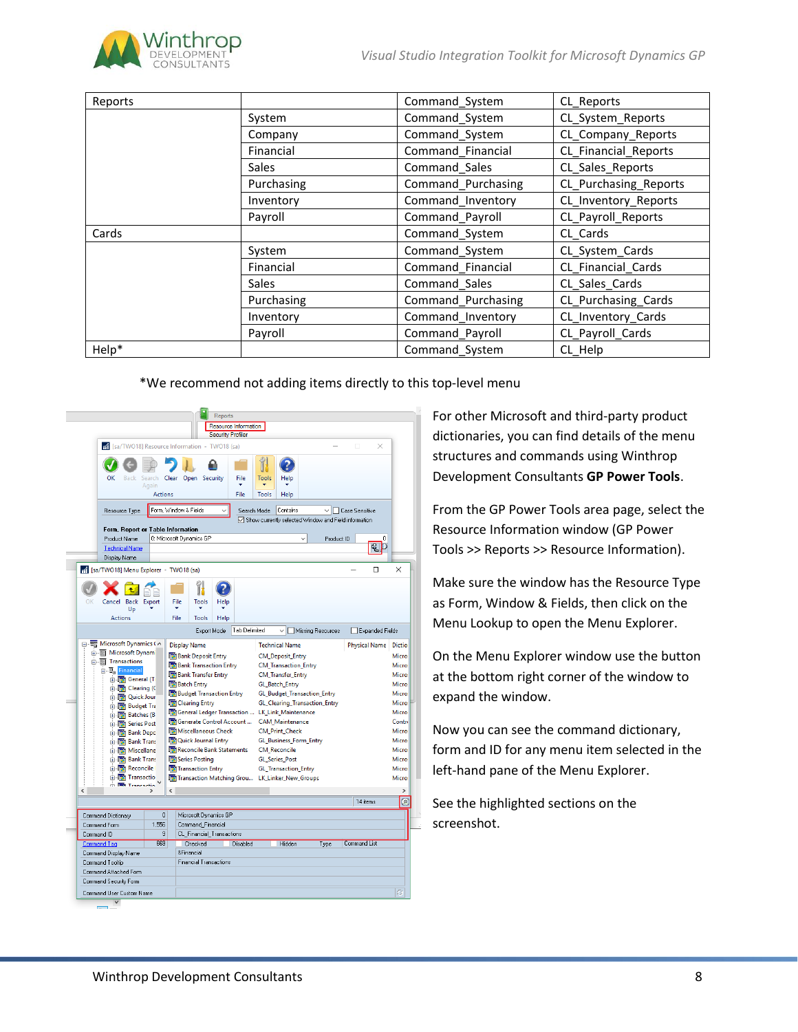| Reports | | Command_System | CL_Reports |
|---|---|---|---|
| | System | Command_System | CL_System_Reports |
| | Company | Command_System | CL_Company_Reports |
| | Financial | Command_Financial | CL_Financial_Reports |
| | Sales | Command_Sales | CL_Sales_Reports |
| | Purchasing | Command_Purchasing | CL_Purchasing_Reports |
| | Inventory | Command_Inventory | CL_Inventory_Reports |
| | Payroll | Command_Payroll | CL_Payroll_Reports |
| Cards | | Command_System | CL_Cards |
| | System | Command_System | CL_System_Cards |
| | Financial | Command_Financial | CL_Financial_Cards |
| | Sales | Command_Sales | CL_Sales_Cards |
| | Purchasing | Command_Purchasing | CL_Purchasing_Cards |
| | Inventory | Command_Inventory | CL_Inventory_Cards |
| | Payroll | Command_Payroll | CL_Payroll_Cards |
| Help* | | Command_System | CL_Help |

*We recommend not adding items directly to this top-level menu

For other Microsoft and third-party product dictionaries, you can find details of the menu structures and commands using Winthrop Development Consultants **GP Power Tools**.

From the GP Power Tools area page, select the Resource Information window (GP Power Tools >> Reports >> Resource Information).

Make sure the window has the Resource Type as Form, Window & Fields, then click on the Menu Lookup to open the Menu Explorer.

On the Menu Explorer window use the button at the bottom right corner of the window to expand the window.

Now you can see the command dictionary, form and ID for any menu item selected in the left-hand pane of the Menu Explorer.

See the highlighted sections on the screenshot.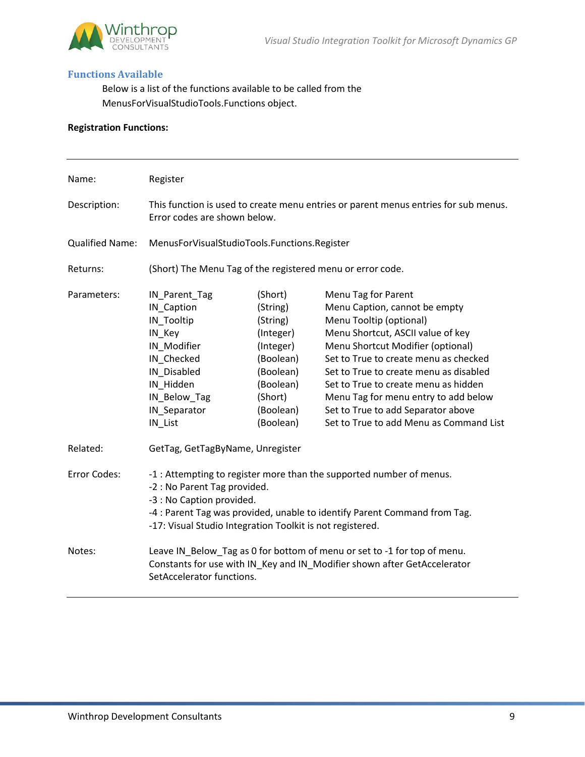## Functions Available

Below is a list of the functions available to be called from the MenusForVisualStudioTools.Functions object.

**Registration Functions:**

---

| | |
|---|---|
| Name: | Register |
| Description: | This function is used to create menu entries or parent menus entries for sub menus. Error codes are shown below. |
| Qualified Name: | MenusForVisualStudioTools.Functions.Register |
| Returns: | (Short) The Menu Tag of the registered menu or error code. |

Parameters:

| Parameter | Type | Description |
|---|---|---|
| IN_Parent_Tag | (Short) | Menu Tag for Parent |
| IN_Caption | (String) | Menu Caption, cannot be empty |
| IN_Tooltip | (String) | Menu Tooltip (optional) |
| IN_Key | (Integer) | Menu Shortcut, ASCII value of key |
| IN_Modifier | (Integer) | Menu Shortcut Modifier (optional) |
| IN_Checked | (Boolean) | Set to True to create menu as checked |
| IN_Disabled | (Boolean) | Set to True to create menu as disabled |
| IN_Hidden | (Boolean) | Set to True to create menu as hidden |
| IN_Below_Tag | (Short) | Menu Tag for menu entry to add below |
| IN_Separator | (Boolean) | Set to True to add Separator above |
| IN_List | (Boolean) | Set to True to add Menu as Command List |

Related: GetTag, GetTagByName, Unregister

Error Codes:

-1 : Attempting to register more than the supported number of menus.  
-2 : No Parent Tag provided.  
-3 : No Caption provided.  
-4 : Parent Tag was provided, unable to identify Parent Command from Tag.  
-17: Visual Studio Integration Toolkit is not registered.

Notes: Leave IN_Below_Tag as 0 for bottom of menu or set to -1 for top of menu. Constants for use with IN_Key and IN_Modifier shown after GetAccelerator SetAccelerator functions.

---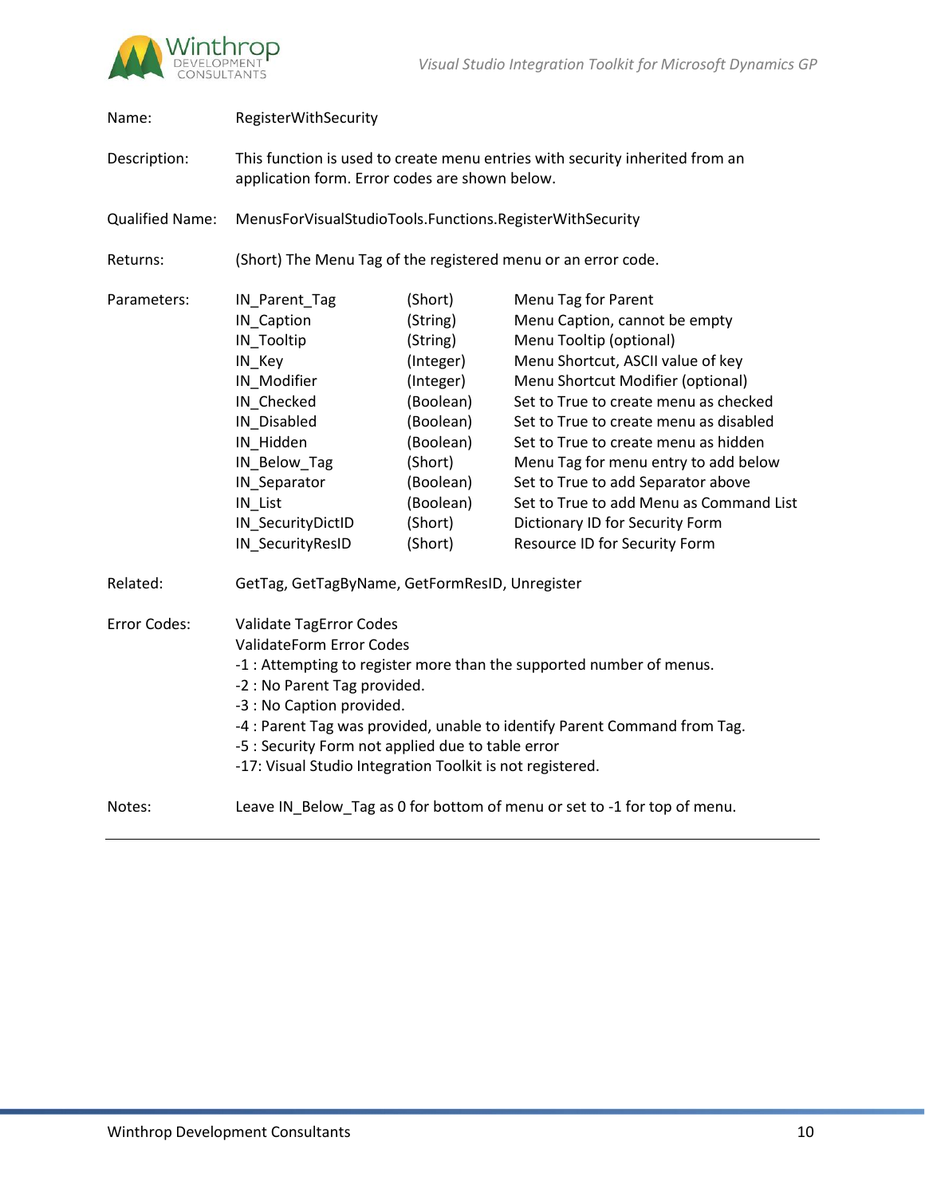| | |
|---|---|
| Name: | RegisterWithSecurity |
| Description: | This function is used to create menu entries with security inherited from an application form. Error codes are shown below. |
| Qualified Name: | MenusForVisualStudioTools.Functions.RegisterWithSecurity |
| Returns: | (Short) The Menu Tag of the registered menu or an error code. |

Parameters:

| Parameter | Type | Description |
|---|---|---|
| IN_Parent_Tag | (Short) | Menu Tag for Parent |
| IN_Caption | (String) | Menu Caption, cannot be empty |
| IN_Tooltip | (String) | Menu Tooltip (optional) |
| IN_Key | (Integer) | Menu Shortcut, ASCII value of key |
| IN_Modifier | (Integer) | Menu Shortcut Modifier (optional) |
| IN_Checked | (Boolean) | Set to True to create menu as checked |
| IN_Disabled | (Boolean) | Set to True to create menu as disabled |
| IN_Hidden | (Boolean) | Set to True to create menu as hidden |
| IN_Below_Tag | (Short) | Menu Tag for menu entry to add below |
| IN_Separator | (Boolean) | Set to True to add Separator above |
| IN_List | (Boolean) | Set to True to add Menu as Command List |
| IN_SecurityDictID | (Short) | Dictionary ID for Security Form |
| IN_SecurityResID | (Short) | Resource ID for Security Form |

Related: GetTag, GetTagByName, GetFormResID, Unregister

Error Codes:

Validate TagError Codes
ValidateForm Error Codes
-1 : Attempting to register more than the supported number of menus.
-2 : No Parent Tag provided.
-3 : No Caption provided.
-4 : Parent Tag was provided, unable to identify Parent Command from Tag.
-5 : Security Form not applied due to table error
-17: Visual Studio Integration Toolkit is not registered.

Notes: Leave IN_Below_Tag as 0 for bottom of menu or set to -1 for top of menu.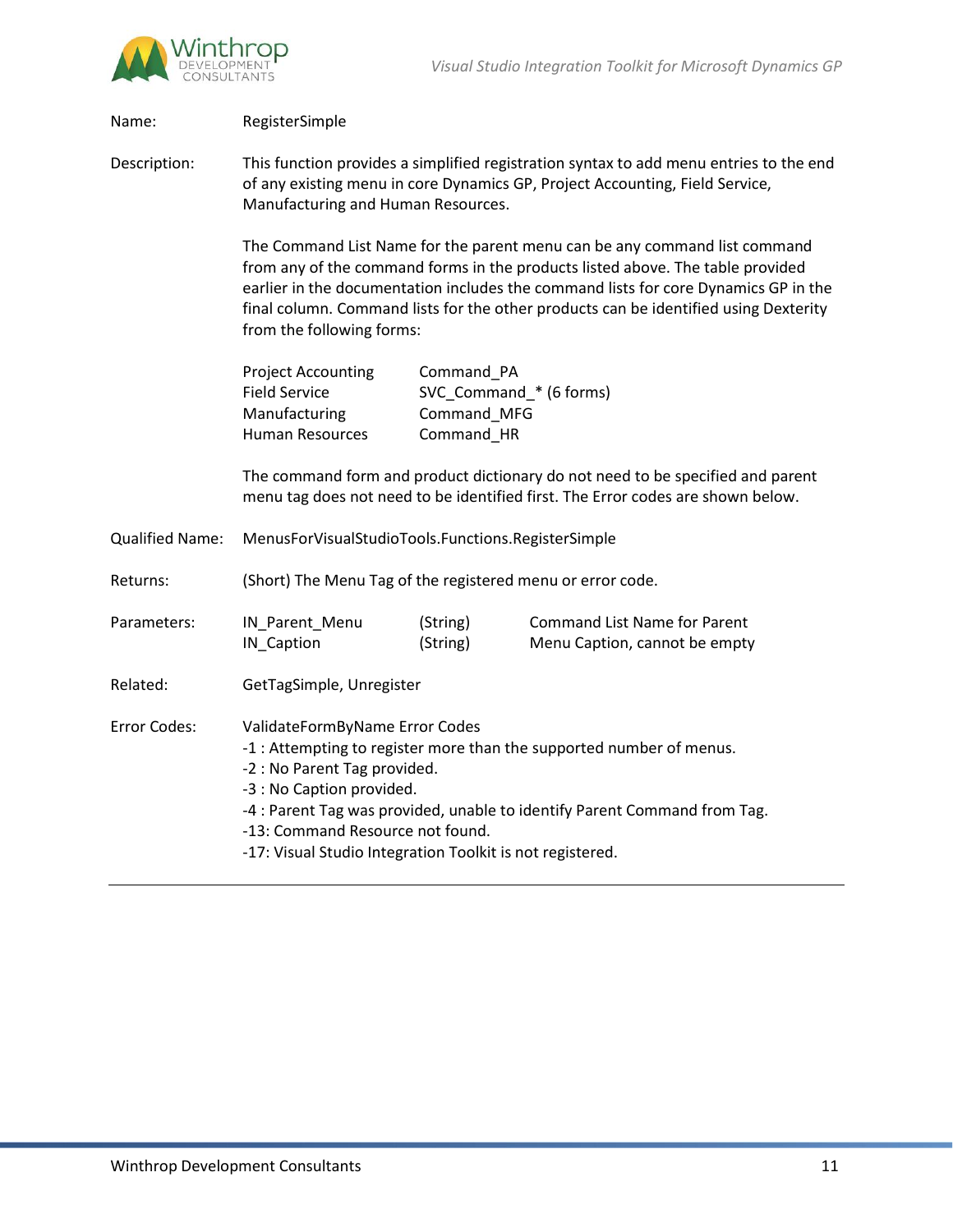Name: RegisterSimple

Description: This function provides a simplified registration syntax to add menu entries to the end of any existing menu in core Dynamics GP, Project Accounting, Field Service, Manufacturing and Human Resources.

The Command List Name for the parent menu can be any command list command from any of the command forms in the products listed above. The table provided earlier in the documentation includes the command lists for core Dynamics GP in the final column. Command lists for the other products can be identified using Dexterity from the following forms:

| | |
|---|---|
| Project Accounting | Command_PA |
| Field Service | SVC_Command_* (6 forms) |
| Manufacturing | Command_MFG |
| Human Resources | Command_HR |

The command form and product dictionary do not need to be specified and parent menu tag does not need to be identified first. The Error codes are shown below.

Qualified Name: MenusForVisualStudioTools.Functions.RegisterSimple

Returns: (Short) The Menu Tag of the registered menu or error code.

Parameters:

| | | |
|---|---|---|
| IN_Parent_Menu | (String) | Command List Name for Parent |
| IN_Caption | (String) | Menu Caption, cannot be empty |

Related: GetTagSimple, Unregister

Error Codes: ValidateFormByName Error Codes

-1 : Attempting to register more than the supported number of menus.
-2 : No Parent Tag provided.
-3 : No Caption provided.
-4 : Parent Tag was provided, unable to identify Parent Command from Tag.
-13: Command Resource not found.
-17: Visual Studio Integration Toolkit is not registered.

---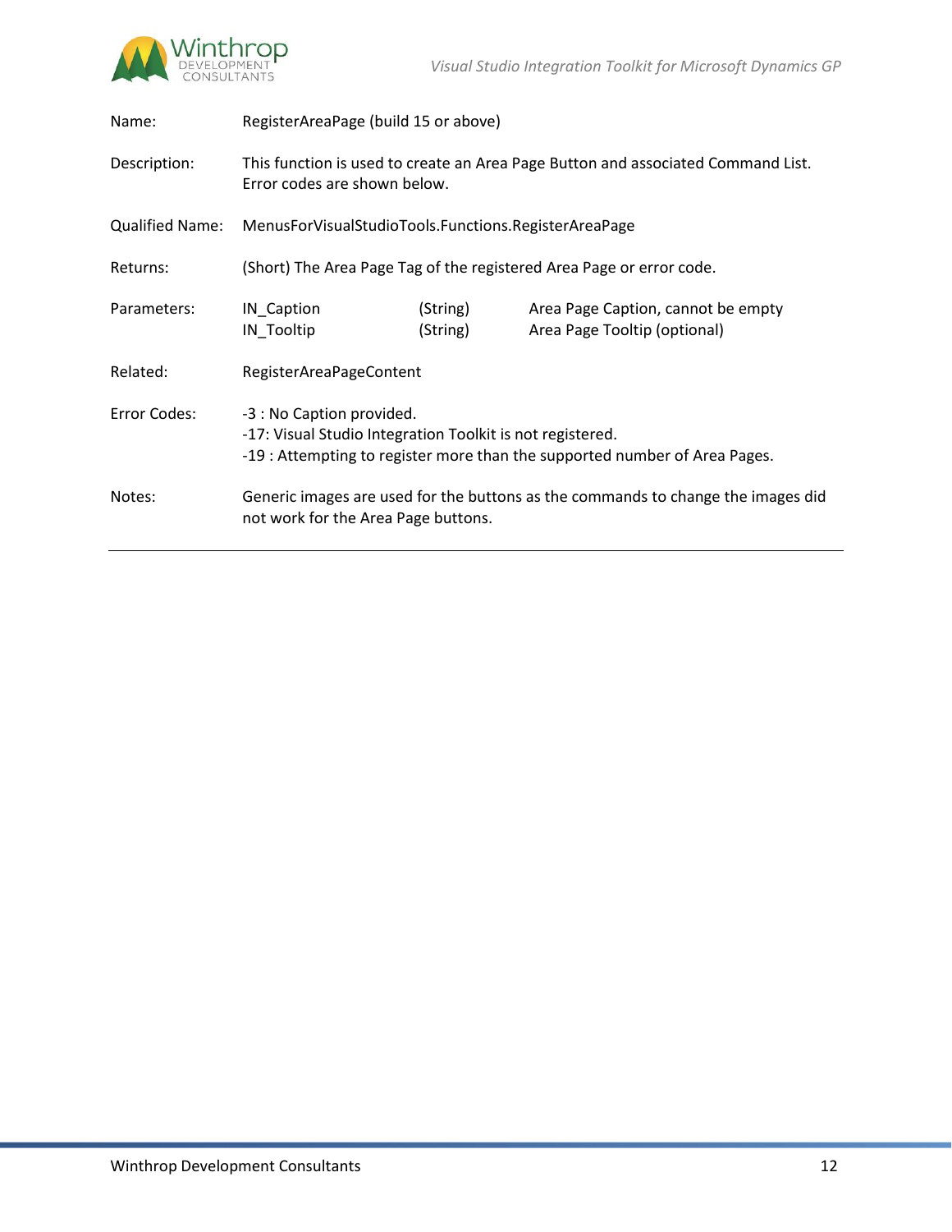| | |
|---|---|
| Name: | RegisterAreaPage (build 15 or above) |
| Description: | This function is used to create an Area Page Button and associated Command List. Error codes are shown below. |
| Qualified Name: | MenusForVisualStudioTools.Functions.RegisterAreaPage |
| Returns: | (Short) The Area Page Tag of the registered Area Page or error code. |
| Parameters: | IN_Caption (String) Area Page Caption, cannot be empty<br>IN_Tooltip (String) Area Page Tooltip (optional) |
| Related: | RegisterAreaPageContent |
| Error Codes: | -3 : No Caption provided.<br>-17: Visual Studio Integration Toolkit is not registered.<br>-19 : Attempting to register more than the supported number of Area Pages. |
| Notes: | Generic images are used for the buttons as the commands to change the images did not work for the Area Page buttons. |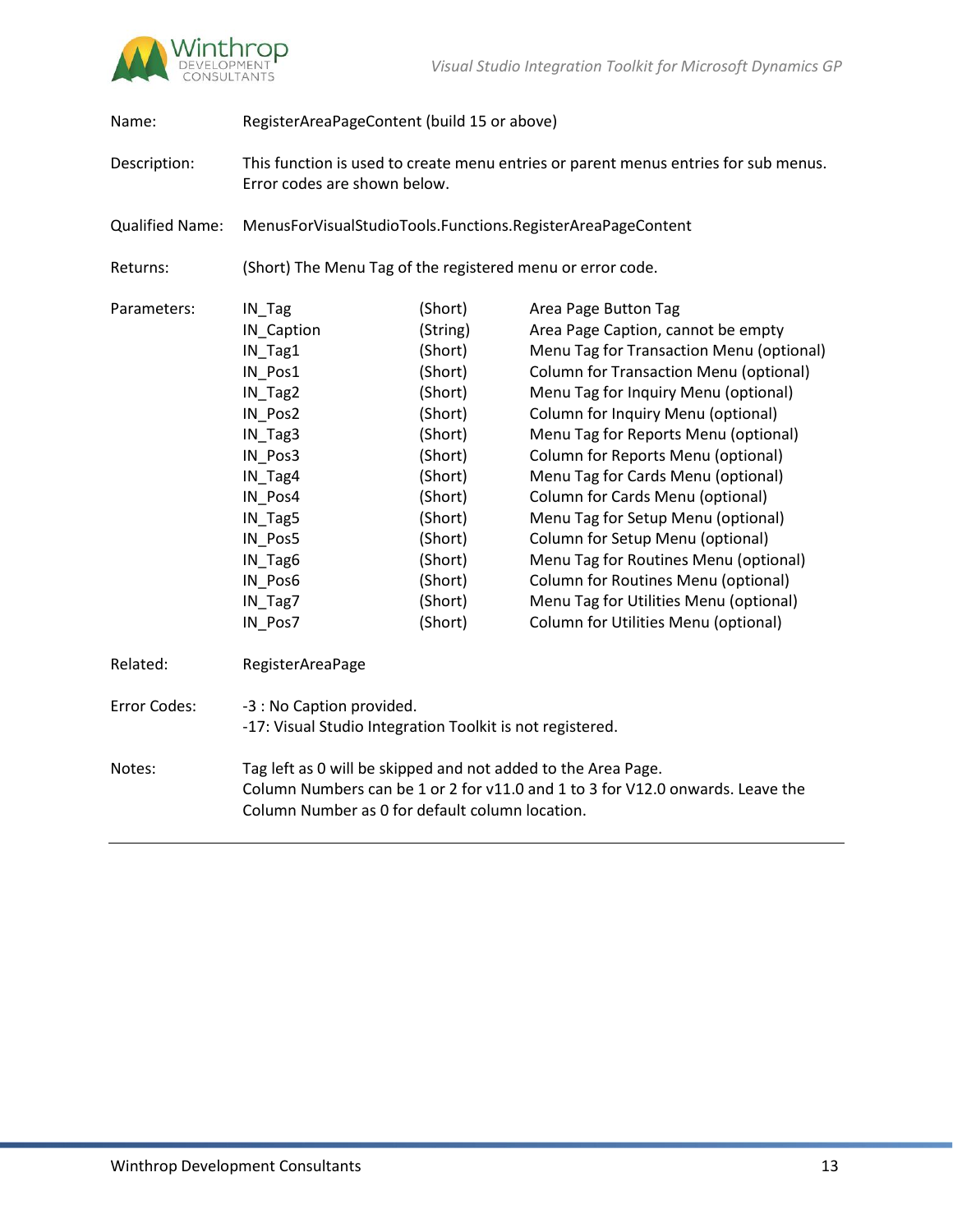| | |
|---|---|
| Name: | RegisterAreaPageContent (build 15 or above) |
| Description: | This function is used to create menu entries or parent menus entries for sub menus. Error codes are shown below. |
| Qualified Name: | MenusForVisualStudioTools.Functions.RegisterAreaPageContent |
| Returns: | (Short) The Menu Tag of the registered menu or error code. |

Parameters:

| Parameter | Type | Description |
|---|---|---|
| IN_Tag | (Short) | Area Page Button Tag |
| IN_Caption | (String) | Area Page Caption, cannot be empty |
| IN_Tag1 | (Short) | Menu Tag for Transaction Menu (optional) |
| IN_Pos1 | (Short) | Column for Transaction Menu (optional) |
| IN_Tag2 | (Short) | Menu Tag for Inquiry Menu (optional) |
| IN_Pos2 | (Short) | Column for Inquiry Menu (optional) |
| IN_Tag3 | (Short) | Menu Tag for Reports Menu (optional) |
| IN_Pos3 | (Short) | Column for Reports Menu (optional) |
| IN_Tag4 | (Short) | Menu Tag for Cards Menu (optional) |
| IN_Pos4 | (Short) | Column for Cards Menu (optional) |
| IN_Tag5 | (Short) | Menu Tag for Setup Menu (optional) |
| IN_Pos5 | (Short) | Column for Setup Menu (optional) |
| IN_Tag6 | (Short) | Menu Tag for Routines Menu (optional) |
| IN_Pos6 | (Short) | Column for Routines Menu (optional) |
| IN_Tag7 | (Short) | Menu Tag for Utilities Menu (optional) |
| IN_Pos7 | (Short) | Column for Utilities Menu (optional) |

Related: RegisterAreaPage

Error Codes:

-3 : No Caption provided.
-17: Visual Studio Integration Toolkit is not registered.

Notes:

Tag left as 0 will be skipped and not added to the Area Page.
Column Numbers can be 1 or 2 for v11.0 and 1 to 3 for V12.0 onwards. Leave the Column Number as 0 for default column location.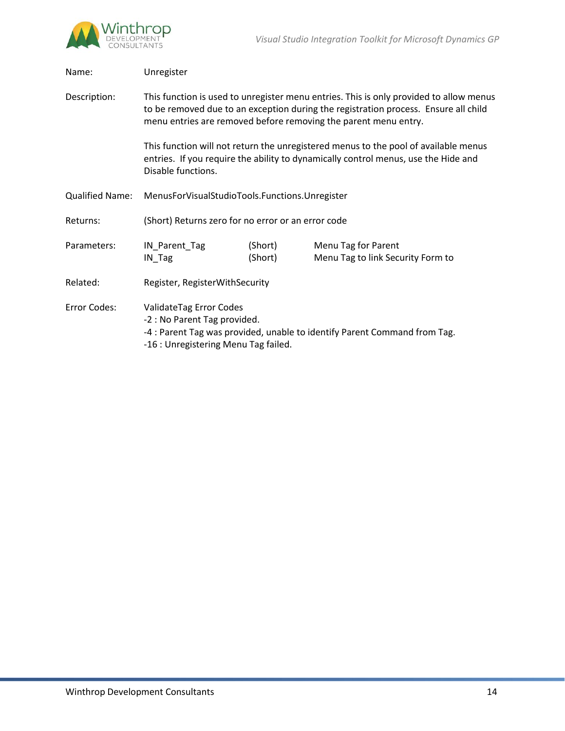| | | | |
|---|---|---|---|
| Name: | Unregister | | |
| Description: | This function is used to unregister menu entries. This is only provided to allow menus to be removed due to an exception during the registration process.  Ensure all child menu entries are removed before removing the parent menu entry.<br><br>This function will not return the unregistered menus to the pool of available menus entries.  If you require the ability to dynamically control menus, use the Hide and Disable functions. | | |
| Qualified Name: | MenusForVisualStudioTools.Functions.Unregister | | |
| Returns: | (Short) Returns zero for no error or an error code | | |
| Parameters: | IN_Parent_Tag | (Short) | Menu Tag for Parent |
| | IN_Tag | (Short) | Menu Tag to link Security Form to |
| Related: | Register, RegisterWithSecurity | | |
| Error Codes: | ValidateTag Error Codes<br>-2 : No Parent Tag provided.<br>-4 : Parent Tag was provided, unable to identify Parent Command from Tag.<br>-16 : Unregistering Menu Tag failed. | | |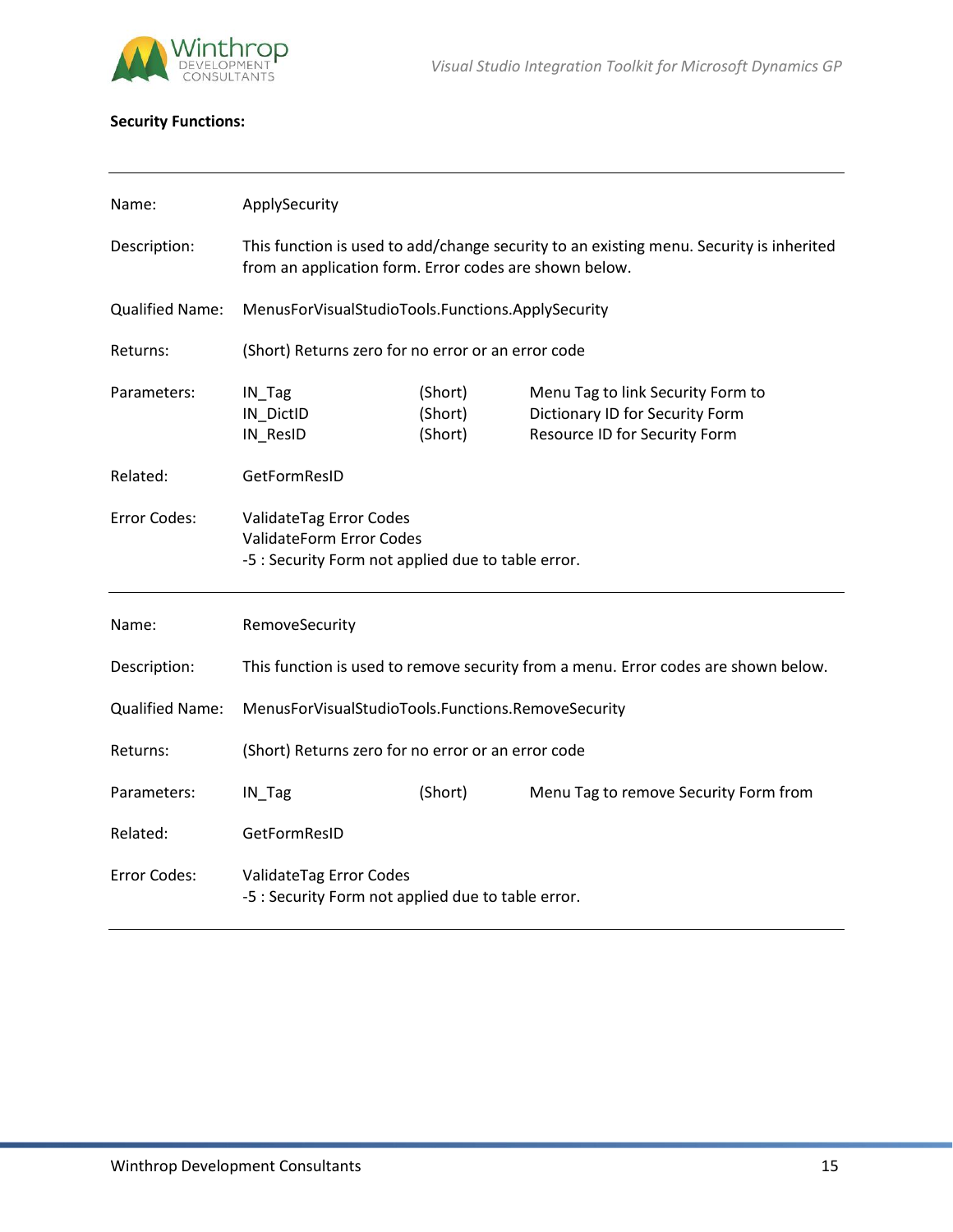**Security Functions:**

---

| | | | |
|---|---|---|---|
| Name: | ApplySecurity | | |
| Description: | This function is used to add/change security to an existing menu. Security is inherited from an application form. Error codes are shown below. | | |
| Qualified Name: | MenusForVisualStudioTools.Functions.ApplySecurity | | |
| Returns: | (Short) Returns zero for no error or an error code | | |
| Parameters: | IN_Tag<br>IN_DictID<br>IN_ResID | (Short)<br>(Short)<br>(Short) | Menu Tag to link Security Form to<br>Dictionary ID for Security Form<br>Resource ID for Security Form |
| Related: | GetFormResID | | |
| Error Codes: | ValidateTag Error Codes<br>ValidateForm Error Codes<br>-5 : Security Form not applied due to table error. | | |

---

| | | | |
|---|---|---|---|
| Name: | RemoveSecurity | | |
| Description: | This function is used to remove security from a menu. Error codes are shown below. | | |
| Qualified Name: | MenusForVisualStudioTools.Functions.RemoveSecurity | | |
| Returns: | (Short) Returns zero for no error or an error code | | |
| Parameters: | IN_Tag | (Short) | Menu Tag to remove Security Form from |
| Related: | GetFormResID | | |
| Error Codes: | ValidateTag Error Codes<br>-5 : Security Form not applied due to table error. | | |

---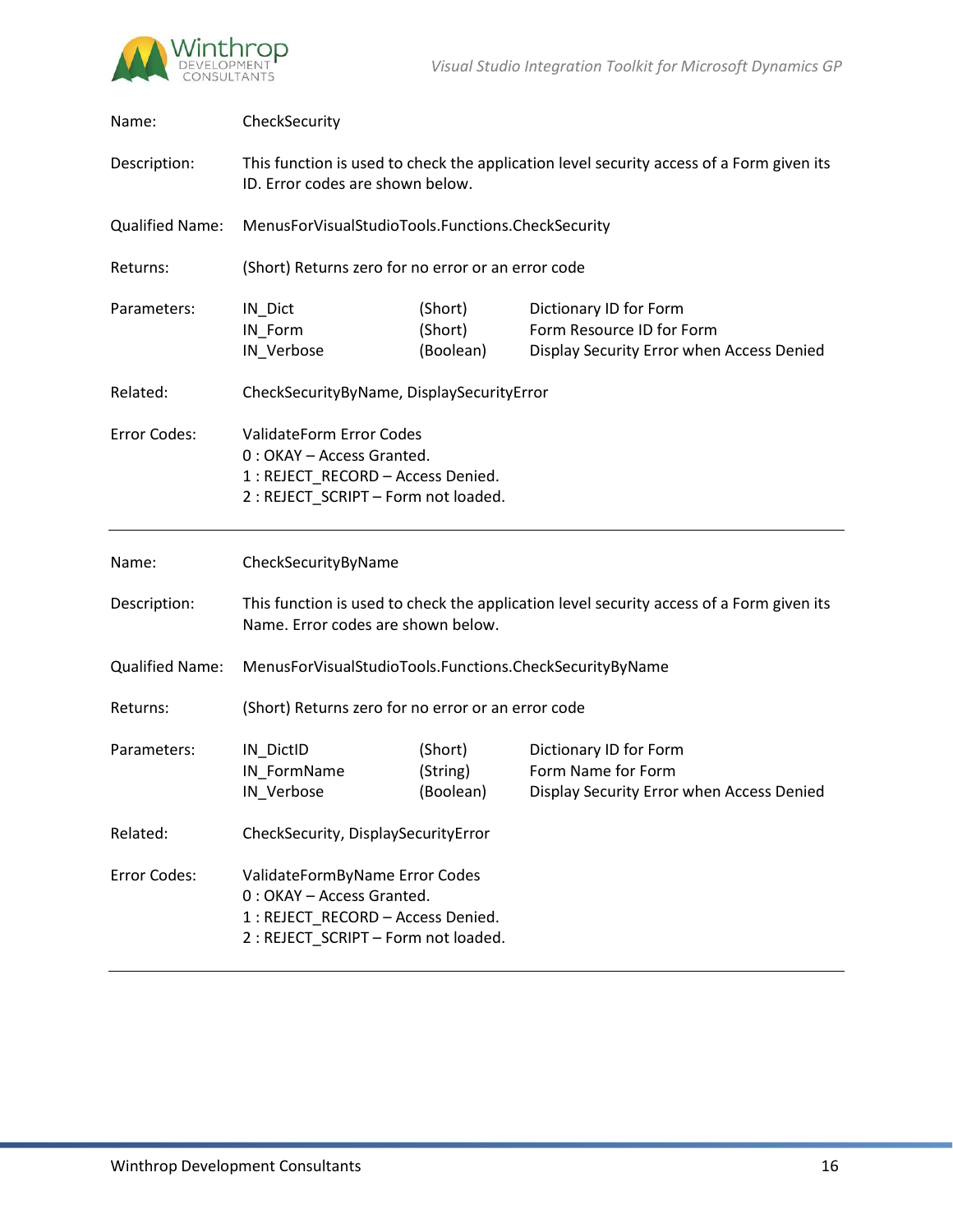| | | | |
|---|---|---|---|
| Name: | CheckSecurity | | |
| Description: | This function is used to check the application level security access of a Form given its ID. Error codes are shown below. | | |
| Qualified Name: | MenusForVisualStudioTools.Functions.CheckSecurity | | |
| Returns: | (Short) Returns zero for no error or an error code | | |
| Parameters: | IN_Dict | (Short) | Dictionary ID for Form |
| | IN_Form | (Short) | Form Resource ID for Form |
| | IN_Verbose | (Boolean) | Display Security Error when Access Denied |
| Related: | CheckSecurityByName, DisplaySecurityError | | |
| Error Codes: | ValidateForm Error Codes<br>0 : OKAY – Access Granted.<br>1 : REJECT_RECORD – Access Denied.<br>2 : REJECT_SCRIPT – Form not loaded. | | |

---

| | | | |
|---|---|---|---|
| Name: | CheckSecurityByName | | |
| Description: | This function is used to check the application level security access of a Form given its Name. Error codes are shown below. | | |
| Qualified Name: | MenusForVisualStudioTools.Functions.CheckSecurityByName | | |
| Returns: | (Short) Returns zero for no error or an error code | | |
| Parameters: | IN_DictID | (Short) | Dictionary ID for Form |
| | IN_FormName | (String) | Form Name for Form |
| | IN_Verbose | (Boolean) | Display Security Error when Access Denied |
| Related: | CheckSecurity, DisplaySecurityError | | |
| Error Codes: | ValidateFormByName Error Codes<br>0 : OKAY – Access Granted.<br>1 : REJECT_RECORD – Access Denied.<br>2 : REJECT_SCRIPT – Form not loaded. | | |

---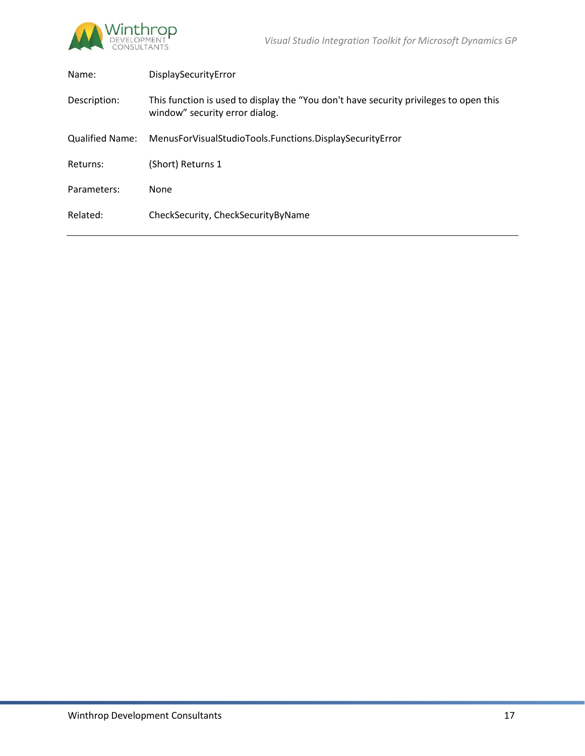| | |
|---|---|
| Name: | DisplaySecurityError |
| Description: | This function is used to display the “You don't have security privileges to open this window” security error dialog. |
| Qualified Name: | MenusForVisualStudioTools.Functions.DisplaySecurityError |
| Returns: | (Short) Returns 1 |
| Parameters: | None |
| Related: | CheckSecurity, CheckSecurityByName |

---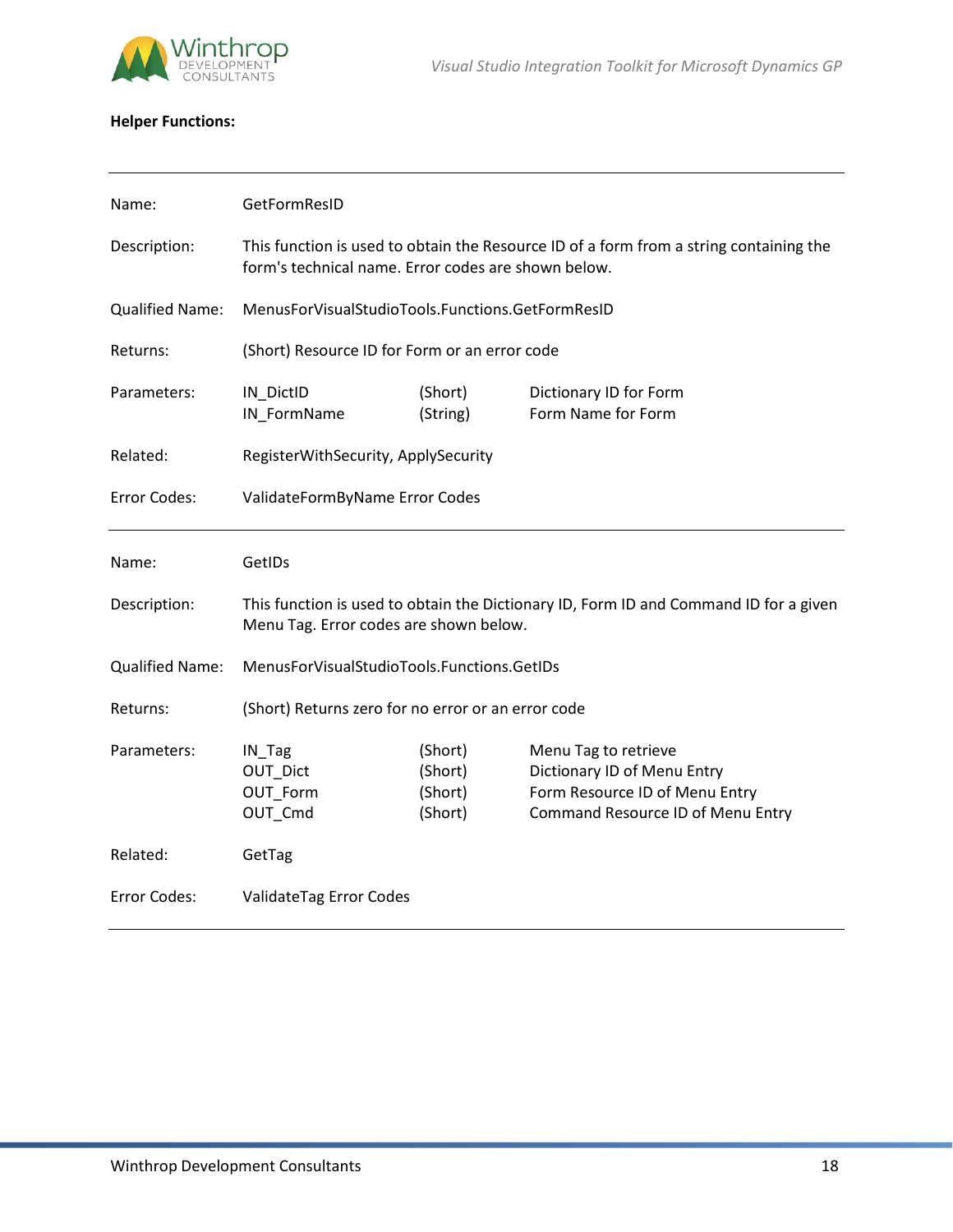**Helper Functions:**

---

| | | | |
|---|---|---|---|
| Name: | GetFormResID | | |
| Description: | This function is used to obtain the Resource ID of a form from a string containing the form's technical name. Error codes are shown below. | | |
| Qualified Name: | MenusForVisualStudioTools.Functions.GetFormResID | | |
| Returns: | (Short) Resource ID for Form or an error code | | |
| Parameters: | IN_DictID | (Short) | Dictionary ID for Form |
| | IN_FormName | (String) | Form Name for Form |
| Related: | RegisterWithSecurity, ApplySecurity | | |
| Error Codes: | ValidateFormByName Error Codes | | |

---

| | | | |
|---|---|---|---|
| Name: | GetIDs | | |
| Description: | This function is used to obtain the Dictionary ID, Form ID and Command ID for a given Menu Tag. Error codes are shown below. | | |
| Qualified Name: | MenusForVisualStudioTools.Functions.GetIDs | | |
| Returns: | (Short) Returns zero for no error or an error code | | |
| Parameters: | IN_Tag | (Short) | Menu Tag to retrieve |
| | OUT_Dict | (Short) | Dictionary ID of Menu Entry |
| | OUT_Form | (Short) | Form Resource ID of Menu Entry |
| | OUT_Cmd | (Short) | Command Resource ID of Menu Entry |
| Related: | GetTag | | |
| Error Codes: | ValidateTag Error Codes | | |

---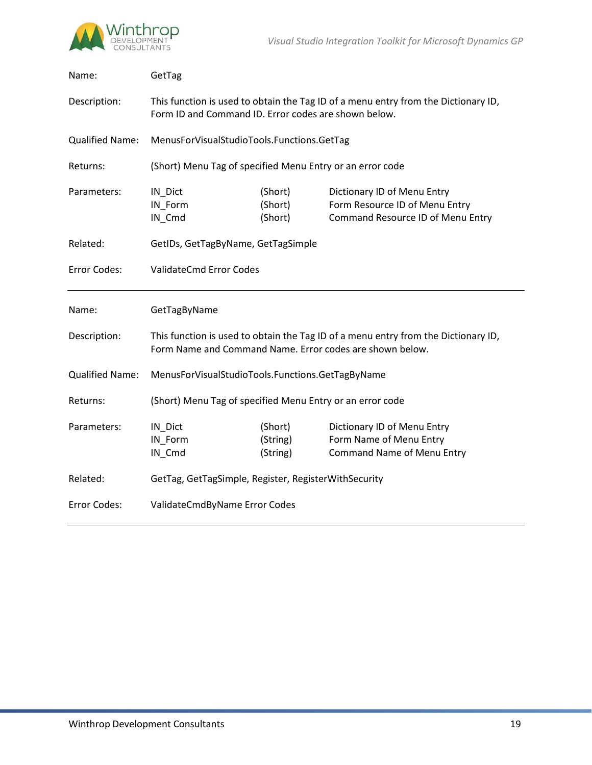| | |
|---|---|
| Name: | GetTag |
| Description: | This function is used to obtain the Tag ID of a menu entry from the Dictionary ID, Form ID and Command ID. Error codes are shown below. |
| Qualified Name: | MenusForVisualStudioTools.Functions.GetTag |
| Returns: | (Short) Menu Tag of specified Menu Entry or an error code |

Parameters:

| Parameter | Type | Description |
|---|---|---|
| IN_Dict | (Short) | Dictionary ID of Menu Entry |
| IN_Form | (Short) | Form Resource ID of Menu Entry |
| IN_Cmd | (Short) | Command Resource ID of Menu Entry |

| | |
|---|---|
| Related: | GetIDs, GetTagByName, GetTagSimple |
| Error Codes: | ValidateCmd Error Codes |

---

| | |
|---|---|
| Name: | GetTagByName |
| Description: | This function is used to obtain the Tag ID of a menu entry from the Dictionary ID, Form Name and Command Name. Error codes are shown below. |
| Qualified Name: | MenusForVisualStudioTools.Functions.GetTagByName |
| Returns: | (Short) Menu Tag of specified Menu Entry or an error code |

Parameters:

| Parameter | Type | Description |
|---|---|---|
| IN_Dict | (Short) | Dictionary ID of Menu Entry |
| IN_Form | (String) | Form Name of Menu Entry |
| IN_Cmd | (String) | Command Name of Menu Entry |

| | |
|---|---|
| Related: | GetTag, GetTagSimple, Register, RegisterWithSecurity |
| Error Codes: | ValidateCmdByName Error Codes |

---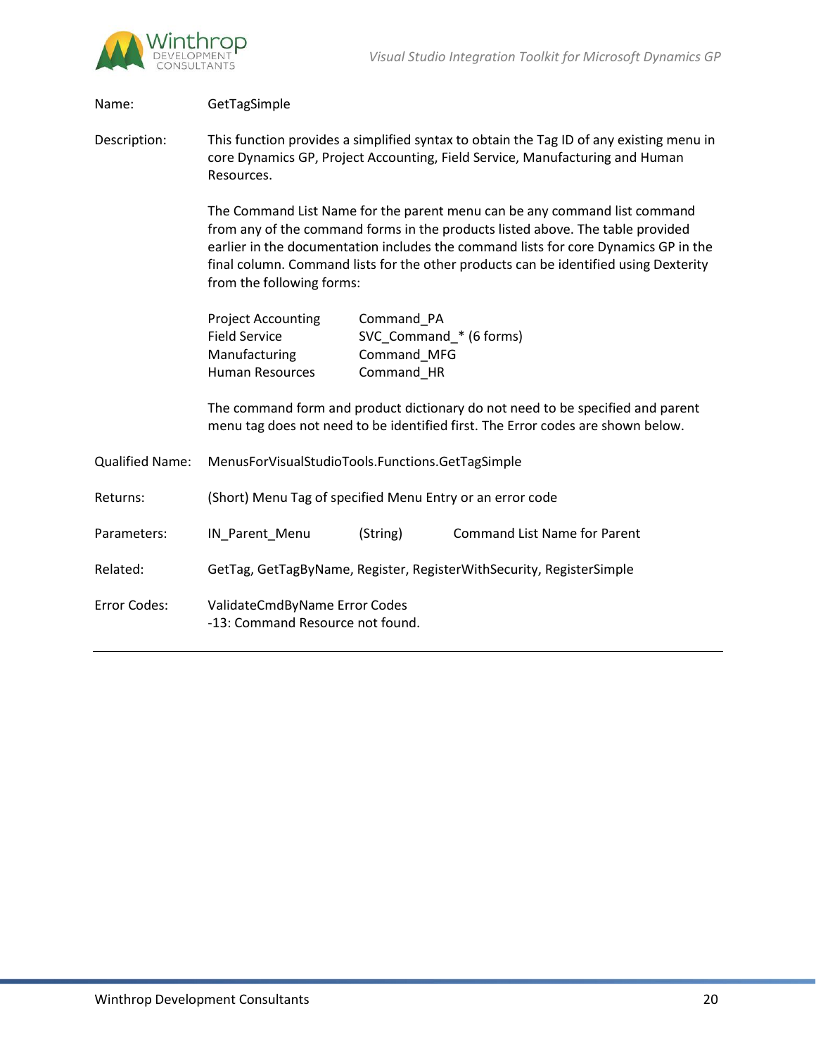| | |
|---|---|
| Name: | GetTagSimple |
| Description: | This function provides a simplified syntax to obtain the Tag ID of any existing menu in core Dynamics GP, Project Accounting, Field Service, Manufacturing and Human Resources. |

The Command List Name for the parent menu can be any command list command from any of the command forms in the products listed above. The table provided earlier in the documentation includes the command lists for core Dynamics GP in the final column. Command lists for the other products can be identified using Dexterity from the following forms:

| | |
|---|---|
| Project Accounting | Command_PA |
| Field Service | SVC_Command_* (6 forms) |
| Manufacturing | Command_MFG |
| Human Resources | Command_HR |

The command form and product dictionary do not need to be specified and parent menu tag does not need to be identified first. The Error codes are shown below.

| | | | |
|---|---|---|---|
| Qualified Name: | MenusForVisualStudioTools.Functions.GetTagSimple | | |
| Returns: | (Short) Menu Tag of specified Menu Entry or an error code | | |
| Parameters: | IN_Parent_Menu | (String) | Command List Name for Parent |
| Related: | GetTag, GetTagByName, Register, RegisterWithSecurity, RegisterSimple | | |
| Error Codes: | ValidateCmdByName Error Codes<br>-13: Command Resource not found. | | |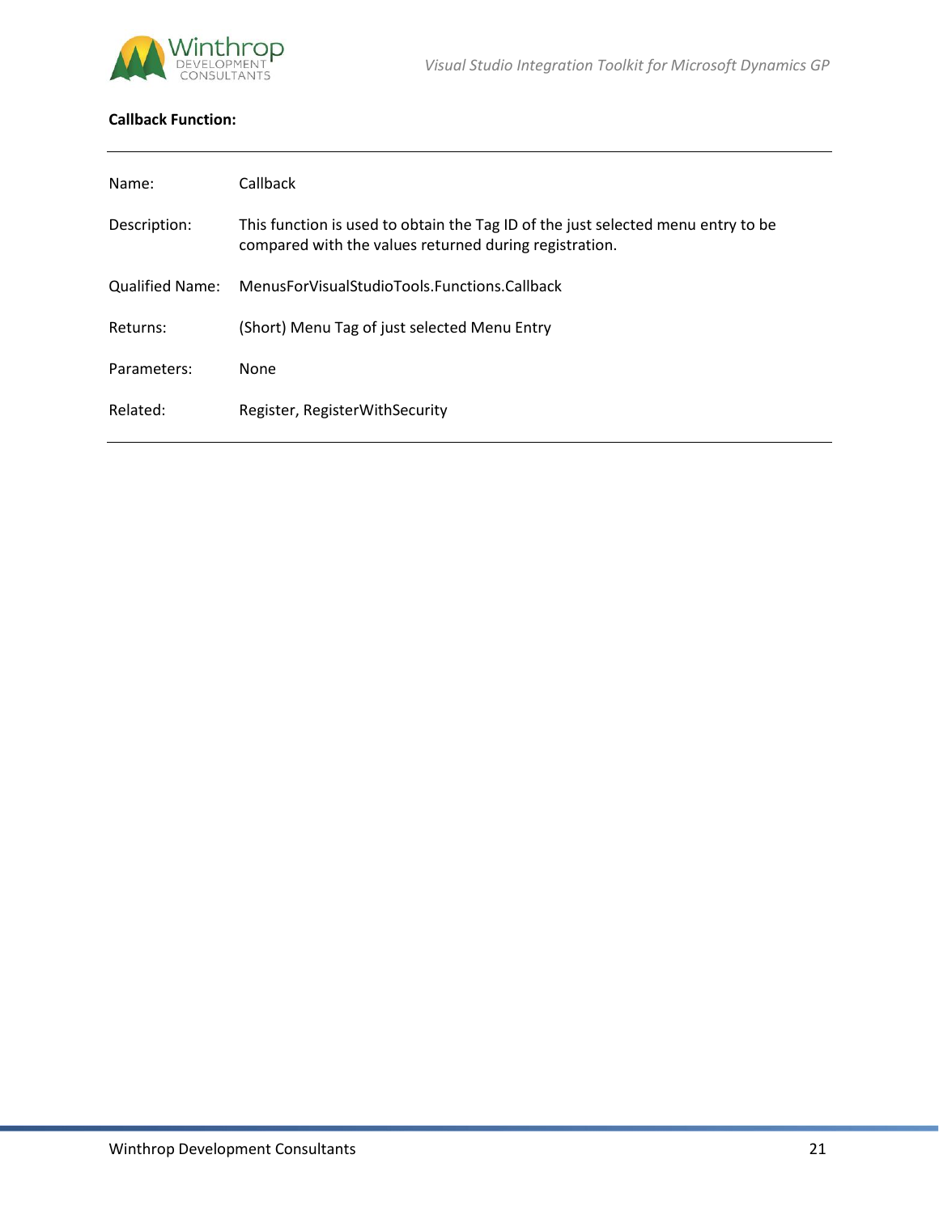**Callback Function:**

---

| | |
|---|---|
| Name: | Callback |
| Description: | This function is used to obtain the Tag ID of the just selected menu entry to be compared with the values returned during registration. |
| Qualified Name: | MenusForVisualStudioTools.Functions.Callback |
| Returns: | (Short) Menu Tag of just selected Menu Entry |
| Parameters: | None |
| Related: | Register, RegisterWithSecurity |

---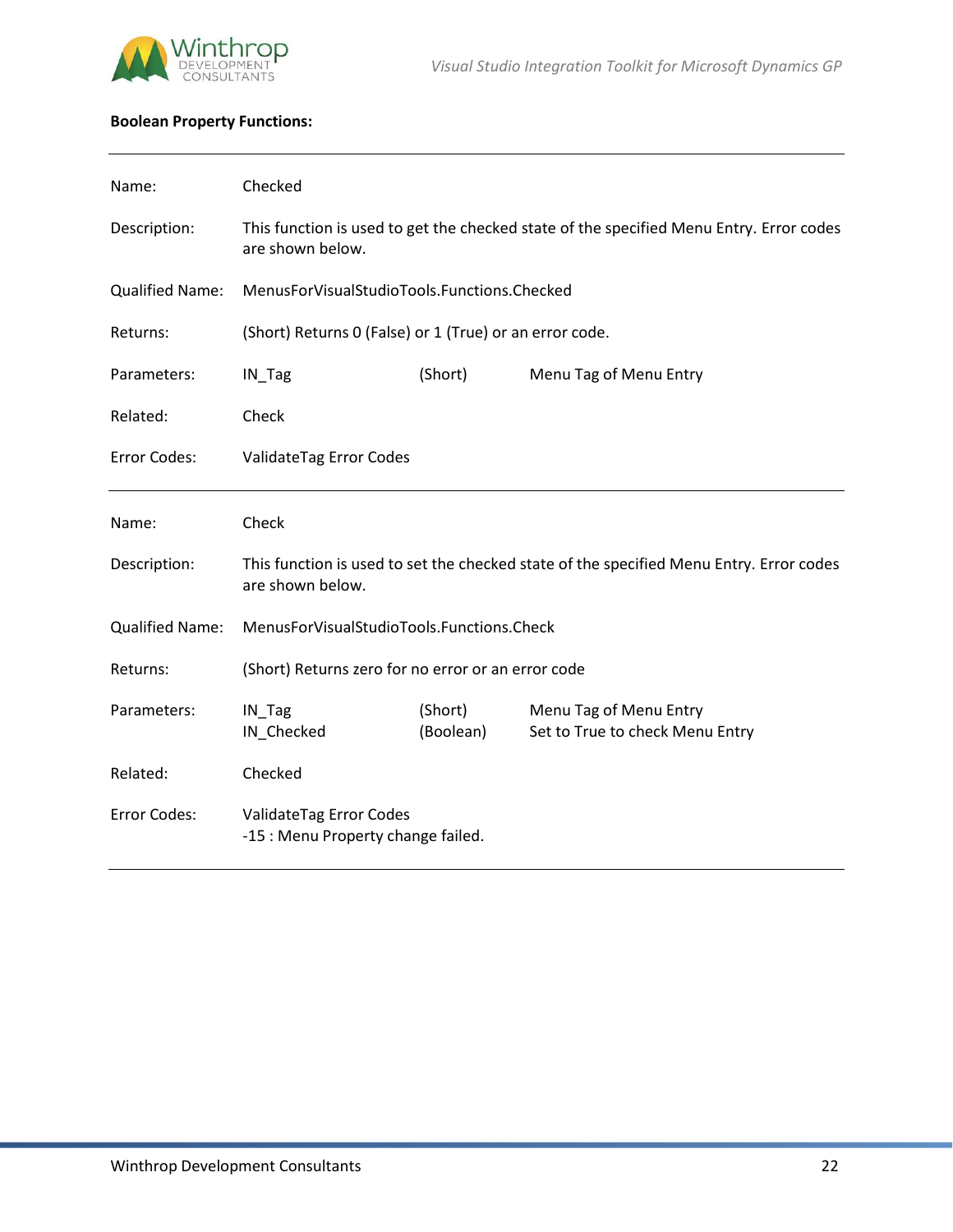**Boolean Property Functions:**

---

| | | | |
|---|---|---|---|
| Name: | Checked | | |
| Description: | This function is used to get the checked state of the specified Menu Entry. Error codes are shown below. | | |
| Qualified Name: | MenusForVisualStudioTools.Functions.Checked | | |
| Returns: | (Short) Returns 0 (False) or 1 (True) or an error code. | | |
| Parameters: | IN_Tag | (Short) | Menu Tag of Menu Entry |
| Related: | Check | | |
| Error Codes: | ValidateTag Error Codes | | |

---

| | | | |
|---|---|---|---|
| Name: | Check | | |
| Description: | This function is used to set the checked state of the specified Menu Entry. Error codes are shown below. | | |
| Qualified Name: | MenusForVisualStudioTools.Functions.Check | | |
| Returns: | (Short) Returns zero for no error or an error code | | |
| Parameters: | IN_Tag<br>IN_Checked | (Short)<br>(Boolean) | Menu Tag of Menu Entry<br>Set to True to check Menu Entry |
| Related: | Checked | | |
| Error Codes: | ValidateTag Error Codes<br>-15 : Menu Property change failed. | | |

---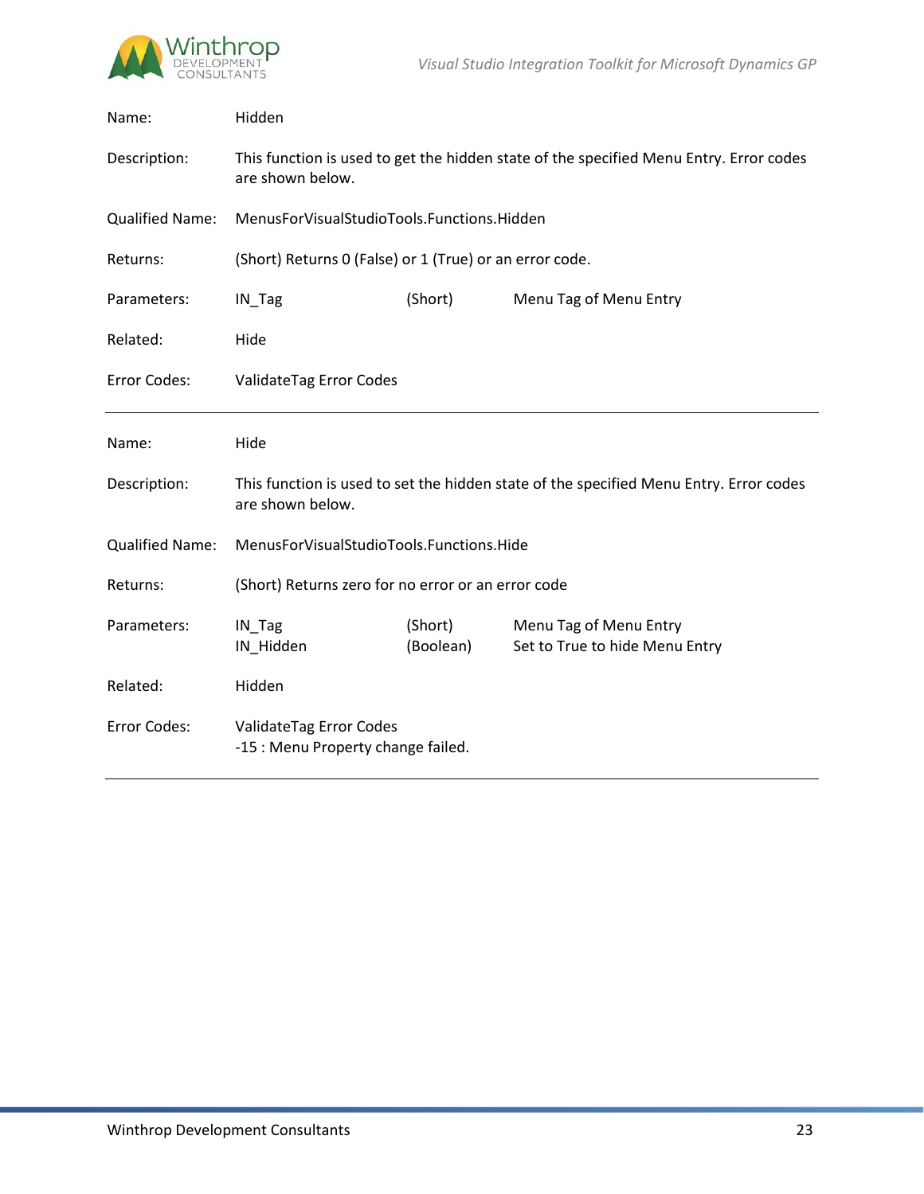| | | | |
|---|---|---|---|
| Name: | Hidden | | |
| Description: | This function is used to get the hidden state of the specified Menu Entry. Error codes are shown below. | | |
| Qualified Name: | MenusForVisualStudioTools.Functions.Hidden | | |
| Returns: | (Short) Returns 0 (False) or 1 (True) or an error code. | | |
| Parameters: | IN_Tag | (Short) | Menu Tag of Menu Entry |
| Related: | Hide | | |
| Error Codes: | ValidateTag Error Codes | | |

---

| | | | |
|---|---|---|---|
| Name: | Hide | | |
| Description: | This function is used to set the hidden state of the specified Menu Entry. Error codes are shown below. | | |
| Qualified Name: | MenusForVisualStudioTools.Functions.Hide | | |
| Returns: | (Short) Returns zero for no error or an error code | | |
| Parameters: | IN_Tag | (Short) | Menu Tag of Menu Entry |
| | IN_Hidden | (Boolean) | Set to True to hide Menu Entry |
| Related: | Hidden | | |
| Error Codes: | ValidateTag Error Codes<br>-15 : Menu Property change failed. | | |

---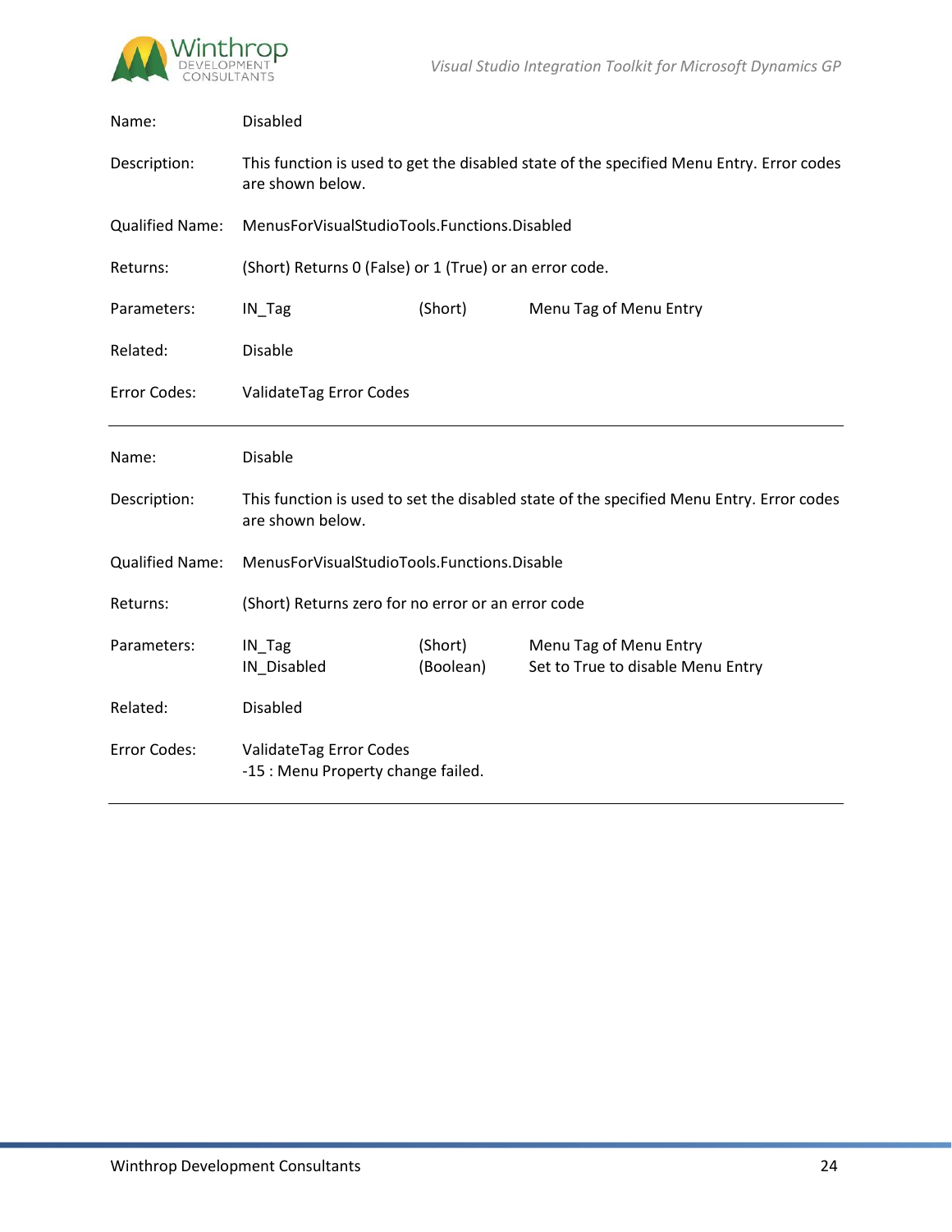| | | | |
|---|---|---|---|
| Name: | Disabled | | |
| Description: | This function is used to get the disabled state of the specified Menu Entry. Error codes are shown below. | | |
| Qualified Name: | MenusForVisualStudioTools.Functions.Disabled | | |
| Returns: | (Short) Returns 0 (False) or 1 (True) or an error code. | | |
| Parameters: | IN_Tag | (Short) | Menu Tag of Menu Entry |
| Related: | Disable | | |
| Error Codes: | ValidateTag Error Codes | | |

---

| | | | |
|---|---|---|---|
| Name: | Disable | | |
| Description: | This function is used to set the disabled state of the specified Menu Entry. Error codes are shown below. | | |
| Qualified Name: | MenusForVisualStudioTools.Functions.Disable | | |
| Returns: | (Short) Returns zero for no error or an error code | | |
| Parameters: | IN_Tag<br>IN_Disabled | (Short)<br>(Boolean) | Menu Tag of Menu Entry<br>Set to True to disable Menu Entry |
| Related: | Disabled | | |
| Error Codes: | ValidateTag Error Codes<br>-15 : Menu Property change failed. | | |

---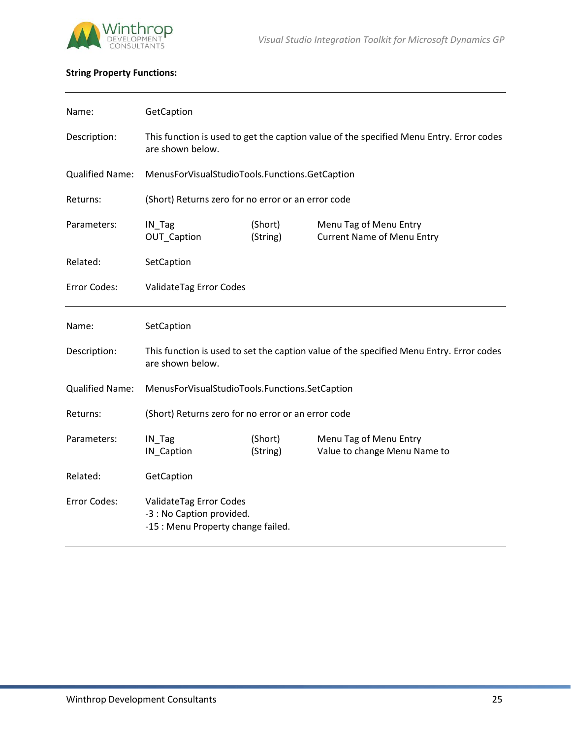**String Property Functions:**

---

| | | | |
|---|---|---|---|
| Name: | GetCaption | | |
| Description: | This function is used to get the caption value of the specified Menu Entry. Error codes are shown below. | | |
| Qualified Name: | MenusForVisualStudioTools.Functions.GetCaption | | |
| Returns: | (Short) Returns zero for no error or an error code | | |
| Parameters: | IN_Tag | (Short) | Menu Tag of Menu Entry |
| | OUT_Caption | (String) | Current Name of Menu Entry |
| Related: | SetCaption | | |
| Error Codes: | ValidateTag Error Codes | | |

---

| | | | |
|---|---|---|---|
| Name: | SetCaption | | |
| Description: | This function is used to set the caption value of the specified Menu Entry. Error codes are shown below. | | |
| Qualified Name: | MenusForVisualStudioTools.Functions.SetCaption | | |
| Returns: | (Short) Returns zero for no error or an error code | | |
| Parameters: | IN_Tag | (Short) | Menu Tag of Menu Entry |
| | IN_Caption | (String) | Value to change Menu Name to |
| Related: | GetCaption | | |
| Error Codes: | ValidateTag Error Codes<br>-3 : No Caption provided.<br>-15 : Menu Property change failed. | | |

---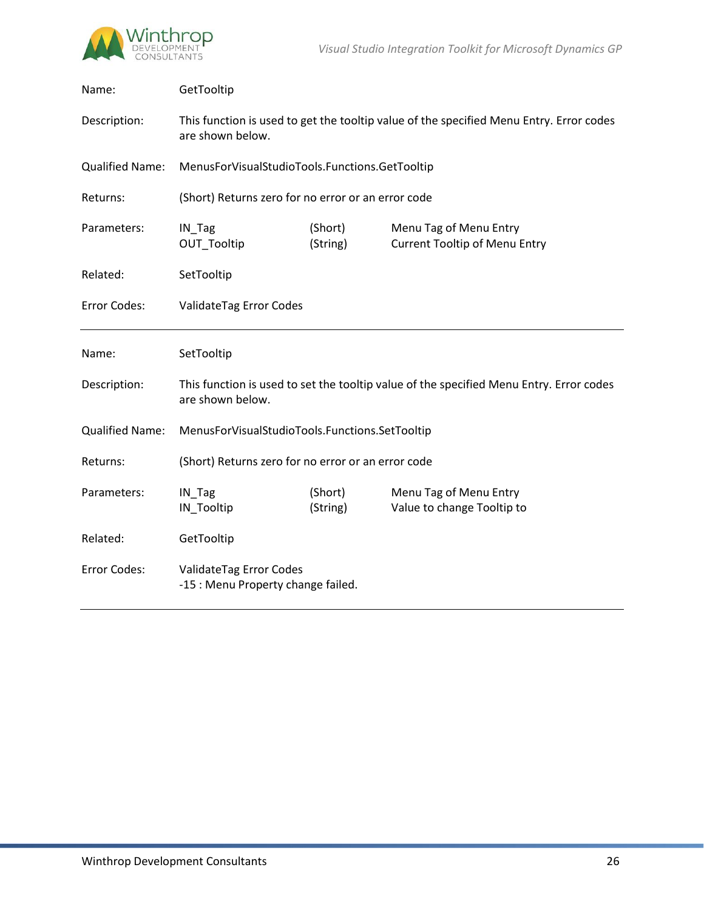| | | | |
|---|---|---|---|
| Name: | GetTooltip | | |
| Description: | This function is used to get the tooltip value of the specified Menu Entry. Error codes are shown below. | | |
| Qualified Name: | MenusForVisualStudioTools.Functions.GetTooltip | | |
| Returns: | (Short) Returns zero for no error or an error code | | |
| Parameters: | IN_Tag<br>OUT_Tooltip | (Short)<br>(String) | Menu Tag of Menu Entry<br>Current Tooltip of Menu Entry |
| Related: | SetTooltip | | |
| Error Codes: | ValidateTag Error Codes | | |

---

| | | | |
|---|---|---|---|
| Name: | SetTooltip | | |
| Description: | This function is used to set the tooltip value of the specified Menu Entry. Error codes are shown below. | | |
| Qualified Name: | MenusForVisualStudioTools.Functions.SetTooltip | | |
| Returns: | (Short) Returns zero for no error or an error code | | |
| Parameters: | IN_Tag<br>IN_Tooltip | (Short)<br>(String) | Menu Tag of Menu Entry<br>Value to change Tooltip to |
| Related: | GetTooltip | | |
| Error Codes: | ValidateTag Error Codes<br>-15 : Menu Property change failed. | | |

---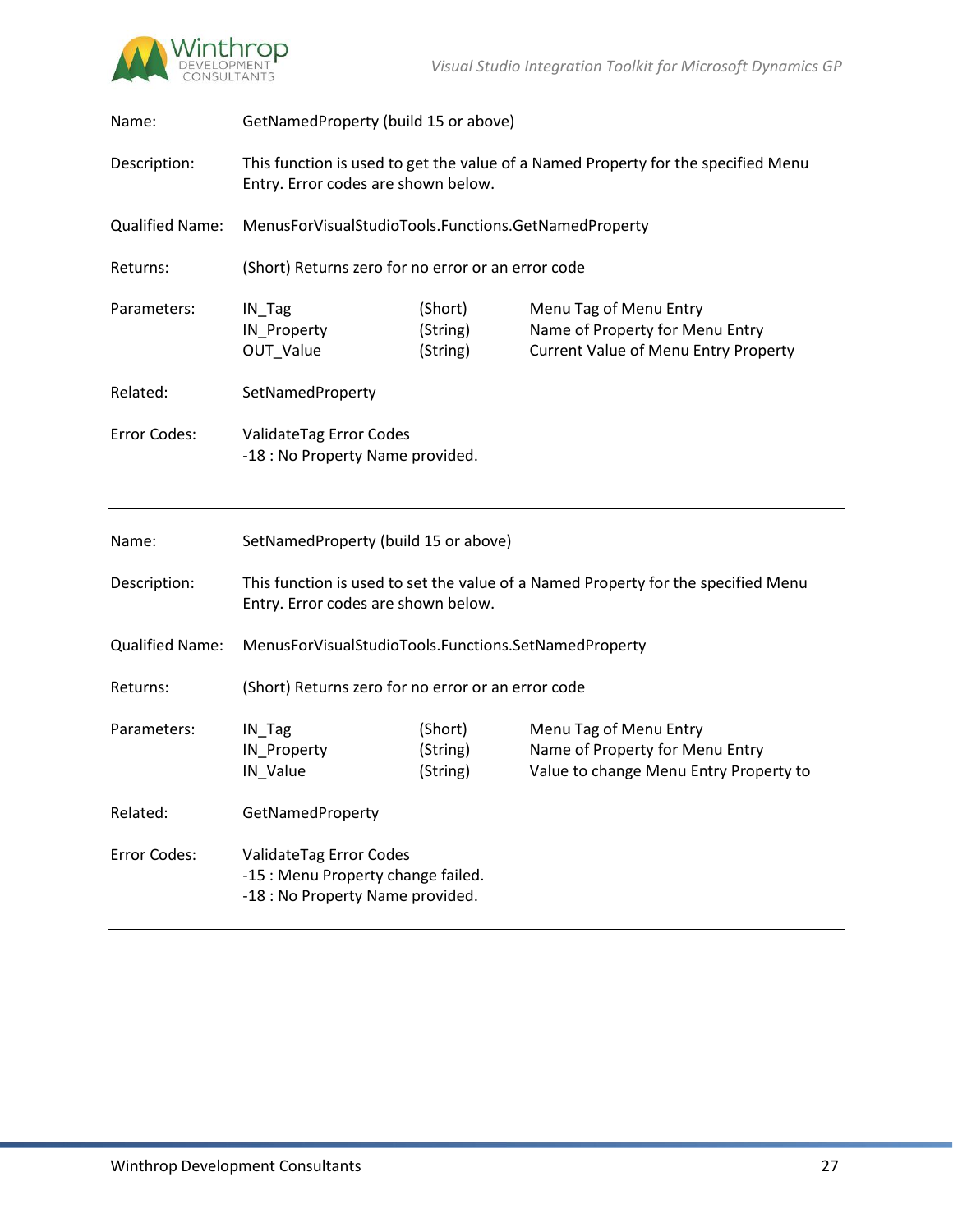| | | | |
|---|---|---|---|
| Name: | GetNamedProperty (build 15 or above) | | |
| Description: | This function is used to get the value of a Named Property for the specified Menu Entry. Error codes are shown below. | | |
| Qualified Name: | MenusForVisualStudioTools.Functions.GetNamedProperty | | |
| Returns: | (Short) Returns zero for no error or an error code | | |
| Parameters: | IN_Tag | (Short) | Menu Tag of Menu Entry |
| | IN_Property | (String) | Name of Property for Menu Entry |
| | OUT_Value | (String) | Current Value of Menu Entry Property |
| Related: | SetNamedProperty | | |
| Error Codes: | ValidateTag Error Codes<br>-18 : No Property Name provided. | | |

---

| | | | |
|---|---|---|---|
| Name: | SetNamedProperty (build 15 or above) | | |
| Description: | This function is used to set the value of a Named Property for the specified Menu Entry. Error codes are shown below. | | |
| Qualified Name: | MenusForVisualStudioTools.Functions.SetNamedProperty | | |
| Returns: | (Short) Returns zero for no error or an error code | | |
| Parameters: | IN_Tag | (Short) | Menu Tag of Menu Entry |
| | IN_Property | (String) | Name of Property for Menu Entry |
| | IN_Value | (String) | Value to change Menu Entry Property to |
| Related: | GetNamedProperty | | |
| Error Codes: | ValidateTag Error Codes<br>-15 : Menu Property change failed.<br>-18 : No Property Name provided. | | |

---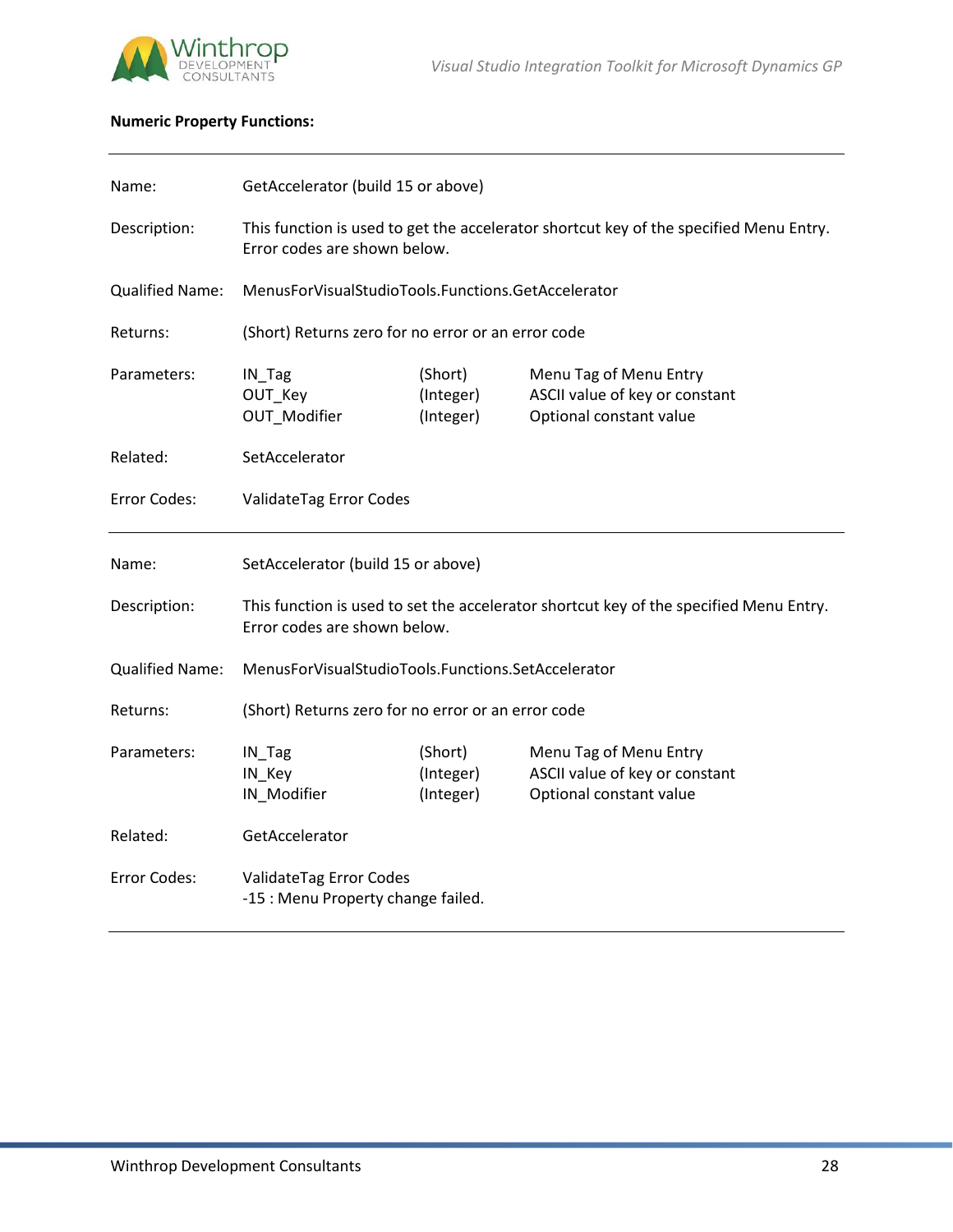**Numeric Property Functions:**

---

| | | | |
|---|---|---|---|
| Name: | GetAccelerator (build 15 or above) | | |
| Description: | This function is used to get the accelerator shortcut key of the specified Menu Entry. Error codes are shown below. | | |
| Qualified Name: | MenusForVisualStudioTools.Functions.GetAccelerator | | |
| Returns: | (Short) Returns zero for no error or an error code | | |
| Parameters: | IN_Tag | (Short) | Menu Tag of Menu Entry |
| | OUT_Key | (Integer) | ASCII value of key or constant |
| | OUT_Modifier | (Integer) | Optional constant value |
| Related: | SetAccelerator | | |
| Error Codes: | ValidateTag Error Codes | | |

---

| | | | |
|---|---|---|---|
| Name: | SetAccelerator (build 15 or above) | | |
| Description: | This function is used to set the accelerator shortcut key of the specified Menu Entry. Error codes are shown below. | | |
| Qualified Name: | MenusForVisualStudioTools.Functions.SetAccelerator | | |
| Returns: | (Short) Returns zero for no error or an error code | | |
| Parameters: | IN_Tag | (Short) | Menu Tag of Menu Entry |
| | IN_Key | (Integer) | ASCII value of key or constant |
| | IN_Modifier | (Integer) | Optional constant value |
| Related: | GetAccelerator | | |
| Error Codes: | ValidateTag Error Codes<br>-15 : Menu Property change failed. | | |

---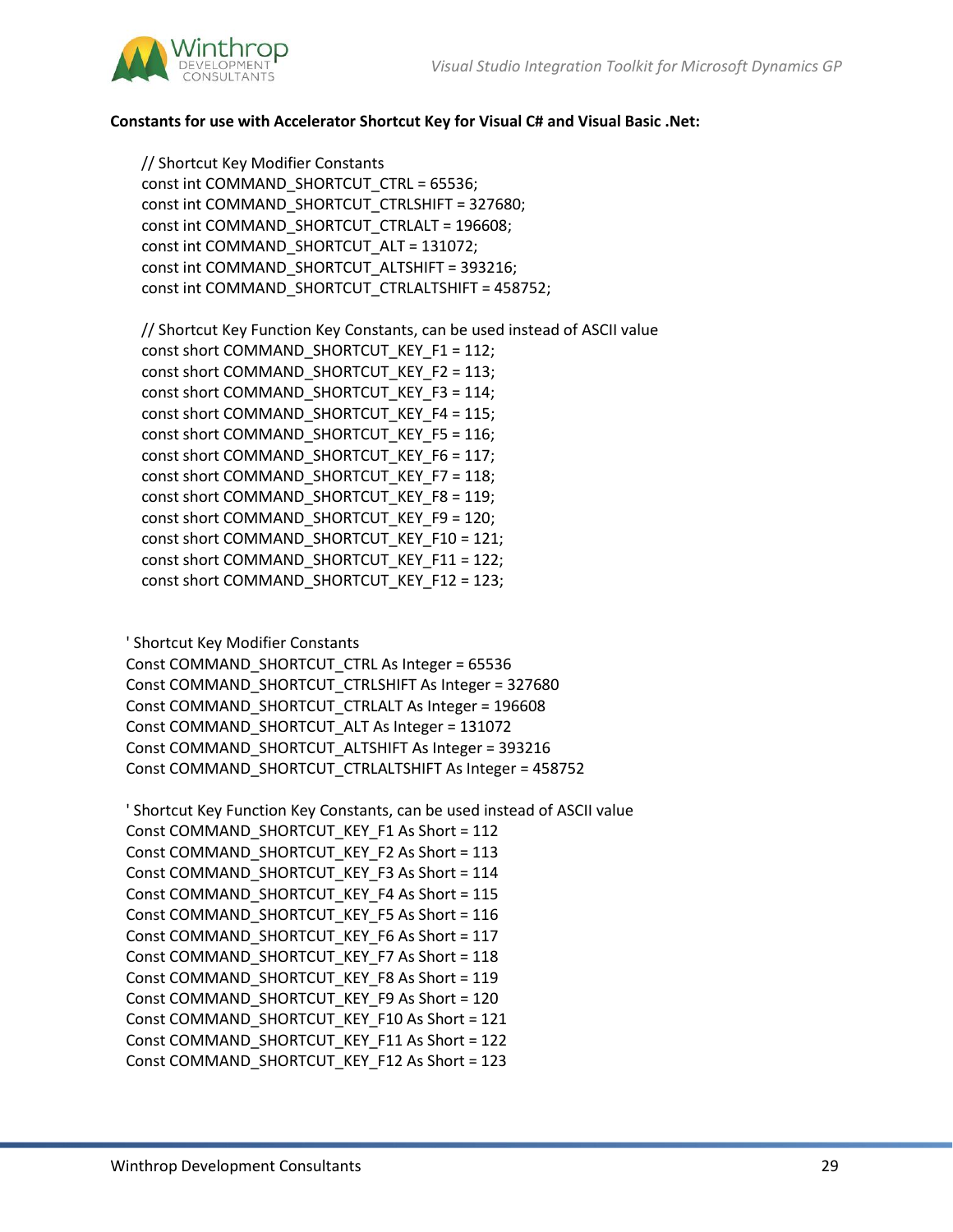**Constants for use with Accelerator Shortcut Key for Visual C# and Visual Basic .Net:**

```
// Shortcut Key Modifier Constants
const int COMMAND_SHORTCUT_CTRL = 65536;
const int COMMAND_SHORTCUT_CTRLSHIFT = 327680;
const int COMMAND_SHORTCUT_CTRLALT = 196608;
const int COMMAND_SHORTCUT_ALT = 131072;
const int COMMAND_SHORTCUT_ALTSHIFT = 393216;
const int COMMAND_SHORTCUT_CTRLALTSHIFT = 458752;

// Shortcut Key Function Key Constants, can be used instead of ASCII value
const short COMMAND_SHORTCUT_KEY_F1 = 112;
const short COMMAND_SHORTCUT_KEY_F2 = 113;
const short COMMAND_SHORTCUT_KEY_F3 = 114;
const short COMMAND_SHORTCUT_KEY_F4 = 115;
const short COMMAND_SHORTCUT_KEY_F5 = 116;
const short COMMAND_SHORTCUT_KEY_F6 = 117;
const short COMMAND_SHORTCUT_KEY_F7 = 118;
const short COMMAND_SHORTCUT_KEY_F8 = 119;
const short COMMAND_SHORTCUT_KEY_F9 = 120;
const short COMMAND_SHORTCUT_KEY_F10 = 121;
const short COMMAND_SHORTCUT_KEY_F11 = 122;
const short COMMAND_SHORTCUT_KEY_F12 = 123;
```

```
' Shortcut Key Modifier Constants
Const COMMAND_SHORTCUT_CTRL As Integer = 65536
Const COMMAND_SHORTCUT_CTRLSHIFT As Integer = 327680
Const COMMAND_SHORTCUT_CTRLALT As Integer = 196608
Const COMMAND_SHORTCUT_ALT As Integer = 131072
Const COMMAND_SHORTCUT_ALTSHIFT As Integer = 393216
Const COMMAND_SHORTCUT_CTRLALTSHIFT As Integer = 458752

' Shortcut Key Function Key Constants, can be used instead of ASCII value
Const COMMAND_SHORTCUT_KEY_F1 As Short = 112
Const COMMAND_SHORTCUT_KEY_F2 As Short = 113
Const COMMAND_SHORTCUT_KEY_F3 As Short = 114
Const COMMAND_SHORTCUT_KEY_F4 As Short = 115
Const COMMAND_SHORTCUT_KEY_F5 As Short = 116
Const COMMAND_SHORTCUT_KEY_F6 As Short = 117
Const COMMAND_SHORTCUT_KEY_F7 As Short = 118
Const COMMAND_SHORTCUT_KEY_F8 As Short = 119
Const COMMAND_SHORTCUT_KEY_F9 As Short = 120
Const COMMAND_SHORTCUT_KEY_F10 As Short = 121
Const COMMAND_SHORTCUT_KEY_F11 As Short = 122
Const COMMAND_SHORTCUT_KEY_F12 As Short = 123
```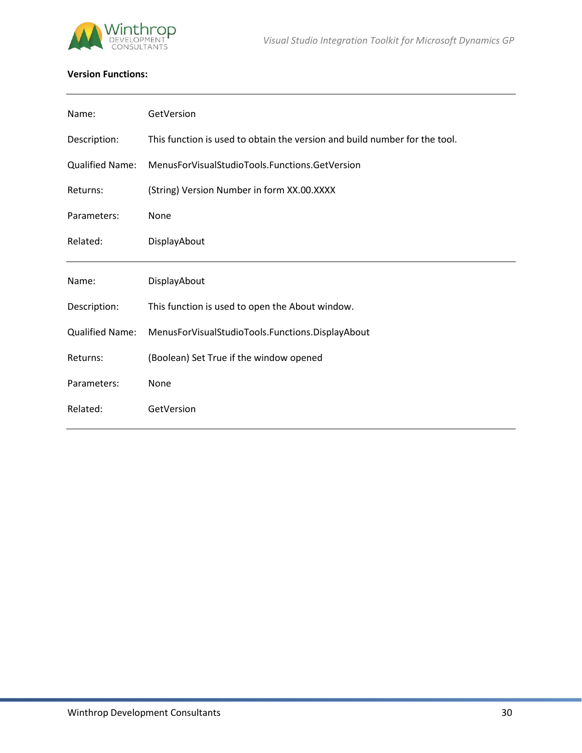**Version Functions:**

---

| | |
|---|---|
| Name: | GetVersion |
| Description: | This function is used to obtain the version and build number for the tool. |
| Qualified Name: | MenusForVisualStudioTools.Functions.GetVersion |
| Returns: | (String) Version Number in form XX.00.XXXX |
| Parameters: | None |
| Related: | DisplayAbout |

---

| | |
|---|---|
| Name: | DisplayAbout |
| Description: | This function is used to open the About window. |
| Qualified Name: | MenusForVisualStudioTools.Functions.DisplayAbout |
| Returns: | (Boolean) Set True if the window opened |
| Parameters: | None |
| Related: | GetVersion |

---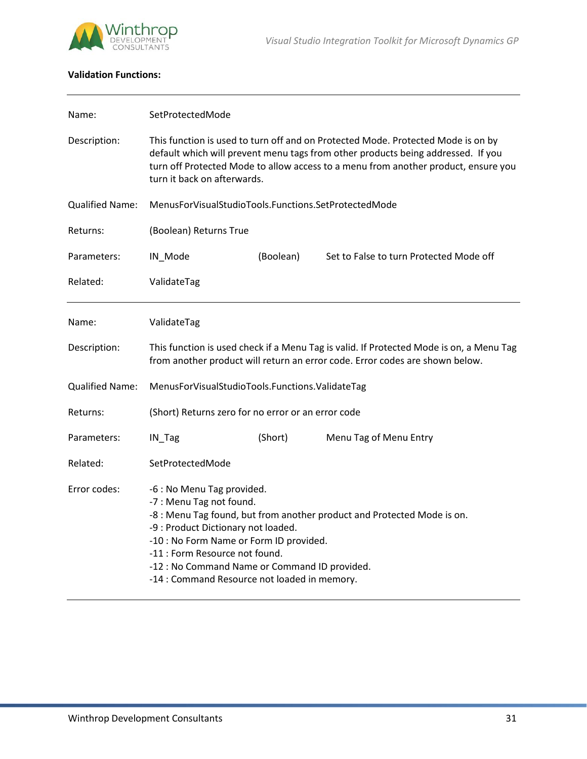**Validation Functions:**

---

| | | | |
|---|---|---|---|
| Name: | SetProtectedMode | | |
| Description: | This function is used to turn off and on Protected Mode. Protected Mode is on by default which will prevent menu tags from other products being addressed. If you turn off Protected Mode to allow access to a menu from another product, ensure you turn it back on afterwards. | | |
| Qualified Name: | MenusForVisualStudioTools.Functions.SetProtectedMode | | |
| Returns: | (Boolean) Returns True | | |
| Parameters: | IN_Mode | (Boolean) | Set to False to turn Protected Mode off |
| Related: | ValidateTag | | |

---

| | | | |
|---|---|---|---|
| Name: | ValidateTag | | |
| Description: | This function is used check if a Menu Tag is valid. If Protected Mode is on, a Menu Tag from another product will return an error code. Error codes are shown below. | | |
| Qualified Name: | MenusForVisualStudioTools.Functions.ValidateTag | | |
| Returns: | (Short) Returns zero for no error or an error code | | |
| Parameters: | IN_Tag | (Short) | Menu Tag of Menu Entry |
| Related: | SetProtectedMode | | |
| Error codes: | -6 : No Menu Tag provided.<br>-7 : Menu Tag not found.<br>-8 : Menu Tag found, but from another product and Protected Mode is on.<br>-9 : Product Dictionary not loaded.<br>-10 : No Form Name or Form ID provided.<br>-11 : Form Resource not found.<br>-12 : No Command Name or Command ID provided.<br>-14 : Command Resource not loaded in memory. | | |

---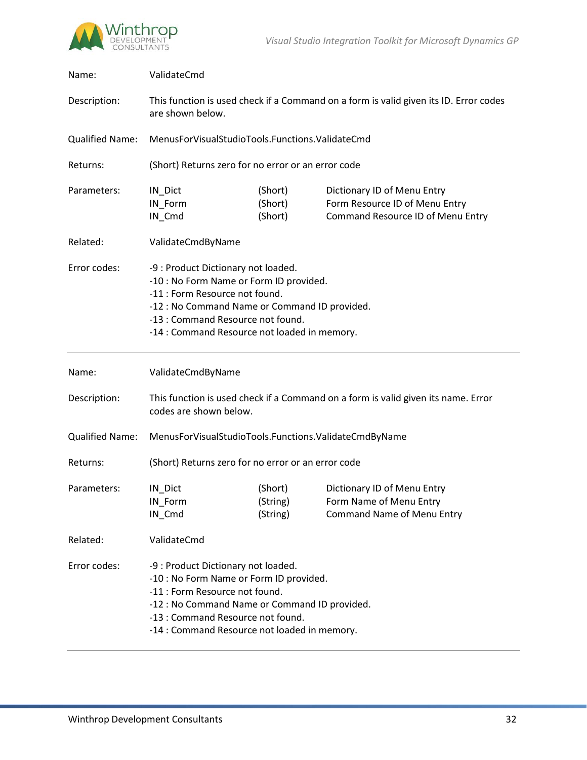| | |
|---|---|
| Name: | ValidateCmd |
| Description: | This function is used check if a Command on a form is valid given its ID. Error codes are shown below. |
| Qualified Name: | MenusForVisualStudioTools.Functions.ValidateCmd |
| Returns: | (Short) Returns zero for no error or an error code |

Parameters:

| Parameter | Type | Description |
|---|---|---|
| IN_Dict | (Short) | Dictionary ID of Menu Entry |
| IN_Form | (Short) | Form Resource ID of Menu Entry |
| IN_Cmd | (Short) | Command Resource ID of Menu Entry |

Related: ValidateCmdByName

Error codes:

-9 : Product Dictionary not loaded.
-10 : No Form Name or Form ID provided.
-11 : Form Resource not found.
-12 : No Command Name or Command ID provided.
-13 : Command Resource not found.
-14 : Command Resource not loaded in memory.

---

| | |
|---|---|
| Name: | ValidateCmdByName |
| Description: | This function is used check if a Command on a form is valid given its name. Error codes are shown below. |
| Qualified Name: | MenusForVisualStudioTools.Functions.ValidateCmdByName |
| Returns: | (Short) Returns zero for no error or an error code |

Parameters:

| Parameter | Type | Description |
|---|---|---|
| IN_Dict | (Short) | Dictionary ID of Menu Entry |
| IN_Form | (String) | Form Name of Menu Entry |
| IN_Cmd | (String) | Command Name of Menu Entry |

Related: ValidateCmd

Error codes:

-9 : Product Dictionary not loaded.
-10 : No Form Name or Form ID provided.
-11 : Form Resource not found.
-12 : No Command Name or Command ID provided.
-13 : Command Resource not found.
-14 : Command Resource not loaded in memory.

---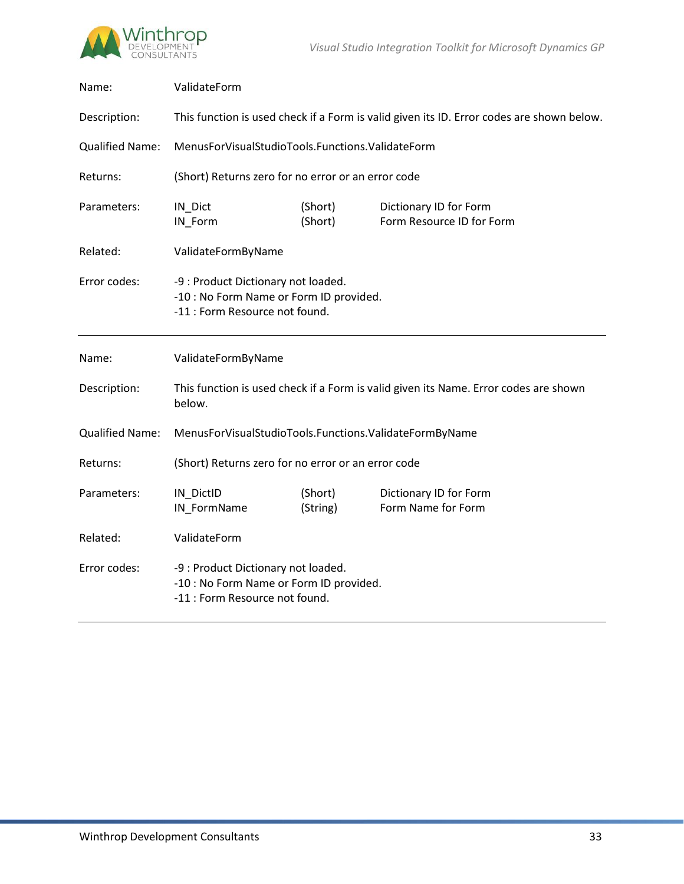| | |
|---|---|
| Name: | ValidateForm |
| Description: | This function is used check if a Form is valid given its ID. Error codes are shown below. |
| Qualified Name: | MenusForVisualStudioTools.Functions.ValidateForm |
| Returns: | (Short) Returns zero for no error or an error code |
| Parameters: | IN_Dict (Short) Dictionary ID for Form<br>IN_Form (Short) Form Resource ID for Form |
| Related: | ValidateFormByName |
| Error codes: | -9 : Product Dictionary not loaded.<br>-10 : No Form Name or Form ID provided.<br>-11 : Form Resource not found. |

---

| | |
|---|---|
| Name: | ValidateFormByName |
| Description: | This function is used check if a Form is valid given its Name. Error codes are shown below. |
| Qualified Name: | MenusForVisualStudioTools.Functions.ValidateFormByName |
| Returns: | (Short) Returns zero for no error or an error code |
| Parameters: | IN_DictID (Short) Dictionary ID for Form<br>IN_FormName (String) Form Name for Form |
| Related: | ValidateForm |
| Error codes: | -9 : Product Dictionary not loaded.<br>-10 : No Form Name or Form ID provided.<br>-11 : Form Resource not found. |

---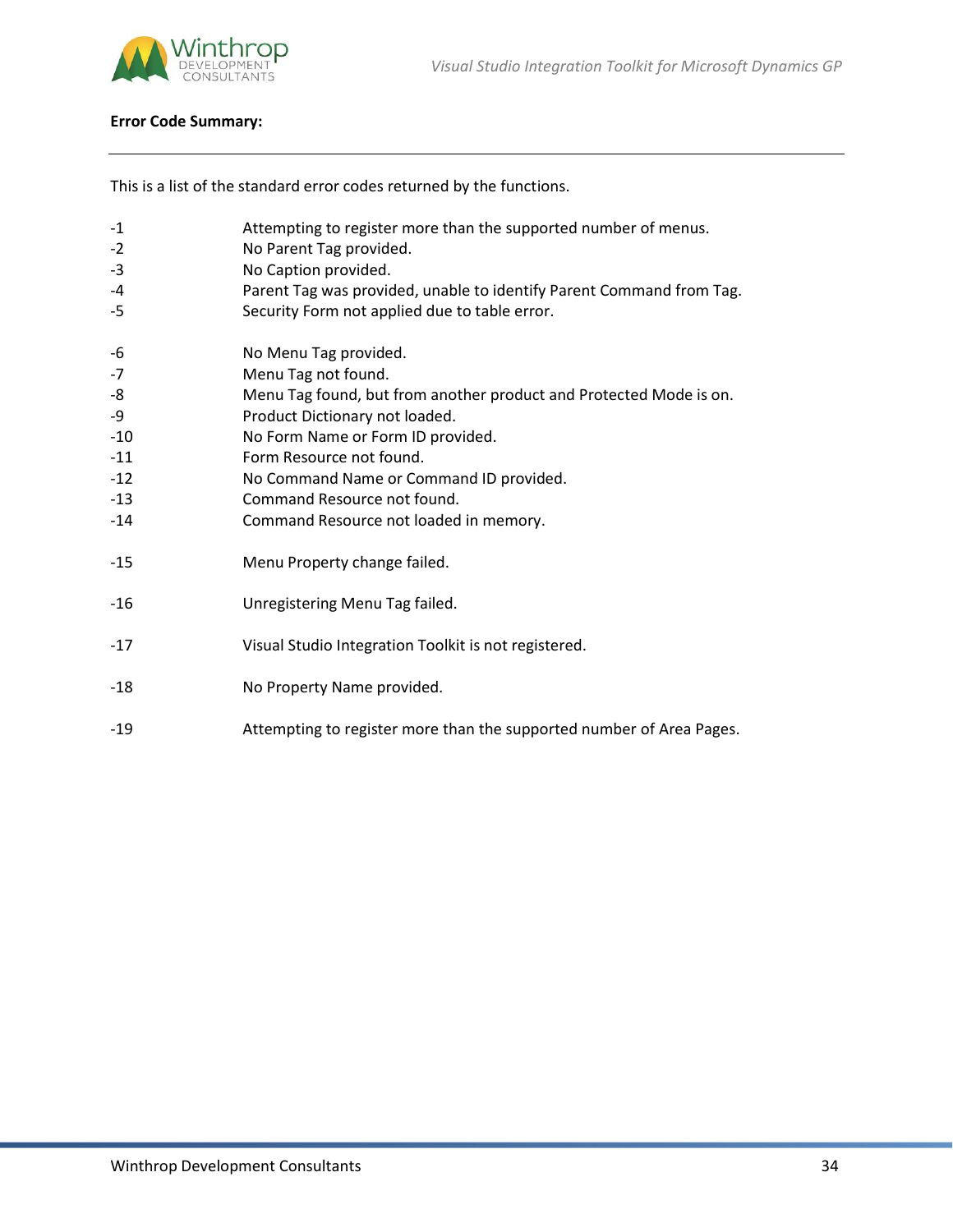**Error Code Summary:**

---

This is a list of the standard error codes returned by the functions.

| Code | Description |
|---|---|
| -1 | Attempting to register more than the supported number of menus. |
| -2 | No Parent Tag provided. |
| -3 | No Caption provided. |
| -4 | Parent Tag was provided, unable to identify Parent Command from Tag. |
| -5 | Security Form not applied due to table error. |
| -6 | No Menu Tag provided. |
| -7 | Menu Tag not found. |
| -8 | Menu Tag found, but from another product and Protected Mode is on. |
| -9 | Product Dictionary not loaded. |
| -10 | No Form Name or Form ID provided. |
| -11 | Form Resource not found. |
| -12 | No Command Name or Command ID provided. |
| -13 | Command Resource not found. |
| -14 | Command Resource not loaded in memory. |
| -15 | Menu Property change failed. |
| -16 | Unregistering Menu Tag failed. |
| -17 | Visual Studio Integration Toolkit is not registered. |
| -18 | No Property Name provided. |
| -19 | Attempting to register more than the supported number of Area Pages. |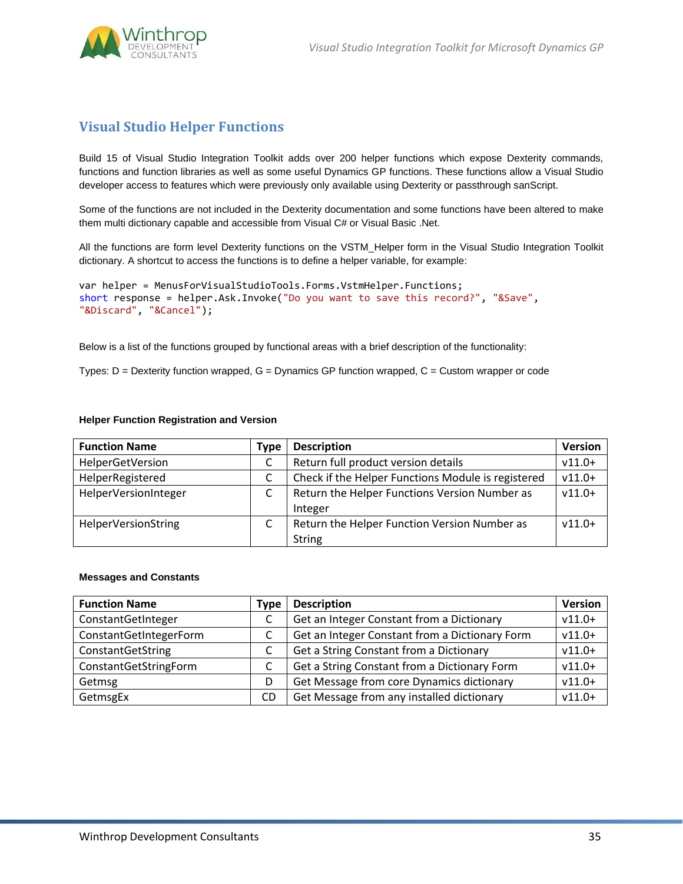## Visual Studio Helper Functions

Build 15 of Visual Studio Integration Toolkit adds over 200 helper functions which expose Dexterity commands, functions and function libraries as well as some useful Dynamics GP functions. These functions allow a Visual Studio developer access to features which were previously only available using Dexterity or passthrough sanScript.

Some of the functions are not included in the Dexterity documentation and some functions have been altered to make them multi dictionary capable and accessible from Visual C# or Visual Basic .Net.

All the functions are form level Dexterity functions on the VSTM_Helper form in the Visual Studio Integration Toolkit dictionary. A shortcut to access the functions is to define a helper variable, for example:

```
var helper = MenusForVisualStudioTools.Forms.VstmHelper.Functions;
short response = helper.Ask.Invoke("Do you want to save this record?", "&Save",
"&Discard", "&Cancel");
```

Below is a list of the functions grouped by functional areas with a brief description of the functionality:

Types: D = Dexterity function wrapped, G = Dynamics GP function wrapped, C = Custom wrapper or code

**Helper Function Registration and Version**

| Function Name | Type | Description | Version |
|---|---|---|---|
| HelperGetVersion | C | Return full product version details | v11.0+ |
| HelperRegistered | C | Check if the Helper Functions Module is registered | v11.0+ |
| HelperVersionInteger | C | Return the Helper Functions Version Number as Integer | v11.0+ |
| HelperVersionString | C | Return the Helper Function Version Number as String | v11.0+ |

**Messages and Constants**

| Function Name | Type | Description | Version |
|---|---|---|---|
| ConstantGetInteger | C | Get an Integer Constant from a Dictionary | v11.0+ |
| ConstantGetIntegerForm | C | Get an Integer Constant from a Dictionary Form | v11.0+ |
| ConstantGetString | C | Get a String Constant from a Dictionary | v11.0+ |
| ConstantGetStringForm | C | Get a String Constant from a Dictionary Form | v11.0+ |
| Getmsg | D | Get Message from core Dynamics dictionary | v11.0+ |
| GetmsgEx | CD | Get Message from any installed dictionary | v11.0+ |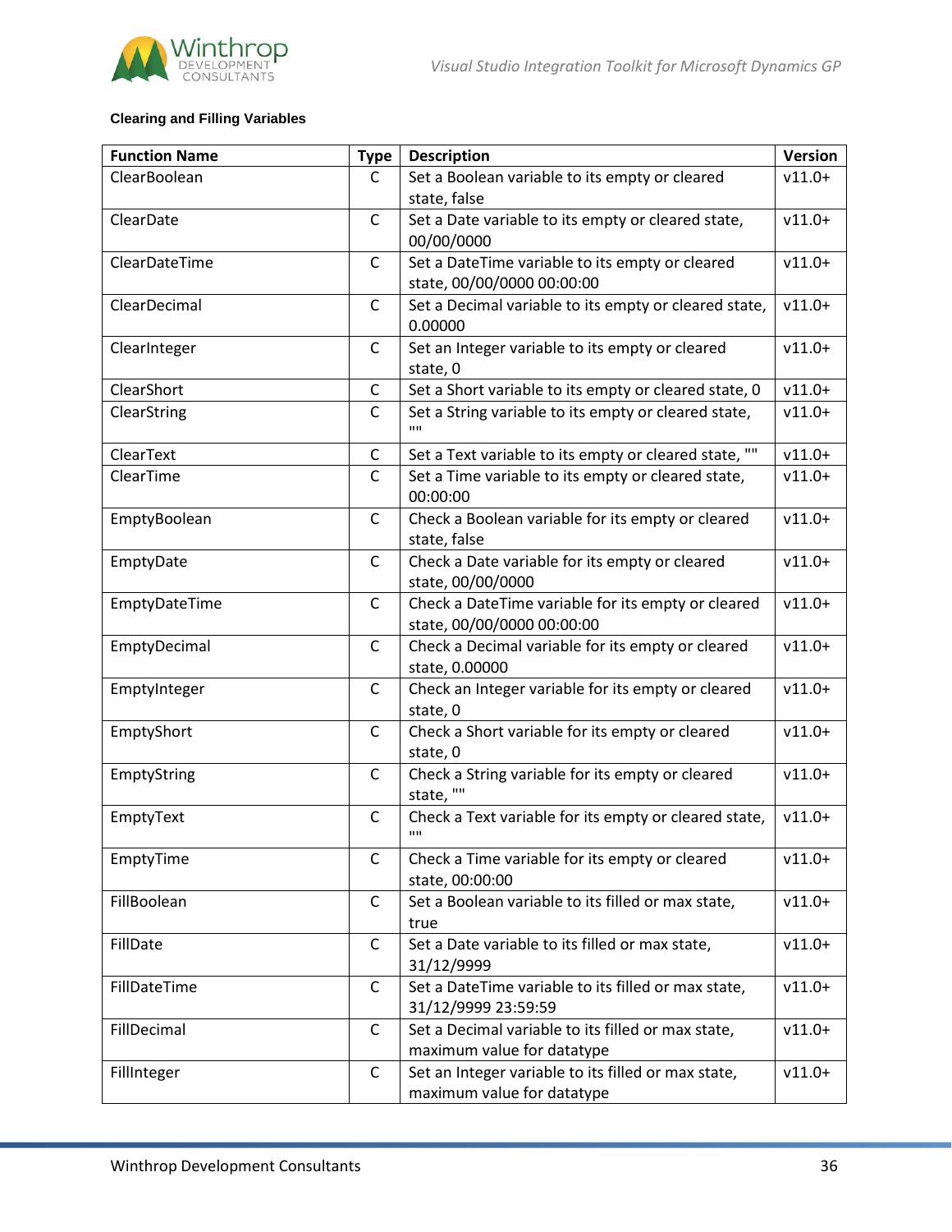**Clearing and Filling Variables**

| Function Name | Type | Description | Version |
|---|---|---|---|
| ClearBoolean | C | Set a Boolean variable to its empty or cleared state, false | v11.0+ |
| ClearDate | C | Set a Date variable to its empty or cleared state, 00/00/0000 | v11.0+ |
| ClearDateTime | C | Set a DateTime variable to its empty or cleared state, 00/00/0000 00:00:00 | v11.0+ |
| ClearDecimal | C | Set a Decimal variable to its empty or cleared state, 0.00000 | v11.0+ |
| ClearInteger | C | Set an Integer variable to its empty or cleared state, 0 | v11.0+ |
| ClearShort | C | Set a Short variable to its empty or cleared state, 0 | v11.0+ |
| ClearString | C | Set a String variable to its empty or cleared state, "" | v11.0+ |
| ClearText | C | Set a Text variable to its empty or cleared state, "" | v11.0+ |
| ClearTime | C | Set a Time variable to its empty or cleared state, 00:00:00 | v11.0+ |
| EmptyBoolean | C | Check a Boolean variable for its empty or cleared state, false | v11.0+ |
| EmptyDate | C | Check a Date variable for its empty or cleared state, 00/00/0000 | v11.0+ |
| EmptyDateTime | C | Check a DateTime variable for its empty or cleared state, 00/00/0000 00:00:00 | v11.0+ |
| EmptyDecimal | C | Check a Decimal variable for its empty or cleared state, 0.00000 | v11.0+ |
| EmptyInteger | C | Check an Integer variable for its empty or cleared state, 0 | v11.0+ |
| EmptyShort | C | Check a Short variable for its empty or cleared state, 0 | v11.0+ |
| EmptyString | C | Check a String variable for its empty or cleared state, "" | v11.0+ |
| EmptyText | C | Check a Text variable for its empty or cleared state, "" | v11.0+ |
| EmptyTime | C | Check a Time variable for its empty or cleared state, 00:00:00 | v11.0+ |
| FillBoolean | C | Set a Boolean variable to its filled or max state, true | v11.0+ |
| FillDate | C | Set a Date variable to its filled or max state, 31/12/9999 | v11.0+ |
| FillDateTime | C | Set a DateTime variable to its filled or max state, 31/12/9999 23:59:59 | v11.0+ |
| FillDecimal | C | Set a Decimal variable to its filled or max state, maximum value for datatype | v11.0+ |
| FillInteger | C | Set an Integer variable to its filled or max state, maximum value for datatype | v11.0+ |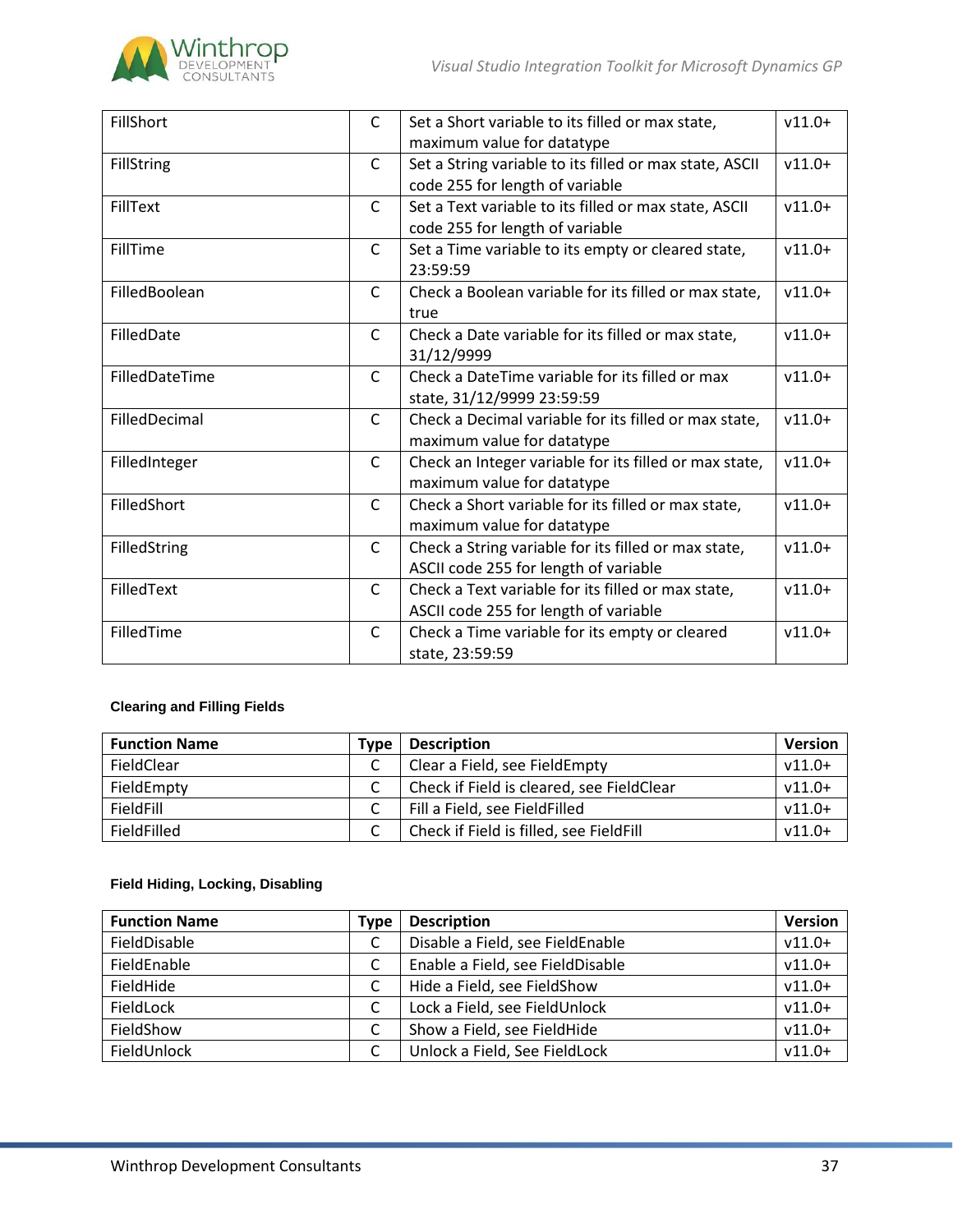| | | | |
|---|---|---|---|
| FillShort | C | Set a Short variable to its filled or max state, maximum value for datatype | v11.0+ |
| FillString | C | Set a String variable to its filled or max state, ASCII code 255 for length of variable | v11.0+ |
| FillText | C | Set a Text variable to its filled or max state, ASCII code 255 for length of variable | v11.0+ |
| FillTime | C | Set a Time variable to its empty or cleared state, 23:59:59 | v11.0+ |
| FilledBoolean | C | Check a Boolean variable for its filled or max state, true | v11.0+ |
| FilledDate | C | Check a Date variable for its filled or max state, 31/12/9999 | v11.0+ |
| FilledDateTime | C | Check a DateTime variable for its filled or max state, 31/12/9999 23:59:59 | v11.0+ |
| FilledDecimal | C | Check a Decimal variable for its filled or max state, maximum value for datatype | v11.0+ |
| FilledInteger | C | Check an Integer variable for its filled or max state, maximum value for datatype | v11.0+ |
| FilledShort | C | Check a Short variable for its filled or max state, maximum value for datatype | v11.0+ |
| FilledString | C | Check a String variable for its filled or max state, ASCII code 255 for length of variable | v11.0+ |
| FilledText | C | Check a Text variable for its filled or max state, ASCII code 255 for length of variable | v11.0+ |
| FilledTime | C | Check a Time variable for its empty or cleared state, 23:59:59 | v11.0+ |

#### Clearing and Filling Fields

| Function Name | Type | Description | Version |
|---|---|---|---|
| FieldClear | C | Clear a Field, see FieldEmpty | v11.0+ |
| FieldEmpty | C | Check if Field is cleared, see FieldClear | v11.0+ |
| FieldFill | C | Fill a Field, see FieldFilled | v11.0+ |
| FieldFilled | C | Check if Field is filled, see FieldFill | v11.0+ |

#### Field Hiding, Locking, Disabling

| Function Name | Type | Description | Version |
|---|---|---|---|
| FieldDisable | C | Disable a Field, see FieldEnable | v11.0+ |
| FieldEnable | C | Enable a Field, see FieldDisable | v11.0+ |
| FieldHide | C | Hide a Field, see FieldShow | v11.0+ |
| FieldLock | C | Lock a Field, see FieldUnlock | v11.0+ |
| FieldShow | C | Show a Field, see FieldHide | v11.0+ |
| FieldUnlock | C | Unlock a Field, See FieldLock | v11.0+ |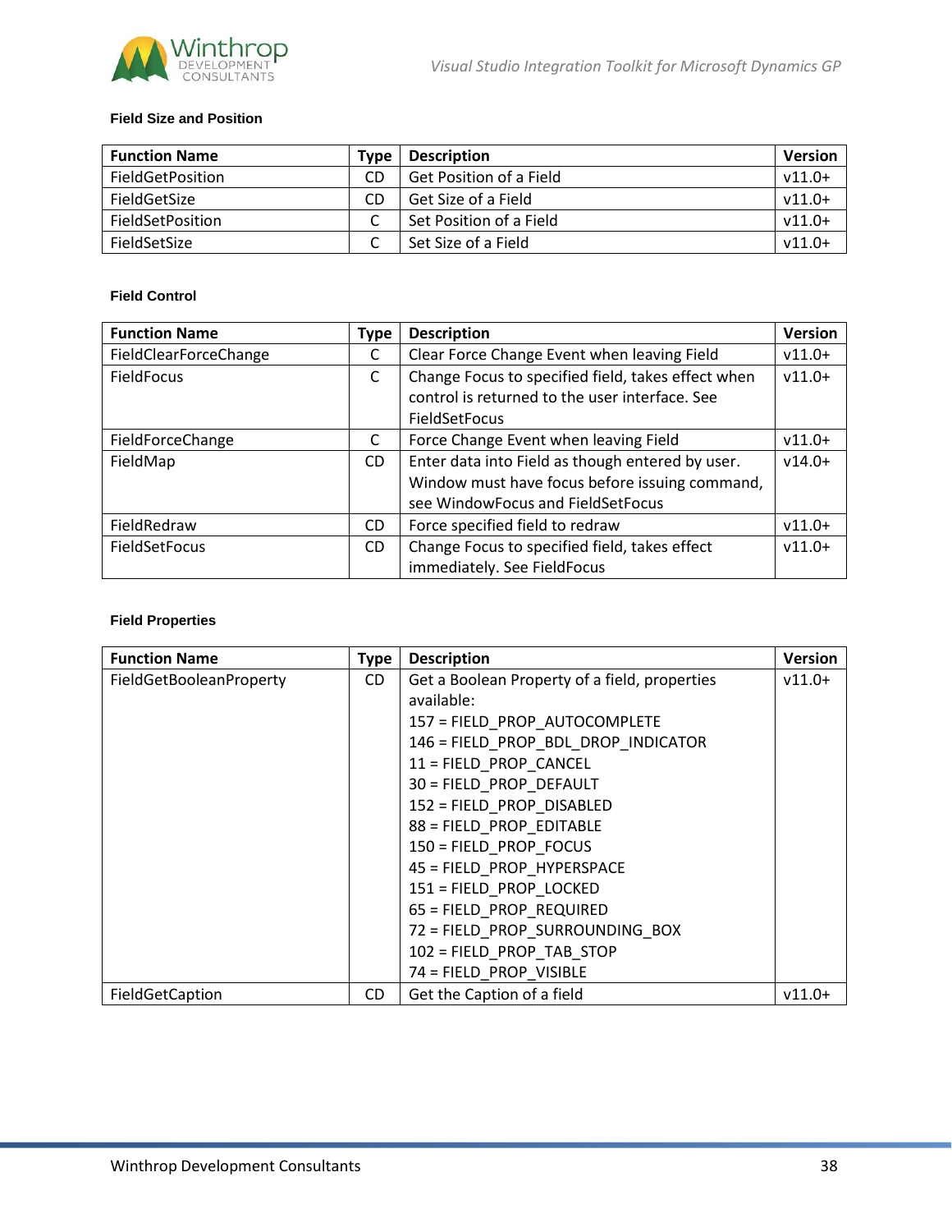#### Field Size and Position

| Function Name | Type | Description | Version |
|---|---|---|---|
| FieldGetPosition | CD | Get Position of a Field | v11.0+ |
| FieldGetSize | CD | Get Size of a Field | v11.0+ |
| FieldSetPosition | C | Set Position of a Field | v11.0+ |
| FieldSetSize | C | Set Size of a Field | v11.0+ |

#### Field Control

| Function Name | Type | Description | Version |
|---|---|---|---|
| FieldClearForceChange | C | Clear Force Change Event when leaving Field | v11.0+ |
| FieldFocus | C | Change Focus to specified field, takes effect when control is returned to the user interface. See FieldSetFocus | v11.0+ |
| FieldForceChange | C | Force Change Event when leaving Field | v11.0+ |
| FieldMap | CD | Enter data into Field as though entered by user. Window must have focus before issuing command, see WindowFocus and FieldSetFocus | v14.0+ |
| FieldRedraw | CD | Force specified field to redraw | v11.0+ |
| FieldSetFocus | CD | Change Focus to specified field, takes effect immediately. See FieldFocus | v11.0+ |

#### Field Properties

| Function Name | Type | Description | Version |
|---|---|---|---|
| FieldGetBooleanProperty | CD | Get a Boolean Property of a field, properties available:<br>157 = FIELD_PROP_AUTOCOMPLETE<br>146 = FIELD_PROP_BDL_DROP_INDICATOR<br>11 = FIELD_PROP_CANCEL<br>30 = FIELD_PROP_DEFAULT<br>152 = FIELD_PROP_DISABLED<br>88 = FIELD_PROP_EDITABLE<br>150 = FIELD_PROP_FOCUS<br>45 = FIELD_PROP_HYPERSPACE<br>151 = FIELD_PROP_LOCKED<br>65 = FIELD_PROP_REQUIRED<br>72 = FIELD_PROP_SURROUNDING_BOX<br>102 = FIELD_PROP_TAB_STOP<br>74 = FIELD_PROP_VISIBLE | v11.0+ |
| FieldGetCaption | CD | Get the Caption of a field | v11.0+ |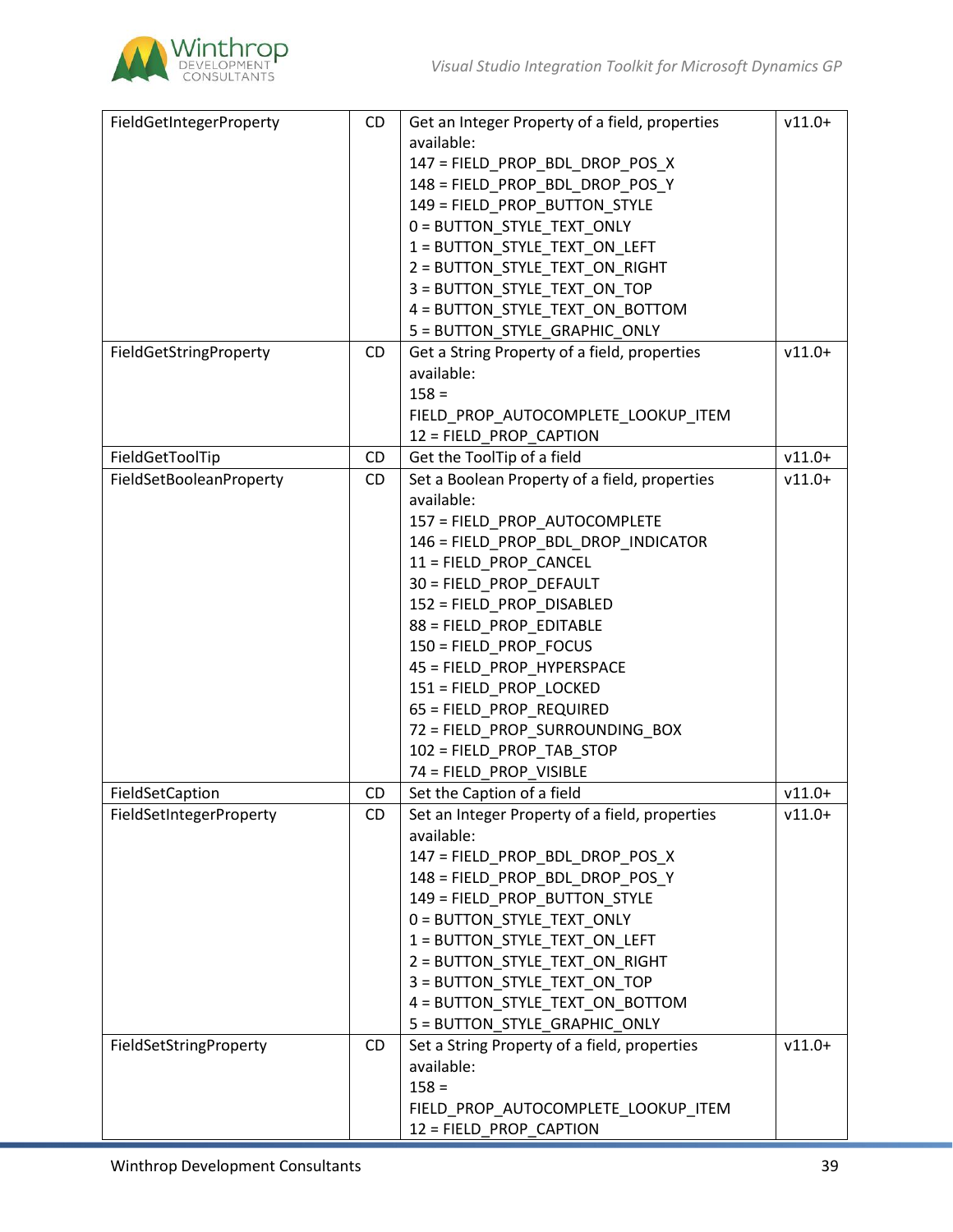| | | | |
|---|---|---|---|
| FieldGetIntegerProperty | CD | Get an Integer Property of a field, properties available:<br>147 = FIELD_PROP_BDL_DROP_POS_X<br>148 = FIELD_PROP_BDL_DROP_POS_Y<br>149 = FIELD_PROP_BUTTON_STYLE<br>0 = BUTTON_STYLE_TEXT_ONLY<br>1 = BUTTON_STYLE_TEXT_ON_LEFT<br>2 = BUTTON_STYLE_TEXT_ON_RIGHT<br>3 = BUTTON_STYLE_TEXT_ON_TOP<br>4 = BUTTON_STYLE_TEXT_ON_BOTTOM<br>5 = BUTTON_STYLE_GRAPHIC_ONLY | v11.0+ |
| FieldGetStringProperty | CD | Get a String Property of a field, properties available:<br>158 = FIELD_PROP_AUTOCOMPLETE_LOOKUP_ITEM<br>12 = FIELD_PROP_CAPTION | v11.0+ |
| FieldGetToolTip | CD | Get the ToolTip of a field | v11.0+ |
| FieldSetBooleanProperty | CD | Set a Boolean Property of a field, properties available:<br>157 = FIELD_PROP_AUTOCOMPLETE<br>146 = FIELD_PROP_BDL_DROP_INDICATOR<br>11 = FIELD_PROP_CANCEL<br>30 = FIELD_PROP_DEFAULT<br>152 = FIELD_PROP_DISABLED<br>88 = FIELD_PROP_EDITABLE<br>150 = FIELD_PROP_FOCUS<br>45 = FIELD_PROP_HYPERSPACE<br>151 = FIELD_PROP_LOCKED<br>65 = FIELD_PROP_REQUIRED<br>72 = FIELD_PROP_SURROUNDING_BOX<br>102 = FIELD_PROP_TAB_STOP<br>74 = FIELD_PROP_VISIBLE | v11.0+ |
| FieldSetCaption | CD | Set the Caption of a field | v11.0+ |
| FieldSetIntegerProperty | CD | Set an Integer Property of a field, properties available:<br>147 = FIELD_PROP_BDL_DROP_POS_X<br>148 = FIELD_PROP_BDL_DROP_POS_Y<br>149 = FIELD_PROP_BUTTON_STYLE<br>0 = BUTTON_STYLE_TEXT_ONLY<br>1 = BUTTON_STYLE_TEXT_ON_LEFT<br>2 = BUTTON_STYLE_TEXT_ON_RIGHT<br>3 = BUTTON_STYLE_TEXT_ON_TOP<br>4 = BUTTON_STYLE_TEXT_ON_BOTTOM<br>5 = BUTTON_STYLE_GRAPHIC_ONLY | v11.0+ |
| FieldSetStringProperty | CD | Set a String Property of a field, properties available:<br>158 = FIELD_PROP_AUTOCOMPLETE_LOOKUP_ITEM<br>12 = FIELD_PROP_CAPTION | v11.0+ |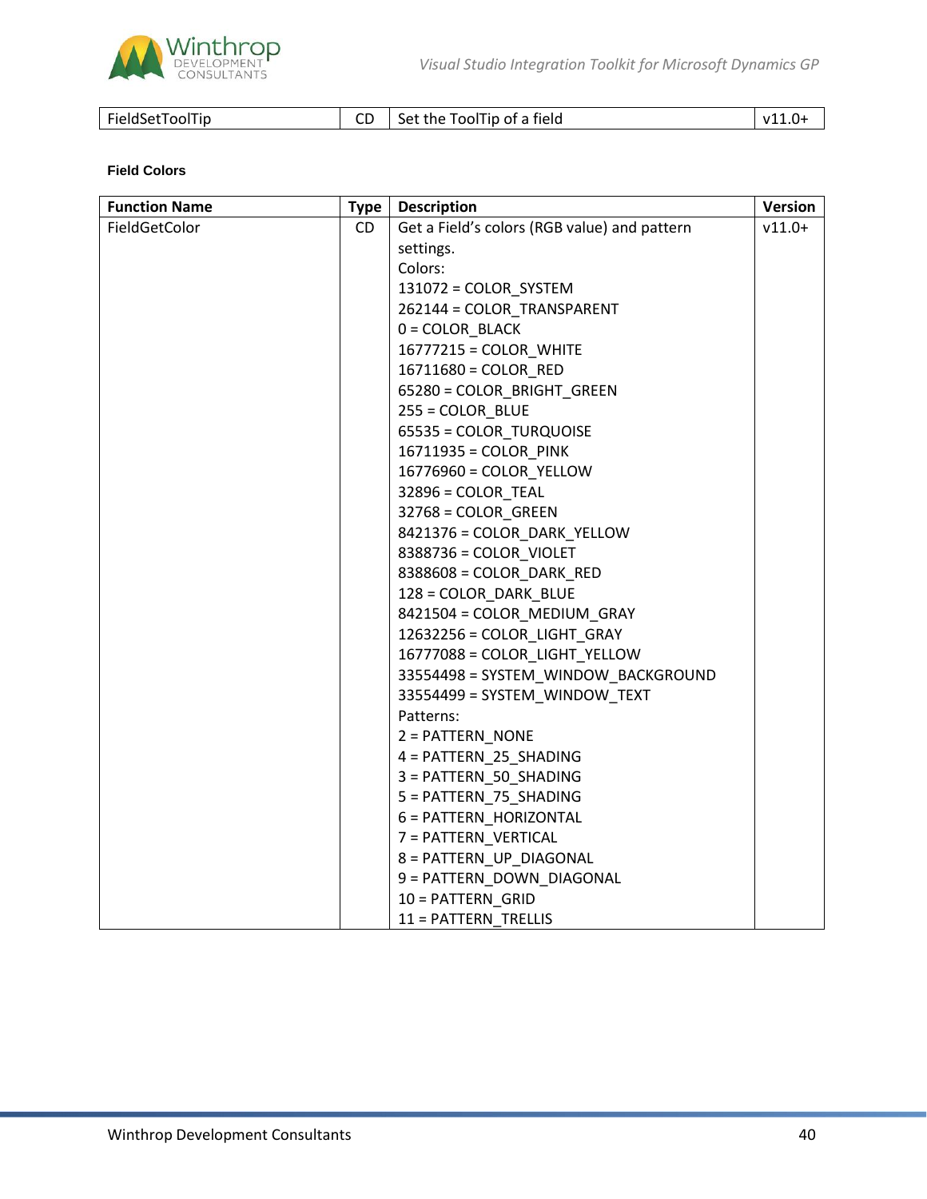| FieldSetToolTip | CD | Set the ToolTip of a field | v11.0+ |
|---|---|---|---|

**Field Colors**

| Function Name | Type | Description | Version |
|---|---|---|---|
| FieldGetColor | CD | Get a Field's colors (RGB value) and pattern settings.<br>Colors:<br>131072 = COLOR_SYSTEM<br>262144 = COLOR_TRANSPARENT<br>0 = COLOR_BLACK<br>16777215 = COLOR_WHITE<br>16711680 = COLOR_RED<br>65280 = COLOR_BRIGHT_GREEN<br>255 = COLOR_BLUE<br>65535 = COLOR_TURQUOISE<br>16711935 = COLOR_PINK<br>16776960 = COLOR_YELLOW<br>32896 = COLOR_TEAL<br>32768 = COLOR_GREEN<br>8421376 = COLOR_DARK_YELLOW<br>8388736 = COLOR_VIOLET<br>8388608 = COLOR_DARK_RED<br>128 = COLOR_DARK_BLUE<br>8421504 = COLOR_MEDIUM_GRAY<br>12632256 = COLOR_LIGHT_GRAY<br>16777088 = COLOR_LIGHT_YELLOW<br>33554498 = SYSTEM_WINDOW_BACKGROUND<br>33554499 = SYSTEM_WINDOW_TEXT<br>Patterns:<br>2 = PATTERN_NONE<br>4 = PATTERN_25_SHADING<br>3 = PATTERN_50_SHADING<br>5 = PATTERN_75_SHADING<br>6 = PATTERN_HORIZONTAL<br>7 = PATTERN_VERTICAL<br>8 = PATTERN_UP_DIAGONAL<br>9 = PATTERN_DOWN_DIAGONAL<br>10 = PATTERN_GRID<br>11 = PATTERN_TRELLIS | v11.0+ |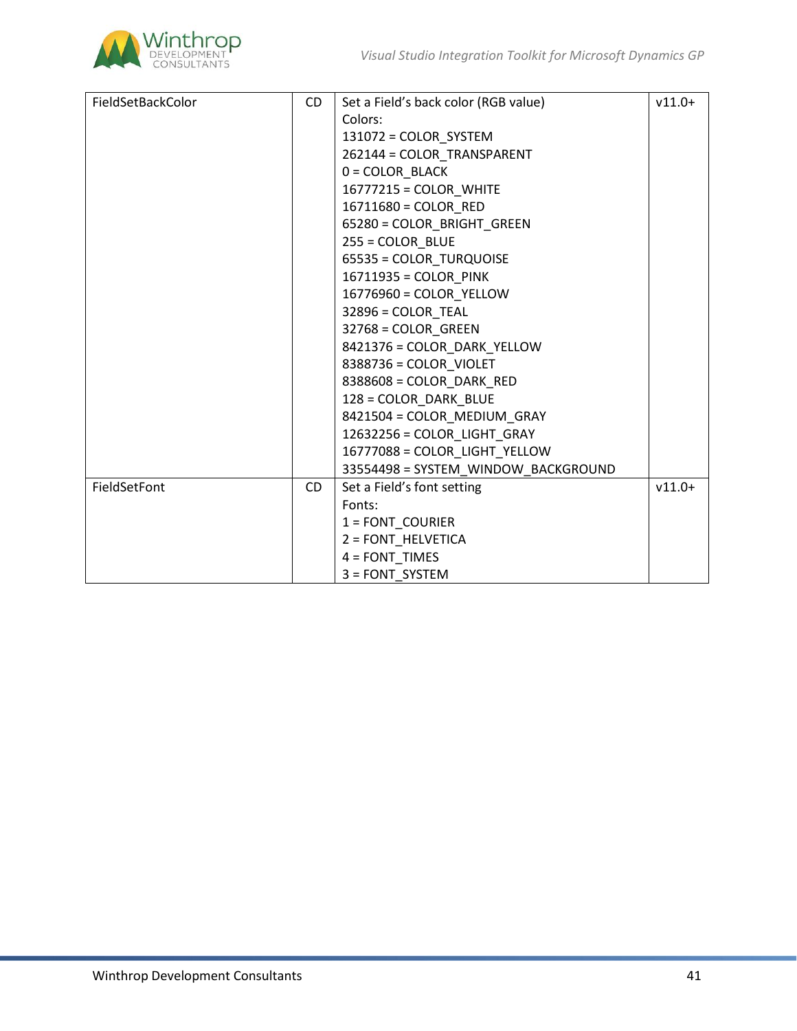| | | | |
|---|---|---|---|
| FieldSetBackColor | CD | Set a Field's back color (RGB value)<br>Colors:<br>131072 = COLOR_SYSTEM<br>262144 = COLOR_TRANSPARENT<br>0 = COLOR_BLACK<br>16777215 = COLOR_WHITE<br>16711680 = COLOR_RED<br>65280 = COLOR_BRIGHT_GREEN<br>255 = COLOR_BLUE<br>65535 = COLOR_TURQUOISE<br>16711935 = COLOR_PINK<br>16776960 = COLOR_YELLOW<br>32896 = COLOR_TEAL<br>32768 = COLOR_GREEN<br>8421376 = COLOR_DARK_YELLOW<br>8388736 = COLOR_VIOLET<br>8388608 = COLOR_DARK_RED<br>128 = COLOR_DARK_BLUE<br>8421504 = COLOR_MEDIUM_GRAY<br>12632256 = COLOR_LIGHT_GRAY<br>16777088 = COLOR_LIGHT_YELLOW<br>33554498 = SYSTEM_WINDOW_BACKGROUND | v11.0+ |
| FieldSetFont | CD | Set a Field's font setting<br>Fonts:<br>1 = FONT_COURIER<br>2 = FONT_HELVETICA<br>4 = FONT_TIMES<br>3 = FONT_SYSTEM | v11.0+ |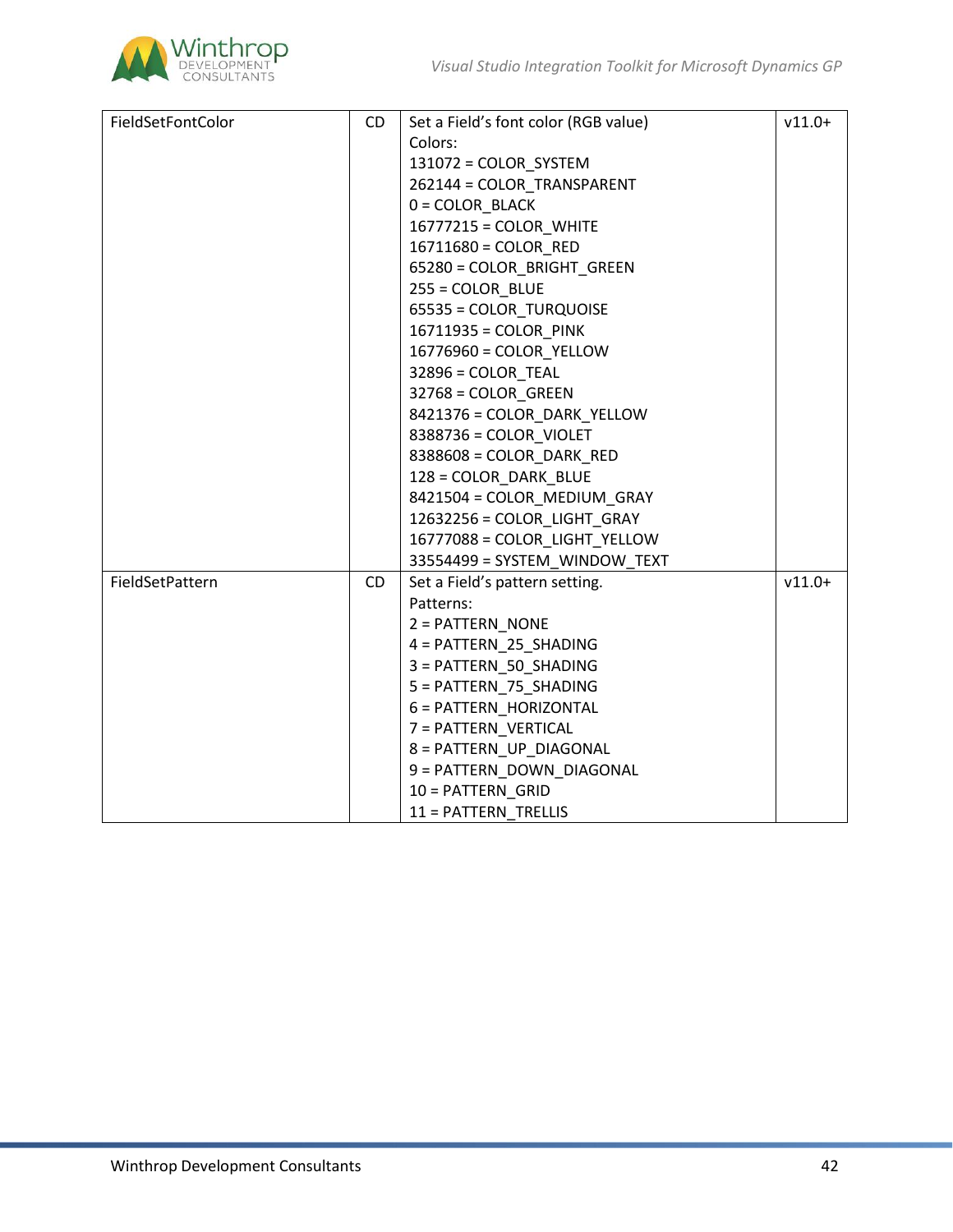| FieldSetFontColor | CD | Set a Field's font color (RGB value)<br>Colors:<br>131072 = COLOR_SYSTEM<br>262144 = COLOR_TRANSPARENT<br>0 = COLOR_BLACK<br>16777215 = COLOR_WHITE<br>16711680 = COLOR_RED<br>65280 = COLOR_BRIGHT_GREEN<br>255 = COLOR_BLUE<br>65535 = COLOR_TURQUOISE<br>16711935 = COLOR_PINK<br>16776960 = COLOR_YELLOW<br>32896 = COLOR_TEAL<br>32768 = COLOR_GREEN<br>8421376 = COLOR_DARK_YELLOW<br>8388736 = COLOR_VIOLET<br>8388608 = COLOR_DARK_RED<br>128 = COLOR_DARK_BLUE<br>8421504 = COLOR_MEDIUM_GRAY<br>12632256 = COLOR_LIGHT_GRAY<br>16777088 = COLOR_LIGHT_YELLOW<br>33554499 = SYSTEM_WINDOW_TEXT | v11.0+ |
|---|---|---|---|
| FieldSetPattern | CD | Set a Field's pattern setting.<br>Patterns:<br>2 = PATTERN_NONE<br>4 = PATTERN_25_SHADING<br>3 = PATTERN_50_SHADING<br>5 = PATTERN_75_SHADING<br>6 = PATTERN_HORIZONTAL<br>7 = PATTERN_VERTICAL<br>8 = PATTERN_UP_DIAGONAL<br>9 = PATTERN_DOWN_DIAGONAL<br>10 = PATTERN_GRID<br>11 = PATTERN_TRELLIS | v11.0+ |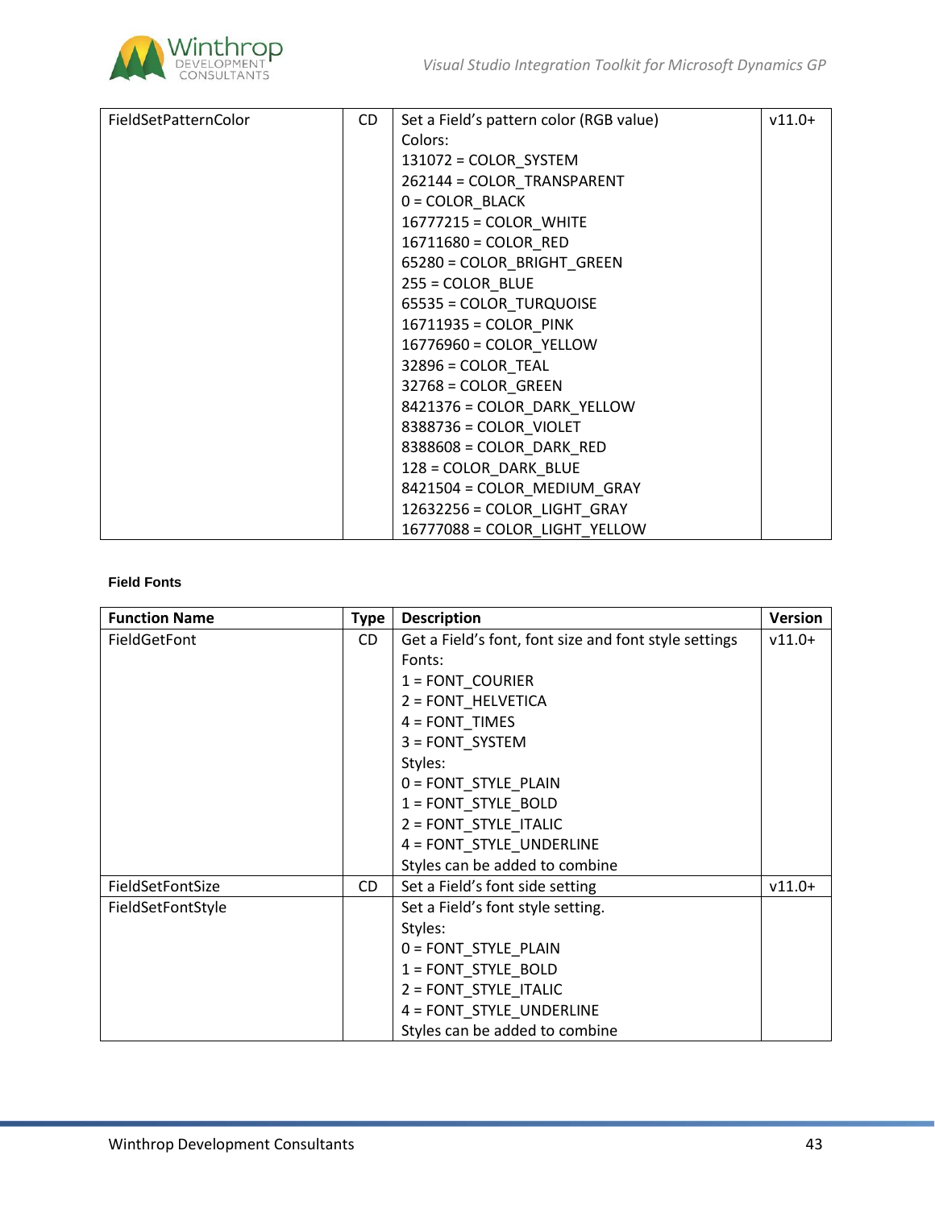| | | | |
|---|---|---|---|
| FieldSetPatternColor | CD | Set a Field's pattern color (RGB value)<br>Colors:<br>131072 = COLOR_SYSTEM<br>262144 = COLOR_TRANSPARENT<br>0 = COLOR_BLACK<br>16777215 = COLOR_WHITE<br>16711680 = COLOR_RED<br>65280 = COLOR_BRIGHT_GREEN<br>255 = COLOR_BLUE<br>65535 = COLOR_TURQUOISE<br>16711935 = COLOR_PINK<br>16776960 = COLOR_YELLOW<br>32896 = COLOR_TEAL<br>32768 = COLOR_GREEN<br>8421376 = COLOR_DARK_YELLOW<br>8388736 = COLOR_VIOLET<br>8388608 = COLOR_DARK_RED<br>128 = COLOR_DARK_BLUE<br>8421504 = COLOR_MEDIUM_GRAY<br>12632256 = COLOR_LIGHT_GRAY<br>16777088 = COLOR_LIGHT_YELLOW | v11.0+ |

**Field Fonts**

| Function Name | Type | Description | Version |
|---|---|---|---|
| FieldGetFont | CD | Get a Field's font, font size and font style settings<br>Fonts:<br>1 = FONT_COURIER<br>2 = FONT_HELVETICA<br>4 = FONT_TIMES<br>3 = FONT_SYSTEM<br>Styles:<br>0 = FONT_STYLE_PLAIN<br>1 = FONT_STYLE_BOLD<br>2 = FONT_STYLE_ITALIC<br>4 = FONT_STYLE_UNDERLINE<br>Styles can be added to combine | v11.0+ |
| FieldSetFontSize | CD | Set a Field's font side setting | v11.0+ |
| FieldSetFontStyle | | Set a Field's font style setting.<br>Styles:<br>0 = FONT_STYLE_PLAIN<br>1 = FONT_STYLE_BOLD<br>2 = FONT_STYLE_ITALIC<br>4 = FONT_STYLE_UNDERLINE<br>Styles can be added to combine | |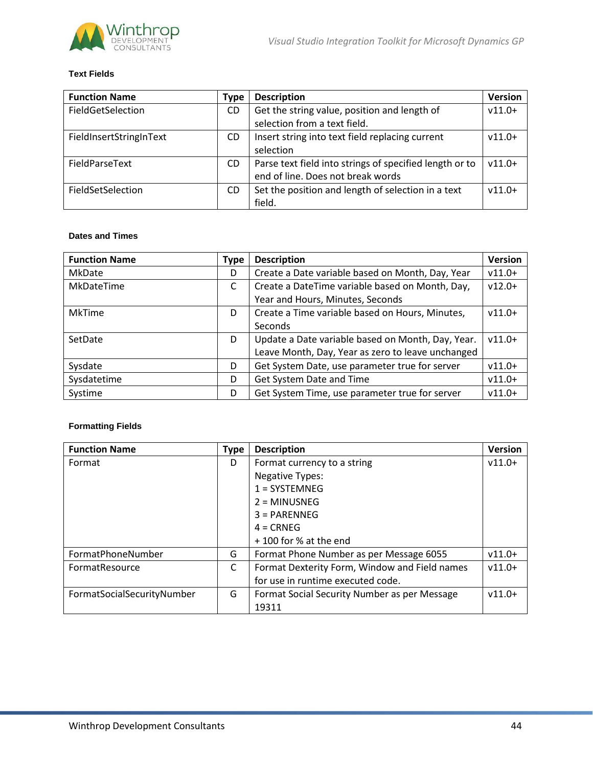### Text Fields

| Function Name | Type | Description | Version |
|---|---|---|---|
| FieldGetSelection | CD | Get the string value, position and length of selection from a text field. | v11.0+ |
| FieldInsertStringInText | CD | Insert string into text field replacing current selection | v11.0+ |
| FieldParseText | CD | Parse text field into strings of specified length or to end of line. Does not break words | v11.0+ |
| FieldSetSelection | CD | Set the position and length of selection in a text field. | v11.0+ |

### Dates and Times

| Function Name | Type | Description | Version |
|---|---|---|---|
| MkDate | D | Create a Date variable based on Month, Day, Year | v11.0+ |
| MkDateTime | C | Create a DateTime variable based on Month, Day, Year and Hours, Minutes, Seconds | v12.0+ |
| MkTime | D | Create a Time variable based on Hours, Minutes, Seconds | v11.0+ |
| SetDate | D | Update a Date variable based on Month, Day, Year. Leave Month, Day, Year as zero to leave unchanged | v11.0+ |
| Sysdate | D | Get System Date, use parameter true for server | v11.0+ |
| Sysdatetime | D | Get System Date and Time | v11.0+ |
| Systime | D | Get System Time, use parameter true for server | v11.0+ |

### Formatting Fields

| Function Name | Type | Description | Version |
|---|---|---|---|
| Format | D | Format currency to a string<br>Negative Types:<br>1 = SYSTEMNEG<br>2 = MINUSNEG<br>3 = PARENNEG<br>4 = CRNEG<br>+ 100 for % at the end | v11.0+ |
| FormatPhoneNumber | G | Format Phone Number as per Message 6055 | v11.0+ |
| FormatResource | C | Format Dexterity Form, Window and Field names for use in runtime executed code. | v11.0+ |
| FormatSocialSecurityNumber | G | Format Social Security Number as per Message 19311 | v11.0+ |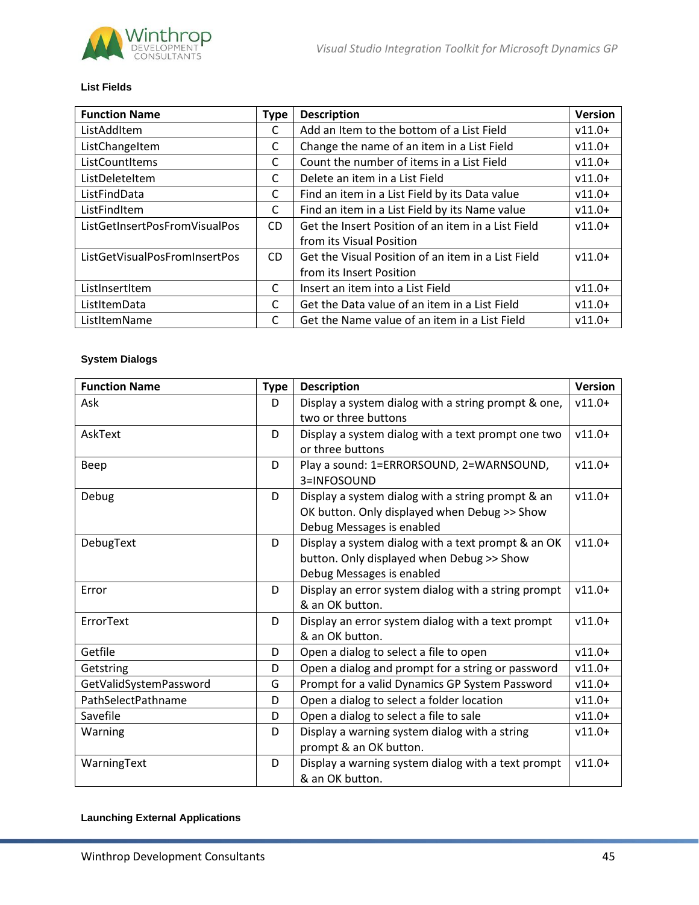#### List Fields

| Function Name | Type | Description | Version |
|---|---|---|---|
| ListAddItem | C | Add an Item to the bottom of a List Field | v11.0+ |
| ListChangeItem | C | Change the name of an item in a List Field | v11.0+ |
| ListCountItems | C | Count the number of items in a List Field | v11.0+ |
| ListDeleteItem | C | Delete an item in a List Field | v11.0+ |
| ListFindData | C | Find an item in a List Field by its Data value | v11.0+ |
| ListFindItem | C | Find an item in a List Field by its Name value | v11.0+ |
| ListGetInsertPosFromVisualPos | CD | Get the Insert Position of an item in a List Field from its Visual Position | v11.0+ |
| ListGetVisualPosFromInsertPos | CD | Get the Visual Position of an item in a List Field from its Insert Position | v11.0+ |
| ListInsertItem | C | Insert an item into a List Field | v11.0+ |
| ListItemData | C | Get the Data value of an item in a List Field | v11.0+ |
| ListItemName | C | Get the Name value of an item in a List Field | v11.0+ |

#### System Dialogs

| Function Name | Type | Description | Version |
|---|---|---|---|
| Ask | D | Display a system dialog with a string prompt & one, two or three buttons | v11.0+ |
| AskText | D | Display a system dialog with a text prompt one two or three buttons | v11.0+ |
| Beep | D | Play a sound: 1=ERRORSOUND, 2=WARNSOUND, 3=INFOSOUND | v11.0+ |
| Debug | D | Display a system dialog with a string prompt & an OK button. Only displayed when Debug >> Show Debug Messages is enabled | v11.0+ |
| DebugText | D | Display a system dialog with a text prompt & an OK button. Only displayed when Debug >> Show Debug Messages is enabled | v11.0+ |
| Error | D | Display an error system dialog with a string prompt & an OK button. | v11.0+ |
| ErrorText | D | Display an error system dialog with a text prompt & an OK button. | v11.0+ |
| Getfile | D | Open a dialog to select a file to open | v11.0+ |
| Getstring | D | Open a dialog and prompt for a string or password | v11.0+ |
| GetValidSystemPassword | G | Prompt for a valid Dynamics GP System Password | v11.0+ |
| PathSelectPathname | D | Open a dialog to select a folder location | v11.0+ |
| Savefile | D | Open a dialog to select a file to sale | v11.0+ |
| Warning | D | Display a warning system dialog with a string prompt & an OK button. | v11.0+ |
| WarningText | D | Display a warning system dialog with a text prompt & an OK button. | v11.0+ |

#### Launching External Applications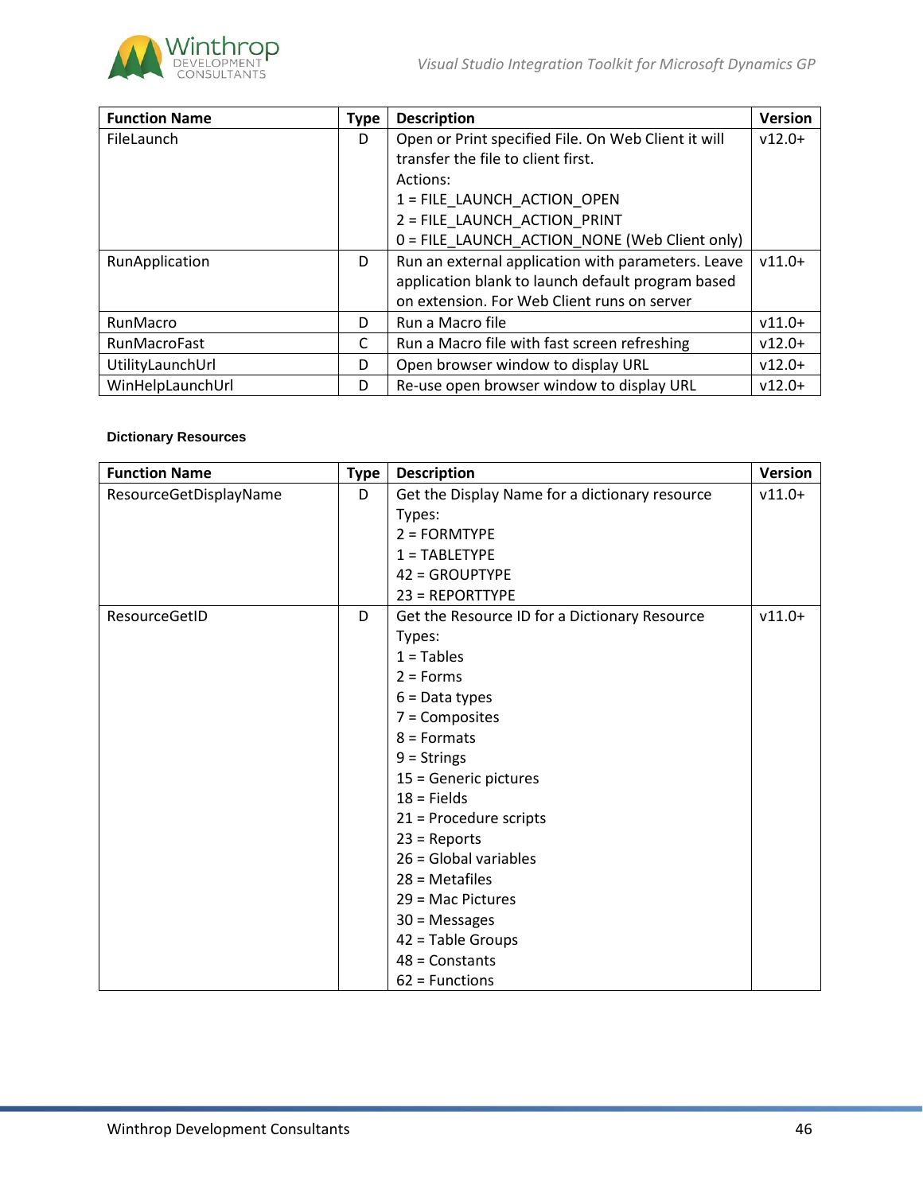| Function Name | Type | Description | Version |
|---|---|---|---|
| FileLaunch | D | Open or Print specified File. On Web Client it will transfer the file to client first.<br>Actions:<br>1 = FILE_LAUNCH_ACTION_OPEN<br>2 = FILE_LAUNCH_ACTION_PRINT<br>0 = FILE_LAUNCH_ACTION_NONE (Web Client only) | v12.0+ |
| RunApplication | D | Run an external application with parameters. Leave application blank to launch default program based on extension. For Web Client runs on server | v11.0+ |
| RunMacro | D | Run a Macro file | v11.0+ |
| RunMacroFast | C | Run a Macro file with fast screen refreshing | v12.0+ |
| UtilityLaunchUrl | D | Open browser window to display URL | v12.0+ |
| WinHelpLaunchUrl | D | Re-use open browser window to display URL | v12.0+ |

#### Dictionary Resources

| Function Name | Type | Description | Version |
|---|---|---|---|
| ResourceGetDisplayName | D | Get the Display Name for a dictionary resource<br>Types:<br>2 = FORMTYPE<br>1 = TABLETYPE<br>42 = GROUPTYPE<br>23 = REPORTTYPE | v11.0+ |
| ResourceGetID | D | Get the Resource ID for a Dictionary Resource<br>Types:<br>1 = Tables<br>2 = Forms<br>6 = Data types<br>7 = Composites<br>8 = Formats<br>9 = Strings<br>15 = Generic pictures<br>18 = Fields<br>21 = Procedure scripts<br>23 = Reports<br>26 = Global variables<br>28 = Metafiles<br>29 = Mac Pictures<br>30 = Messages<br>42 = Table Groups<br>48 = Constants<br>62 = Functions | v11.0+ |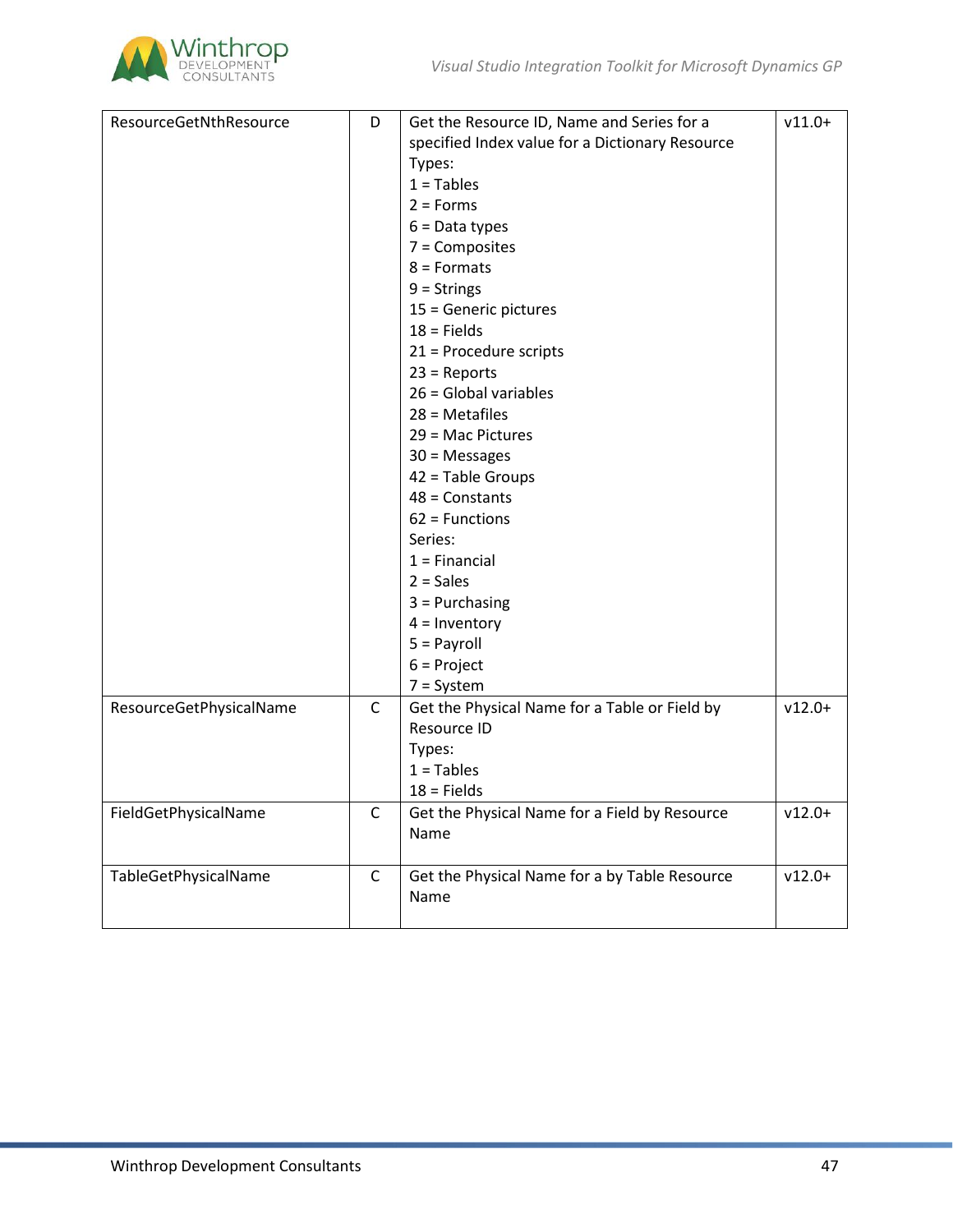| ResourceGetNthResource | D | Get the Resource ID, Name and Series for a specified Index value for a Dictionary Resource<br>Types:<br>1 = Tables<br>2 = Forms<br>6 = Data types<br>7 = Composites<br>8 = Formats<br>9 = Strings<br>15 = Generic pictures<br>18 = Fields<br>21 = Procedure scripts<br>23 = Reports<br>26 = Global variables<br>28 = Metafiles<br>29 = Mac Pictures<br>30 = Messages<br>42 = Table Groups<br>48 = Constants<br>62 = Functions<br>Series:<br>1 = Financial<br>2 = Sales<br>3 = Purchasing<br>4 = Inventory<br>5 = Payroll<br>6 = Project<br>7 = System | v11.0+ |
|---|---|---|---|
| ResourceGetPhysicalName | C | Get the Physical Name for a Table or Field by Resource ID<br>Types:<br>1 = Tables<br>18 = Fields | v12.0+ |
| FieldGetPhysicalName | C | Get the Physical Name for a Field by Resource Name | v12.0+ |
| TableGetPhysicalName | C | Get the Physical Name for a by Table Resource Name | v12.0+ |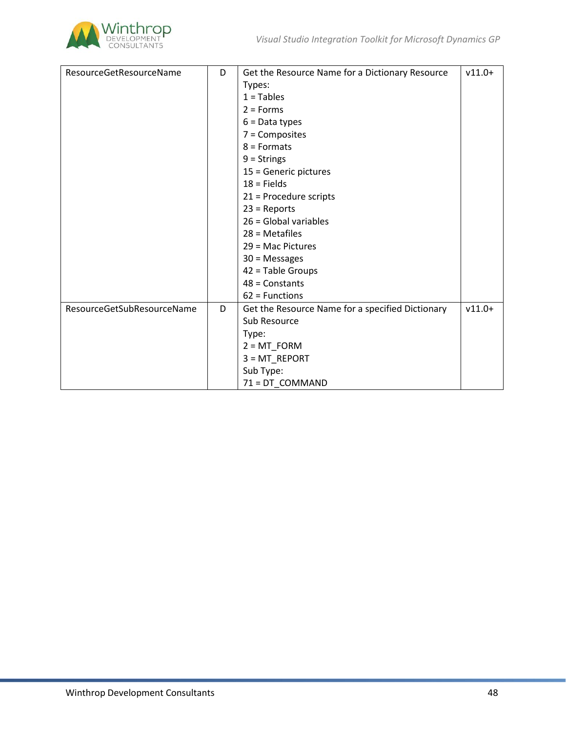| | | | |
|---|---|---|---|
| ResourceGetResourceName | D | Get the Resource Name for a Dictionary Resource<br>Types:<br>1 = Tables<br>2 = Forms<br>6 = Data types<br>7 = Composites<br>8 = Formats<br>9 = Strings<br>15 = Generic pictures<br>18 = Fields<br>21 = Procedure scripts<br>23 = Reports<br>26 = Global variables<br>28 = Metafiles<br>29 = Mac Pictures<br>30 = Messages<br>42 = Table Groups<br>48 = Constants<br>62 = Functions | v11.0+ |
| ResourceGetSubResourceName | D | Get the Resource Name for a specified Dictionary Sub Resource<br>Type:<br>2 = MT_FORM<br>3 = MT_REPORT<br>Sub Type:<br>71 = DT_COMMAND | v11.0+ |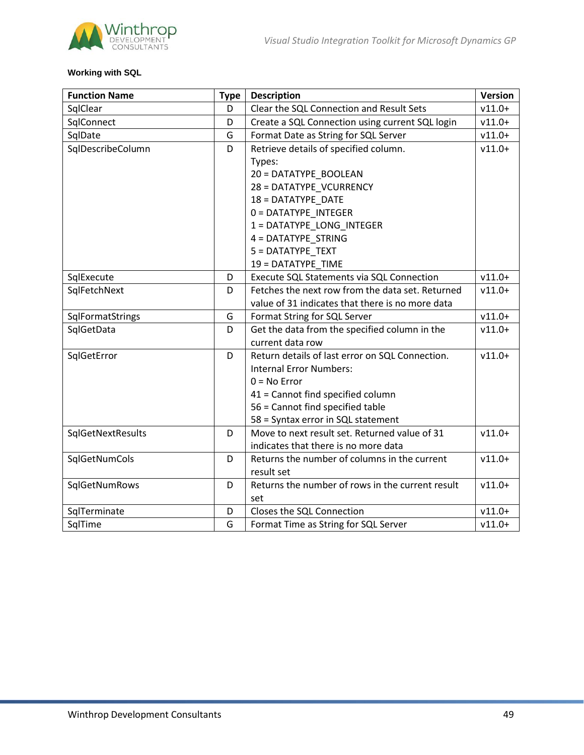**Working with SQL**

| Function Name | Type | Description | Version |
|---|---|---|---|
| SqlClear | D | Clear the SQL Connection and Result Sets | v11.0+ |
| SqlConnect | D | Create a SQL Connection using current SQL login | v11.0+ |
| SqlDate | G | Format Date as String for SQL Server | v11.0+ |
| SqlDescribeColumn | D | Retrieve details of specified column.<br>Types:<br>20 = DATATYPE_BOOLEAN<br>28 = DATATYPE_VCURRENCY<br>18 = DATATYPE_DATE<br>0 = DATATYPE_INTEGER<br>1 = DATATYPE_LONG_INTEGER<br>4 = DATATYPE_STRING<br>5 = DATATYPE_TEXT<br>19 = DATATYPE_TIME | v11.0+ |
| SqlExecute | D | Execute SQL Statements via SQL Connection | v11.0+ |
| SqlFetchNext | D | Fetches the next row from the data set. Returned value of 31 indicates that there is no more data | v11.0+ |
| SqlFormatStrings | G | Format String for SQL Server | v11.0+ |
| SqlGetData | D | Get the data from the specified column in the current data row | v11.0+ |
| SqlGetError | D | Return details of last error on SQL Connection.<br>Internal Error Numbers:<br>0 = No Error<br>41 = Cannot find specified column<br>56 = Cannot find specified table<br>58 = Syntax error in SQL statement | v11.0+ |
| SqlGetNextResults | D | Move to next result set. Returned value of 31 indicates that there is no more data | v11.0+ |
| SqlGetNumCols | D | Returns the number of columns in the current result set | v11.0+ |
| SqlGetNumRows | D | Returns the number of rows in the current result set | v11.0+ |
| SqlTerminate | D | Closes the SQL Connection | v11.0+ |
| SqlTime | G | Format Time as String for SQL Server | v11.0+ |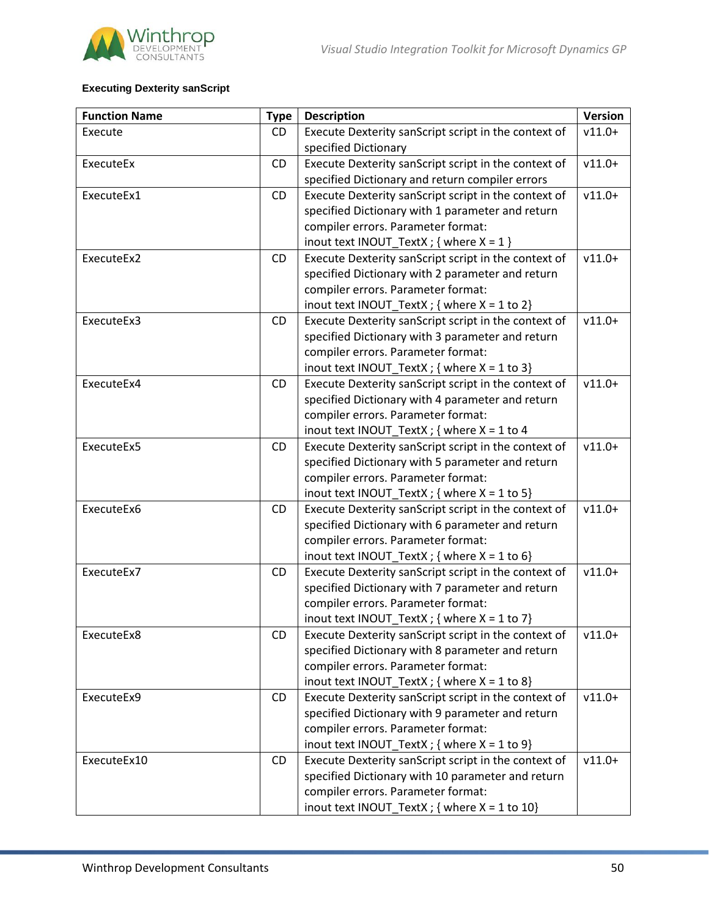**Executing Dexterity sanScript**

| Function Name | Type | Description | Version |
|---|---|---|---|
| Execute | CD | Execute Dexterity sanScript script in the context of specified Dictionary | v11.0+ |
| ExecuteEx | CD | Execute Dexterity sanScript script in the context of specified Dictionary and return compiler errors | v11.0+ |
| ExecuteEx1 | CD | Execute Dexterity sanScript script in the context of specified Dictionary with 1 parameter and return compiler errors. Parameter format: inout text INOUT_TextX ; { where X = 1 } | v11.0+ |
| ExecuteEx2 | CD | Execute Dexterity sanScript script in the context of specified Dictionary with 2 parameter and return compiler errors. Parameter format: inout text INOUT_TextX ; { where X = 1 to 2} | v11.0+ |
| ExecuteEx3 | CD | Execute Dexterity sanScript script in the context of specified Dictionary with 3 parameter and return compiler errors. Parameter format: inout text INOUT_TextX ; { where X = 1 to 3} | v11.0+ |
| ExecuteEx4 | CD | Execute Dexterity sanScript script in the context of specified Dictionary with 4 parameter and return compiler errors. Parameter format: inout text INOUT_TextX ; { where X = 1 to 4 | v11.0+ |
| ExecuteEx5 | CD | Execute Dexterity sanScript script in the context of specified Dictionary with 5 parameter and return compiler errors. Parameter format: inout text INOUT_TextX ; { where X = 1 to 5} | v11.0+ |
| ExecuteEx6 | CD | Execute Dexterity sanScript script in the context of specified Dictionary with 6 parameter and return compiler errors. Parameter format: inout text INOUT_TextX ; { where X = 1 to 6} | v11.0+ |
| ExecuteEx7 | CD | Execute Dexterity sanScript script in the context of specified Dictionary with 7 parameter and return compiler errors. Parameter format: inout text INOUT_TextX ; { where X = 1 to 7} | v11.0+ |
| ExecuteEx8 | CD | Execute Dexterity sanScript script in the context of specified Dictionary with 8 parameter and return compiler errors. Parameter format: inout text INOUT_TextX ; { where X = 1 to 8} | v11.0+ |
| ExecuteEx9 | CD | Execute Dexterity sanScript script in the context of specified Dictionary with 9 parameter and return compiler errors. Parameter format: inout text INOUT_TextX ; { where X = 1 to 9} | v11.0+ |
| ExecuteEx10 | CD | Execute Dexterity sanScript script in the context of specified Dictionary with 10 parameter and return compiler errors. Parameter format: inout text INOUT_TextX ; { where X = 1 to 10} | v11.0+ |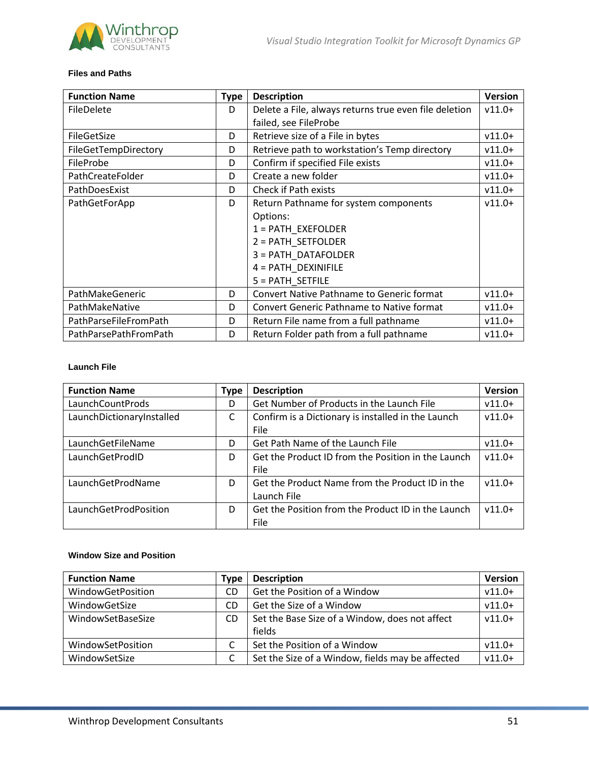#### Files and Paths

| Function Name | Type | Description | Version |
|---|---|---|---|
| FileDelete | D | Delete a File, always returns true even file deletion failed, see FileProbe | v11.0+ |
| FileGetSize | D | Retrieve size of a File in bytes | v11.0+ |
| FileGetTempDirectory | D | Retrieve path to workstation's Temp directory | v11.0+ |
| FileProbe | D | Confirm if specified File exists | v11.0+ |
| PathCreateFolder | D | Create a new folder | v11.0+ |
| PathDoesExist | D | Check if Path exists | v11.0+ |
| PathGetForApp | D | Return Pathname for system components<br>Options:<br>1 = PATH_EXEFOLDER<br>2 = PATH_SETFOLDER<br>3 = PATH_DATAFOLDER<br>4 = PATH_DEXINIFILE<br>5 = PATH_SETFILE | v11.0+ |
| PathMakeGeneric | D | Convert Native Pathname to Generic format | v11.0+ |
| PathMakeNative | D | Convert Generic Pathname to Native format | v11.0+ |
| PathParseFileFromPath | D | Return File name from a full pathname | v11.0+ |
| PathParsePathFromPath | D | Return Folder path from a full pathname | v11.0+ |

#### Launch File

| Function Name | Type | Description | Version |
|---|---|---|---|
| LaunchCountProds | D | Get Number of Products in the Launch File | v11.0+ |
| LaunchDictionaryInstalled | C | Confirm is a Dictionary is installed in the Launch File | v11.0+ |
| LaunchGetFileName | D | Get Path Name of the Launch File | v11.0+ |
| LaunchGetProdID | D | Get the Product ID from the Position in the Launch File | v11.0+ |
| LaunchGetProdName | D | Get the Product Name from the Product ID in the Launch File | v11.0+ |
| LaunchGetProdPosition | D | Get the Position from the Product ID in the Launch File | v11.0+ |

#### Window Size and Position

| Function Name | Type | Description | Version |
|---|---|---|---|
| WindowGetPosition | CD | Get the Position of a Window | v11.0+ |
| WindowGetSize | CD | Get the Size of a Window | v11.0+ |
| WindowSetBaseSize | CD | Set the Base Size of a Window, does not affect fields | v11.0+ |
| WindowSetPosition | C | Set the Position of a Window | v11.0+ |
| WindowSetSize | C | Set the Size of a Window, fields may be affected | v11.0+ |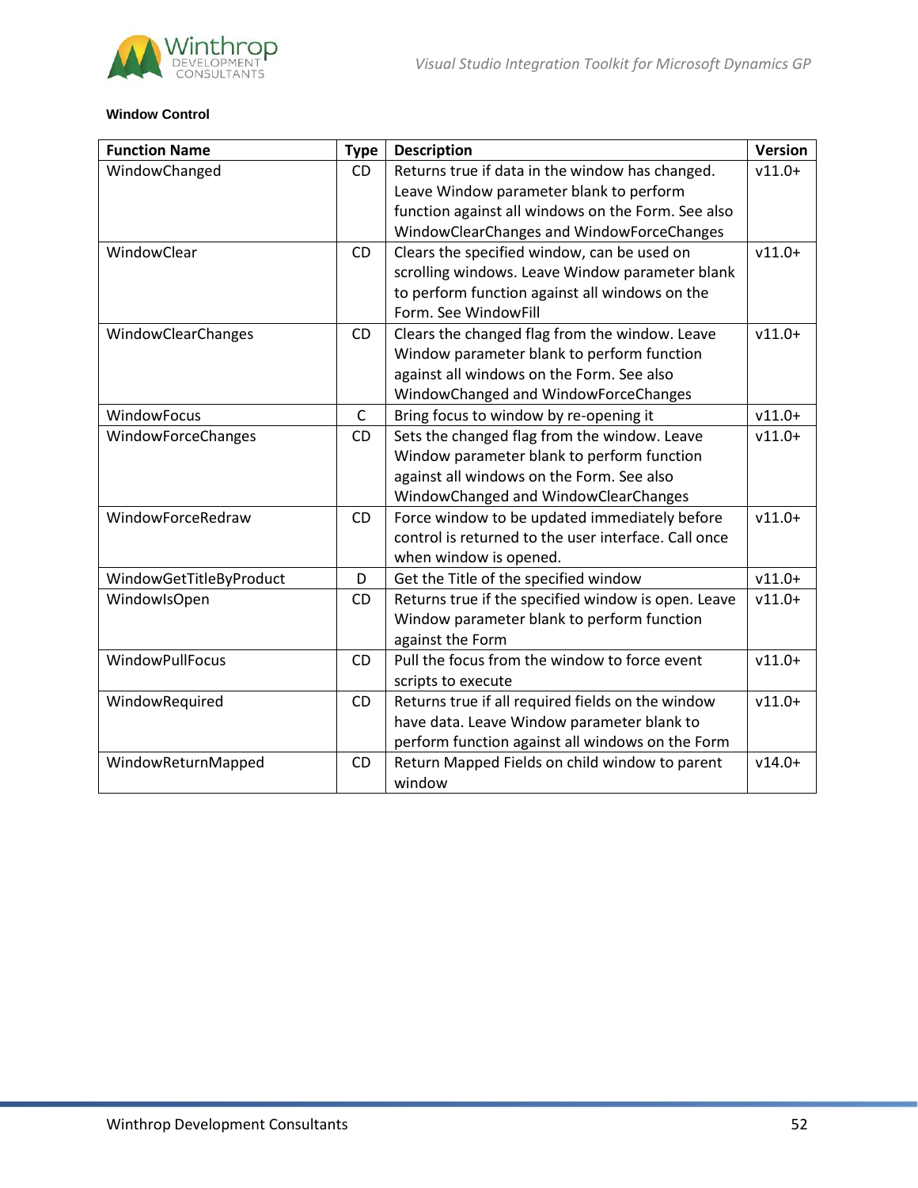**Window Control**

| Function Name | Type | Description | Version |
|---|---|---|---|
| WindowChanged | CD | Returns true if data in the window has changed. Leave Window parameter blank to perform function against all windows on the Form. See also WindowClearChanges and WindowForceChanges | v11.0+ |
| WindowClear | CD | Clears the specified window, can be used on scrolling windows. Leave Window parameter blank to perform function against all windows on the Form. See WindowFill | v11.0+ |
| WindowClearChanges | CD | Clears the changed flag from the window. Leave Window parameter blank to perform function against all windows on the Form. See also WindowChanged and WindowForceChanges | v11.0+ |
| WindowFocus | C | Bring focus to window by re-opening it | v11.0+ |
| WindowForceChanges | CD | Sets the changed flag from the window. Leave Window parameter blank to perform function against all windows on the Form. See also WindowChanged and WindowClearChanges | v11.0+ |
| WindowForceRedraw | CD | Force window to be updated immediately before control is returned to the user interface. Call once when window is opened. | v11.0+ |
| WindowGetTitleByProduct | D | Get the Title of the specified window | v11.0+ |
| WindowIsOpen | CD | Returns true if the specified window is open. Leave Window parameter blank to perform function against the Form | v11.0+ |
| WindowPullFocus | CD | Pull the focus from the window to force event scripts to execute | v11.0+ |
| WindowRequired | CD | Returns true if all required fields on the window have data. Leave Window parameter blank to perform function against all windows on the Form | v11.0+ |
| WindowReturnMapped | CD | Return Mapped Fields on child window to parent window | v14.0+ |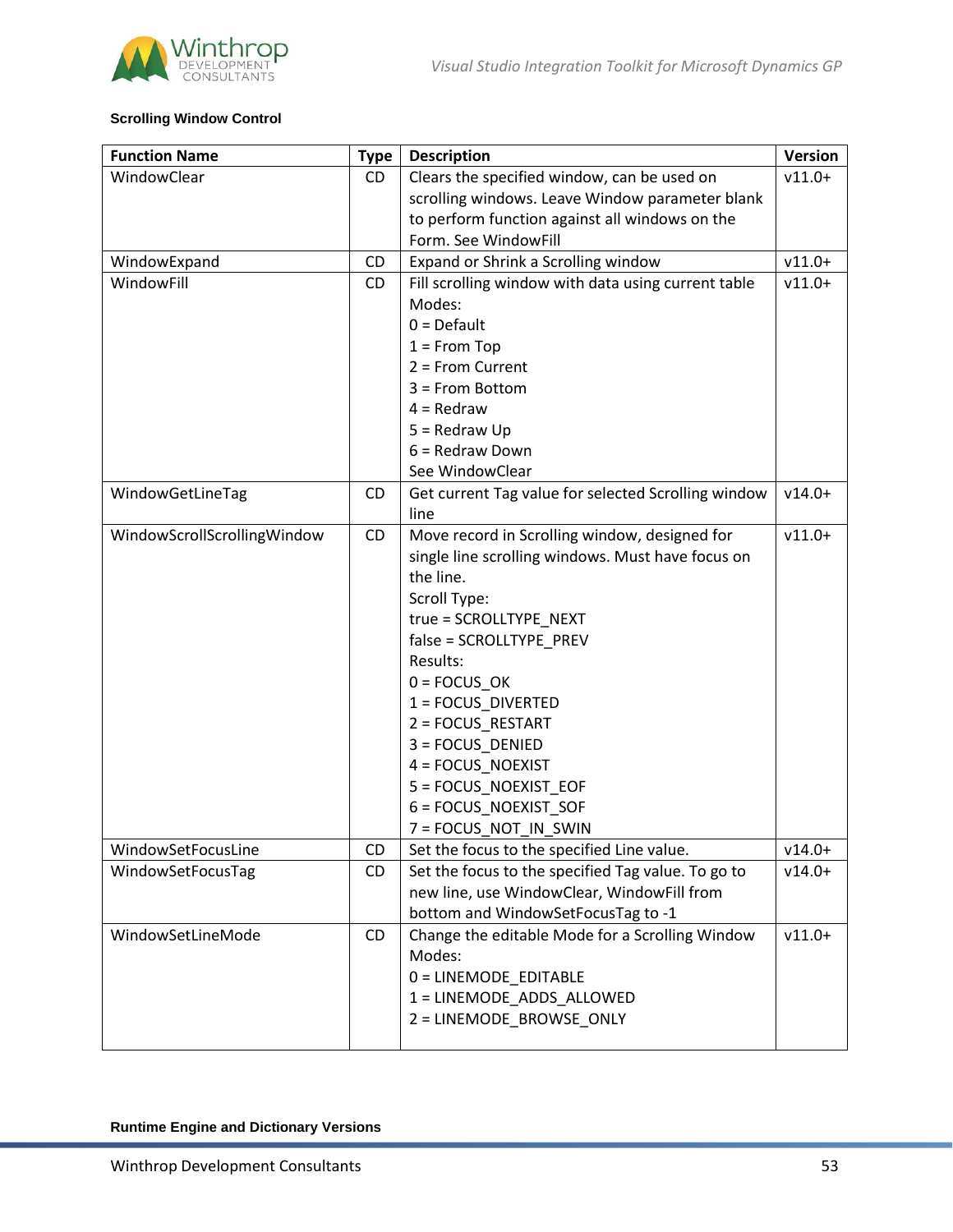**Scrolling Window Control**

| Function Name | Type | Description | Version |
|---|---|---|---|
| WindowClear | CD | Clears the specified window, can be used on scrolling windows. Leave Window parameter blank to perform function against all windows on the Form. See WindowFill | v11.0+ |
| WindowExpand | CD | Expand or Shrink a Scrolling window | v11.0+ |
| WindowFill | CD | Fill scrolling window with data using current table<br>Modes:<br>0 = Default<br>1 = From Top<br>2 = From Current<br>3 = From Bottom<br>4 = Redraw<br>5 = Redraw Up<br>6 = Redraw Down<br>See WindowClear | v11.0+ |
| WindowGetLineTag | CD | Get current Tag value for selected Scrolling window line | v14.0+ |
| WindowScrollScrollingWindow | CD | Move record in Scrolling window, designed for single line scrolling windows. Must have focus on the line.<br>Scroll Type:<br>true = SCROLLTYPE_NEXT<br>false = SCROLLTYPE_PREV<br>Results:<br>0 = FOCUS_OK<br>1 = FOCUS_DIVERTED<br>2 = FOCUS_RESTART<br>3 = FOCUS_DENIED<br>4 = FOCUS_NOEXIST<br>5 = FOCUS_NOEXIST_EOF<br>6 = FOCUS_NOEXIST_SOF<br>7 = FOCUS_NOT_IN_SWIN | v11.0+ |
| WindowSetFocusLine | CD | Set the focus to the specified Line value. | v14.0+ |
| WindowSetFocusTag | CD | Set the focus to the specified Tag value. To go to new line, use WindowClear, WindowFill from bottom and WindowSetFocusTag to -1 | v14.0+ |
| WindowSetLineMode | CD | Change the editable Mode for a Scrolling Window<br>Modes:<br>0 = LINEMODE_EDITABLE<br>1 = LINEMODE_ADDS_ALLOWED<br>2 = LINEMODE_BROWSE_ONLY | v11.0+ |

**Runtime Engine and Dictionary Versions**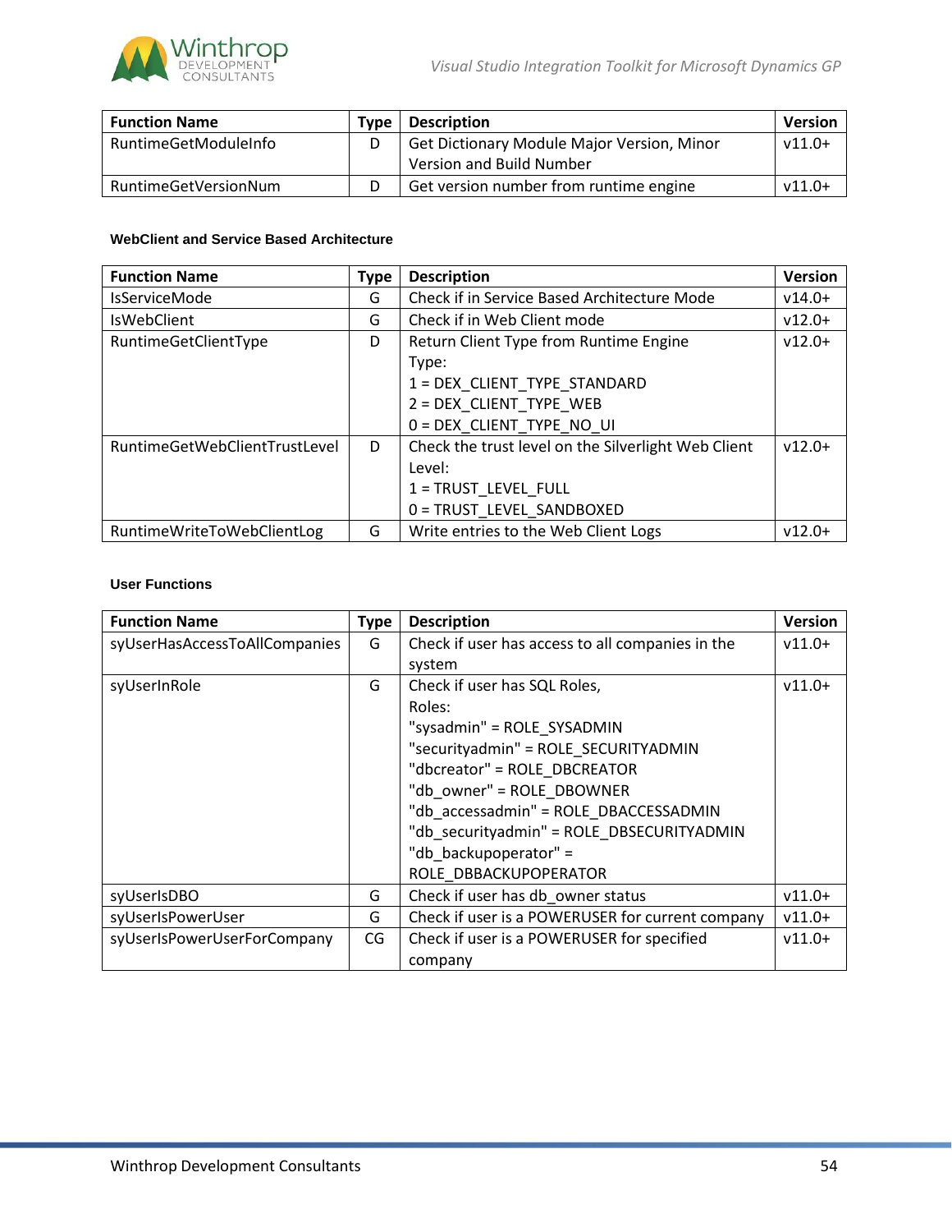| Function Name | Type | Description | Version |
|---|---|---|---|
| RuntimeGetModuleInfo | D | Get Dictionary Module Major Version, Minor Version and Build Number | v11.0+ |
| RuntimeGetVersionNum | D | Get version number from runtime engine | v11.0+ |

#### WebClient and Service Based Architecture

| Function Name | Type | Description | Version |
|---|---|---|---|
| IsServiceMode | G | Check if in Service Based Architecture Mode | v14.0+ |
| IsWebClient | G | Check if in Web Client mode | v12.0+ |
| RuntimeGetClientType | D | Return Client Type from Runtime Engine<br>Type:<br>1 = DEX_CLIENT_TYPE_STANDARD<br>2 = DEX_CLIENT_TYPE_WEB<br>0 = DEX_CLIENT_TYPE_NO_UI | v12.0+ |
| RuntimeGetWebClientTrustLevel | D | Check the trust level on the Silverlight Web Client<br>Level:<br>1 = TRUST_LEVEL_FULL<br>0 = TRUST_LEVEL_SANDBOXED | v12.0+ |
| RuntimeWriteToWebClientLog | G | Write entries to the Web Client Logs | v12.0+ |

#### User Functions

| Function Name | Type | Description | Version |
|---|---|---|---|
| syUserHasAccessToAllCompanies | G | Check if user has access to all companies in the system | v11.0+ |
| syUserInRole | G | Check if user has SQL Roles,<br>Roles:<br>"sysadmin" = ROLE_SYSADMIN<br>"securityadmin" = ROLE_SECURITYADMIN<br>"dbcreator" = ROLE_DBCREATOR<br>"db_owner" = ROLE_DBOWNER<br>"db_accessadmin" = ROLE_DBACCESSADMIN<br>"db_securityadmin" = ROLE_DBSECURITYADMIN<br>"db_backupoperator" = ROLE_DBBACKUPOPERATOR | v11.0+ |
| syUserIsDBO | G | Check if user has db_owner status | v11.0+ |
| syUserIsPowerUser | G | Check if user is a POWERUSER for current company | v11.0+ |
| syUserIsPowerUserForCompany | CG | Check if user is a POWERUSER for specified company | v11.0+ |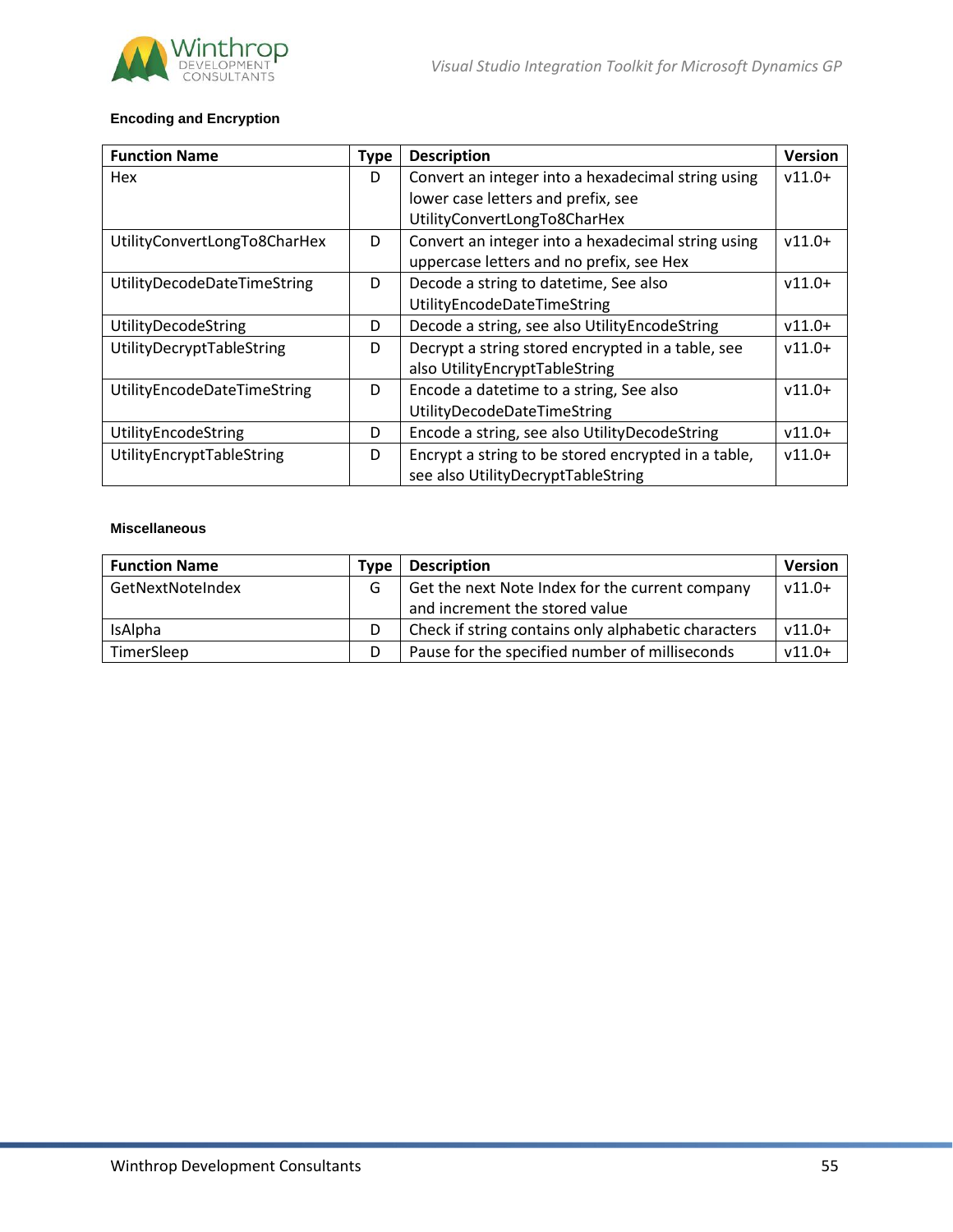#### Encoding and Encryption

| Function Name | Type | Description | Version |
|---|---|---|---|
| Hex | D | Convert an integer into a hexadecimal string using lower case letters and prefix, see UtilityConvertLongTo8CharHex | v11.0+ |
| UtilityConvertLongTo8CharHex | D | Convert an integer into a hexadecimal string using uppercase letters and no prefix, see Hex | v11.0+ |
| UtilityDecodeDateTimeString | D | Decode a string to datetime, See also UtilityEncodeDateTimeString | v11.0+ |
| UtilityDecodeString | D | Decode a string, see also UtilityEncodeString | v11.0+ |
| UtilityDecryptTableString | D | Decrypt a string stored encrypted in a table, see also UtilityEncryptTableString | v11.0+ |
| UtilityEncodeDateTimeString | D | Encode a datetime to a string, See also UtilityDecodeDateTimeString | v11.0+ |
| UtilityEncodeString | D | Encode a string, see also UtilityDecodeString | v11.0+ |
| UtilityEncryptTableString | D | Encrypt a string to be stored encrypted in a table, see also UtilityDecryptTableString | v11.0+ |

#### Miscellaneous

| Function Name | Type | Description | Version |
|---|---|---|---|
| GetNextNoteIndex | G | Get the next Note Index for the current company and increment the stored value | v11.0+ |
| IsAlpha | D | Check if string contains only alphabetic characters | v11.0+ |
| TimerSleep | D | Pause for the specified number of milliseconds | v11.0+ |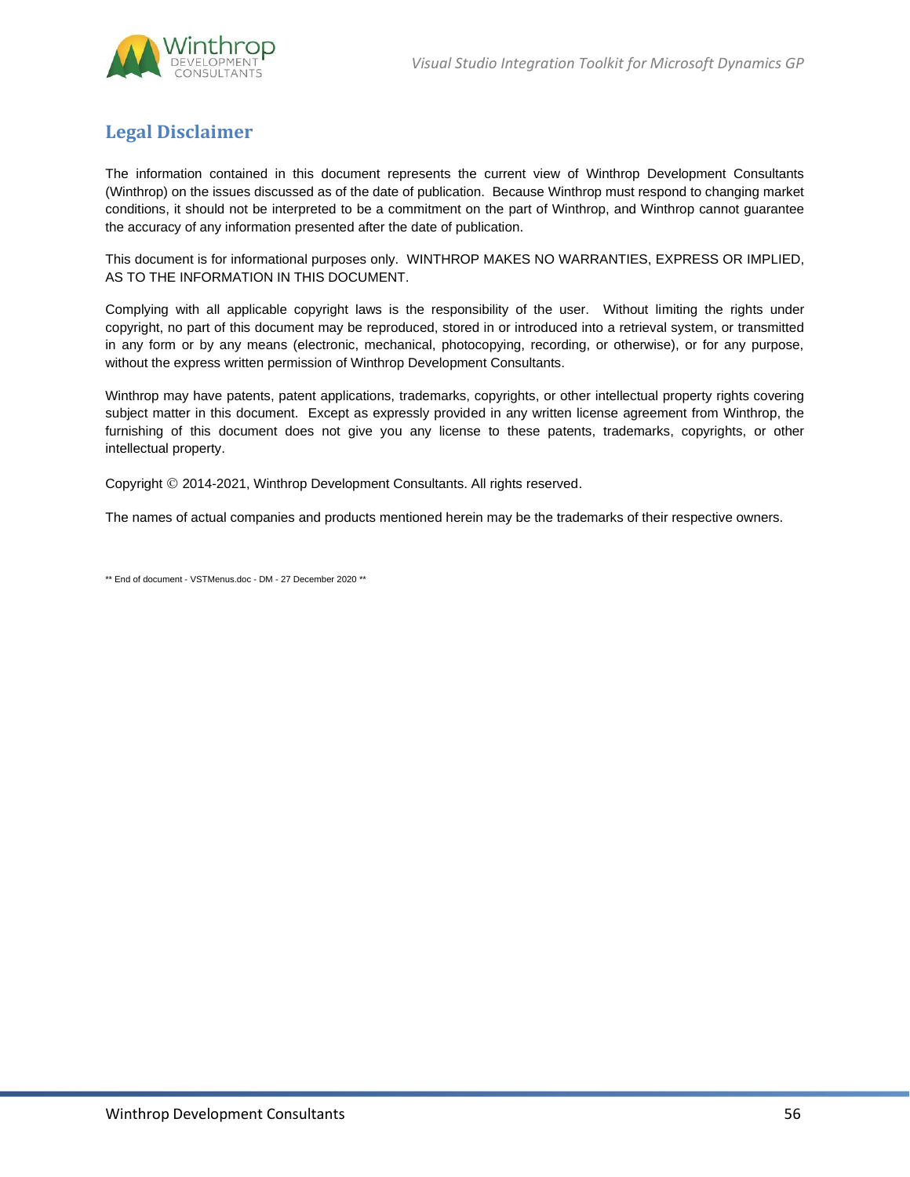## Legal Disclaimer

The information contained in this document represents the current view of Winthrop Development Consultants (Winthrop) on the issues discussed as of the date of publication. Because Winthrop must respond to changing market conditions, it should not be interpreted to be a commitment on the part of Winthrop, and Winthrop cannot guarantee the accuracy of any information presented after the date of publication.

This document is for informational purposes only. WINTHROP MAKES NO WARRANTIES, EXPRESS OR IMPLIED, AS TO THE INFORMATION IN THIS DOCUMENT.

Complying with all applicable copyright laws is the responsibility of the user. Without limiting the rights under copyright, no part of this document may be reproduced, stored in or introduced into a retrieval system, or transmitted in any form or by any means (electronic, mechanical, photocopying, recording, or otherwise), or for any purpose, without the express written permission of Winthrop Development Consultants.

Winthrop may have patents, patent applications, trademarks, copyrights, or other intellectual property rights covering subject matter in this document. Except as expressly provided in any written license agreement from Winthrop, the furnishing of this document does not give you any license to these patents, trademarks, copyrights, or other intellectual property.

Copyright © 2014-2021, Winthrop Development Consultants. All rights reserved.

The names of actual companies and products mentioned herein may be the trademarks of their respective owners.

** End of document - VSTMenus.doc - DM - 27 December 2020 **